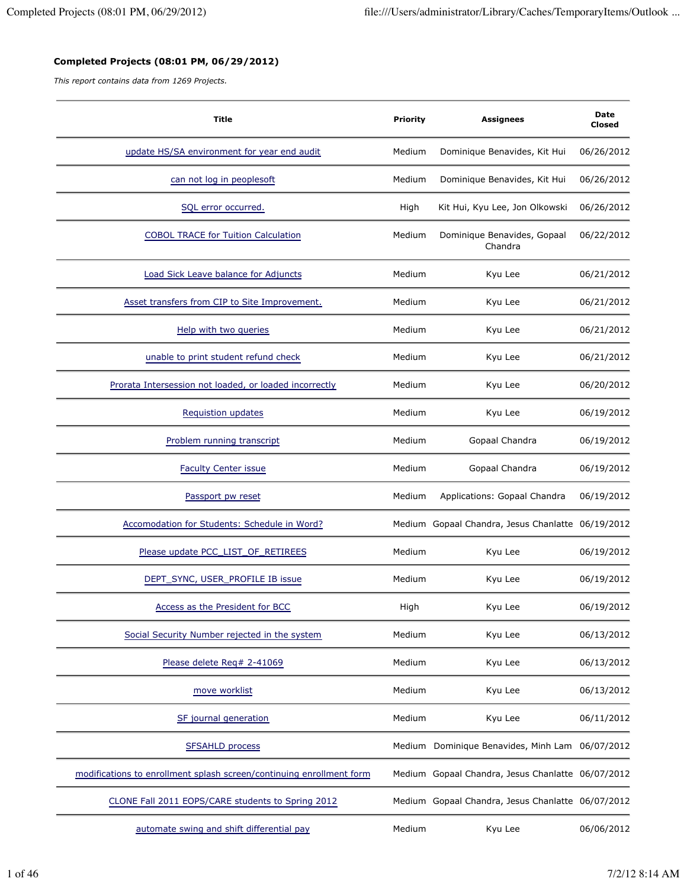### **Completed Projects (08:01 PM, 06/29/2012)**

*This report contains data from 1269 Projects.*

| Title | Priority | Assignees | Date Closed |
|---|---|---|---|
| update HS/SA environment for year end audit | Medium | Dominique Benavides, Kit Hui | 06/26/2012 |
| can not log in peoplesoft | Medium | Dominique Benavides, Kit Hui | 06/26/2012 |
| SQL error occurred. | High | Kit Hui, Kyu Lee, Jon Olkowski | 06/26/2012 |
| COBOL TRACE for Tuition Calculation | Medium | Dominique Benavides, Gopaal Chandra | 06/22/2012 |
| Load Sick Leave balance for Adjuncts | Medium | Kyu Lee | 06/21/2012 |
| Asset transfers from CIP to Site Improvement. | Medium | Kyu Lee | 06/21/2012 |
| Help with two queries | Medium | Kyu Lee | 06/21/2012 |
| unable to print student refund check | Medium | Kyu Lee | 06/21/2012 |
| Prorata Intersession not loaded, or loaded incorrectly | Medium | Kyu Lee | 06/20/2012 |
| Requistion updates | Medium | Kyu Lee | 06/19/2012 |
| Problem running transcript | Medium | Gopaal Chandra | 06/19/2012 |
| Faculty Center issue | Medium | Gopaal Chandra | 06/19/2012 |
| Passport pw reset | Medium | Applications: Gopaal Chandra | 06/19/2012 |
| Accomodation for Students: Schedule in Word? | Medium | Gopaal Chandra, Jesus Chanlatte | 06/19/2012 |
| Please update PCC_LIST_OF_RETIREES | Medium | Kyu Lee | 06/19/2012 |
| DEPT_SYNC, USER_PROFILE IB issue | Medium | Kyu Lee | 06/19/2012 |
| Access as the President for BCC | High | Kyu Lee | 06/19/2012 |
| Social Security Number rejected in the system | Medium | Kyu Lee | 06/13/2012 |
| Please delete Req# 2-41069 | Medium | Kyu Lee | 06/13/2012 |
| move worklist | Medium | Kyu Lee | 06/13/2012 |
| SF journal generation | Medium | Kyu Lee | 06/11/2012 |
| SFSAHLD process | Medium | Dominique Benavides, Minh Lam | 06/07/2012 |
| modifications to enrollment splash screen/continuing enrollment form | Medium | Gopaal Chandra, Jesus Chanlatte | 06/07/2012 |
| CLONE Fall 2011 EOPS/CARE students to Spring 2012 | Medium | Gopaal Chandra, Jesus Chanlatte | 06/07/2012 |
| automate swing and shift differential pay | Medium | Kyu Lee | 06/06/2012 |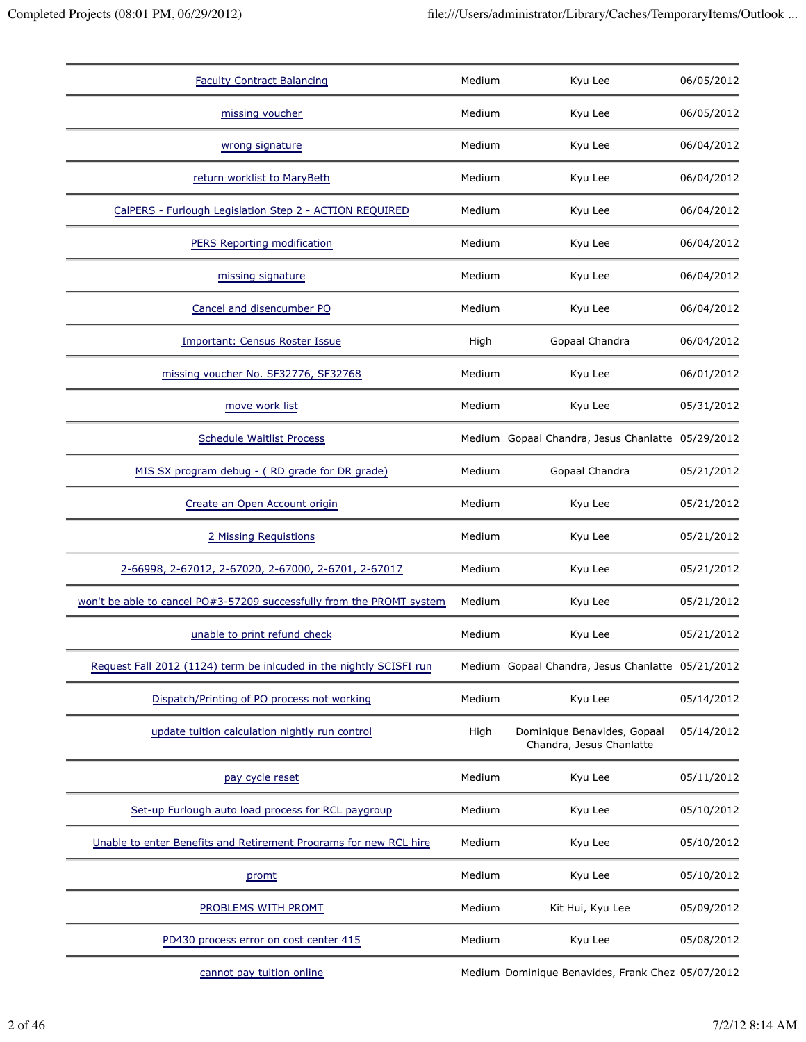| | | | |
|---|---|---|---|
| Faculty Contract Balancing | Medium | Kyu Lee | 06/05/2012 |
| missing voucher | Medium | Kyu Lee | 06/05/2012 |
| wrong signature | Medium | Kyu Lee | 06/04/2012 |
| return worklist to MaryBeth | Medium | Kyu Lee | 06/04/2012 |
| CalPERS - Furlough Legislation Step 2 - ACTION REQUIRED | Medium | Kyu Lee | 06/04/2012 |
| PERS Reporting modification | Medium | Kyu Lee | 06/04/2012 |
| missing signature | Medium | Kyu Lee | 06/04/2012 |
| Cancel and disencumber PO | Medium | Kyu Lee | 06/04/2012 |
| Important: Census Roster Issue | High | Gopaal Chandra | 06/04/2012 |
| missing voucher No. SF32776, SF32768 | Medium | Kyu Lee | 06/01/2012 |
| move work list | Medium | Kyu Lee | 05/31/2012 |
| Schedule Waitlist Process | Medium | Gopaal Chandra, Jesus Chanlatte | 05/29/2012 |
| MIS SX program debug - ( RD grade for DR grade) | Medium | Gopaal Chandra | 05/21/2012 |
| Create an Open Account origin | Medium | Kyu Lee | 05/21/2012 |
| 2 Missing Requistions | Medium | Kyu Lee | 05/21/2012 |
| 2-66998, 2-67012, 2-67020, 2-67000, 2-6701, 2-67017 | Medium | Kyu Lee | 05/21/2012 |
| won't be able to cancel PO#3-57209 successfully from the PROMT system | Medium | Kyu Lee | 05/21/2012 |
| unable to print refund check | Medium | Kyu Lee | 05/21/2012 |
| Request Fall 2012 (1124) term be inlcuded in the nightly SCISFI run | Medium | Gopaal Chandra, Jesus Chanlatte | 05/21/2012 |
| Dispatch/Printing of PO process not working | Medium | Kyu Lee | 05/14/2012 |
| update tuition calculation nightly run control | High | Dominique Benavides, Gopaal Chandra, Jesus Chanlatte | 05/14/2012 |
| pay cycle reset | Medium | Kyu Lee | 05/11/2012 |
| Set-up Furlough auto load process for RCL paygroup | Medium | Kyu Lee | 05/10/2012 |
| Unable to enter Benefits and Retirement Programs for new RCL hire | Medium | Kyu Lee | 05/10/2012 |
| promt | Medium | Kyu Lee | 05/10/2012 |
| PROBLEMS WITH PROMT | Medium | Kit Hui, Kyu Lee | 05/09/2012 |
| PD430 process error on cost center 415 | Medium | Kyu Lee | 05/08/2012 |
| cannot pay tuition online | Medium | Dominique Benavides, Frank Chez | 05/07/2012 |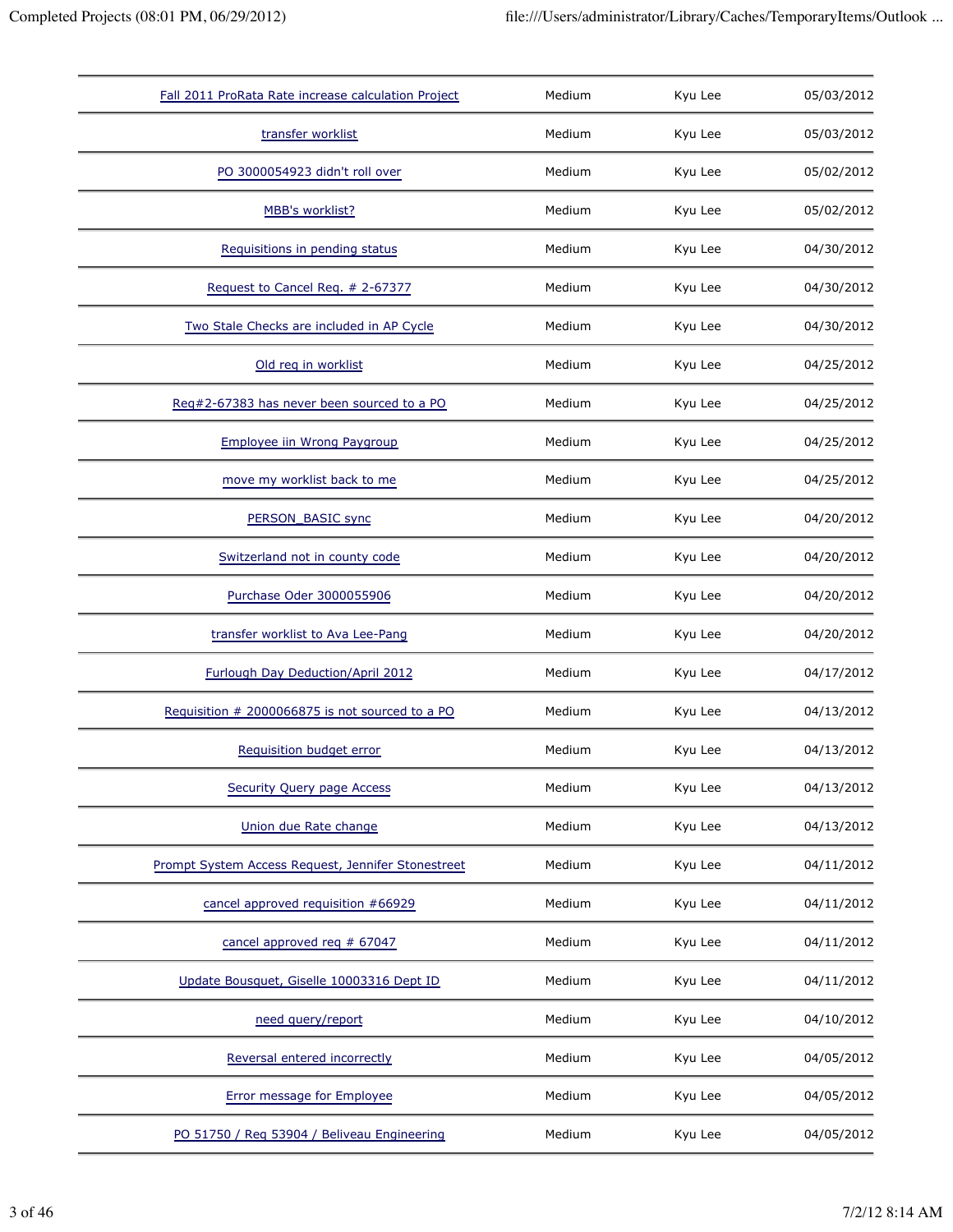| | | | |
|---|---|---|---|
| Fall 2011 ProRata Rate increase calculation Project | Medium | Kyu Lee | 05/03/2012 |
| transfer worklist | Medium | Kyu Lee | 05/03/2012 |
| PO 3000054923 didn't roll over | Medium | Kyu Lee | 05/02/2012 |
| MBB's worklist? | Medium | Kyu Lee | 05/02/2012 |
| Requisitions in pending status | Medium | Kyu Lee | 04/30/2012 |
| Request to Cancel Req. # 2-67377 | Medium | Kyu Lee | 04/30/2012 |
| Two Stale Checks are included in AP Cycle | Medium | Kyu Lee | 04/30/2012 |
| Old req in worklist | Medium | Kyu Lee | 04/25/2012 |
| Req#2-67383 has never been sourced to a PO | Medium | Kyu Lee | 04/25/2012 |
| Employee iin Wrong Paygroup | Medium | Kyu Lee | 04/25/2012 |
| move my worklist back to me | Medium | Kyu Lee | 04/25/2012 |
| PERSON_BASIC sync | Medium | Kyu Lee | 04/20/2012 |
| Switzerland not in county code | Medium | Kyu Lee | 04/20/2012 |
| Purchase Oder 3000055906 | Medium | Kyu Lee | 04/20/2012 |
| transfer worklist to Ava Lee-Pang | Medium | Kyu Lee | 04/20/2012 |
| Furlough Day Deduction/April 2012 | Medium | Kyu Lee | 04/17/2012 |
| Requisition # 2000066875 is not sourced to a PO | Medium | Kyu Lee | 04/13/2012 |
| Requisition budget error | Medium | Kyu Lee | 04/13/2012 |
| Security Query page Access | Medium | Kyu Lee | 04/13/2012 |
| Union due Rate change | Medium | Kyu Lee | 04/13/2012 |
| Prompt System Access Request, Jennifer Stonestreet | Medium | Kyu Lee | 04/11/2012 |
| cancel approved requisition #66929 | Medium | Kyu Lee | 04/11/2012 |
| cancel approved req # 67047 | Medium | Kyu Lee | 04/11/2012 |
| Update Bousquet, Giselle 10003316 Dept ID | Medium | Kyu Lee | 04/11/2012 |
| need query/report | Medium | Kyu Lee | 04/10/2012 |
| Reversal entered incorrectly | Medium | Kyu Lee | 04/05/2012 |
| Error message for Employee | Medium | Kyu Lee | 04/05/2012 |
| PO 51750 / Req 53904 / Beliveau Engineering | Medium | Kyu Lee | 04/05/2012 |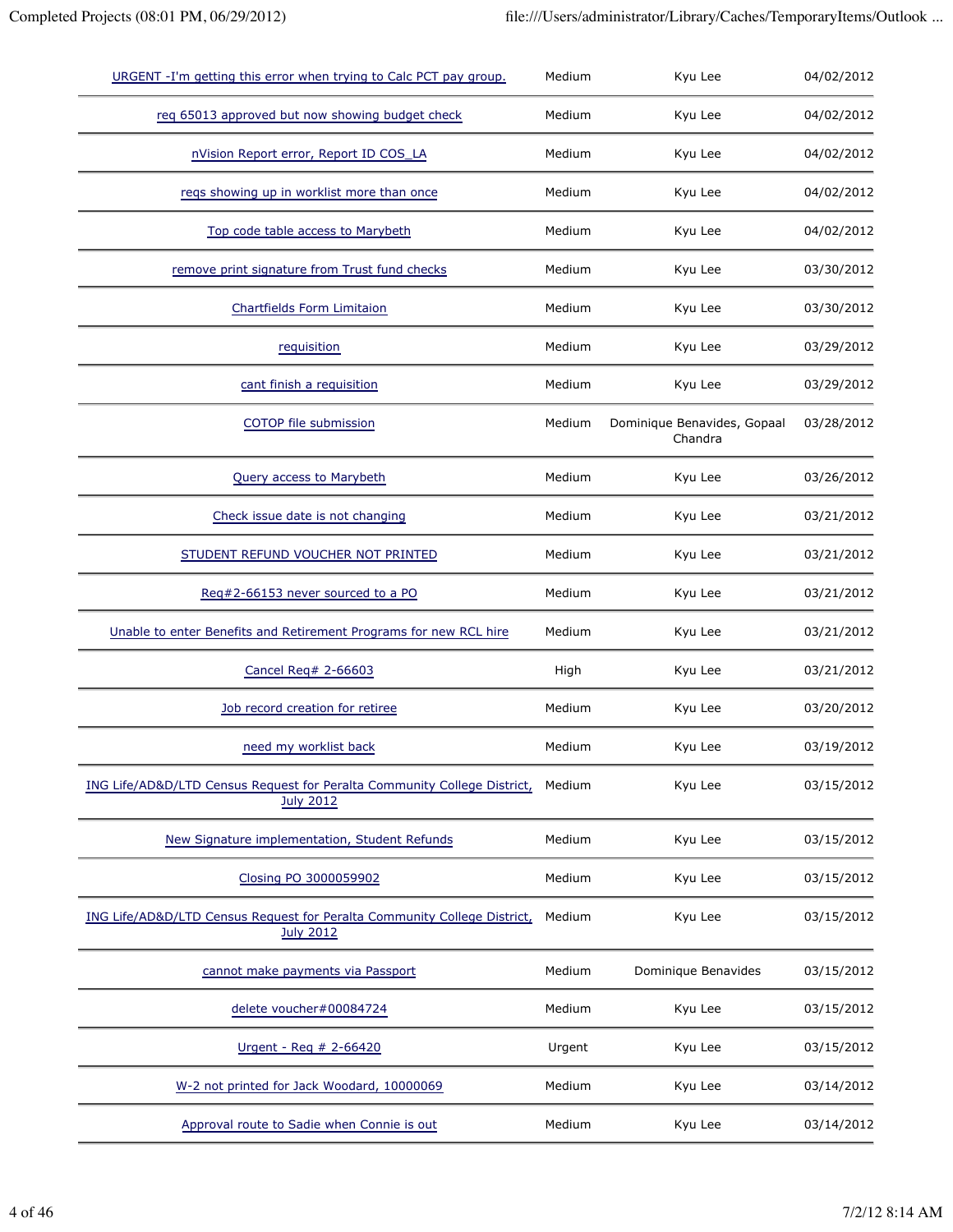| | | | |
|---|---|---|---|
| URGENT -I'm getting this error when trying to Calc PCT pay group. | Medium | Kyu Lee | 04/02/2012 |
| req 65013 approved but now showing budget check | Medium | Kyu Lee | 04/02/2012 |
| nVision Report error, Report ID COS_LA | Medium | Kyu Lee | 04/02/2012 |
| reqs showing up in worklist more than once | Medium | Kyu Lee | 04/02/2012 |
| Top code table access to Marybeth | Medium | Kyu Lee | 04/02/2012 |
| remove print signature from Trust fund checks | Medium | Kyu Lee | 03/30/2012 |
| Chartfields Form Limitaion | Medium | Kyu Lee | 03/30/2012 |
| requisition | Medium | Kyu Lee | 03/29/2012 |
| cant finish a requisition | Medium | Kyu Lee | 03/29/2012 |
| COTOP file submission | Medium | Dominique Benavides, Gopaal Chandra | 03/28/2012 |
| Query access to Marybeth | Medium | Kyu Lee | 03/26/2012 |
| Check issue date is not changing | Medium | Kyu Lee | 03/21/2012 |
| STUDENT REFUND VOUCHER NOT PRINTED | Medium | Kyu Lee | 03/21/2012 |
| Req#2-66153 never sourced to a PO | Medium | Kyu Lee | 03/21/2012 |
| Unable to enter Benefits and Retirement Programs for new RCL hire | Medium | Kyu Lee | 03/21/2012 |
| Cancel Req# 2-66603 | High | Kyu Lee | 03/21/2012 |
| Job record creation for retiree | Medium | Kyu Lee | 03/20/2012 |
| need my worklist back | Medium | Kyu Lee | 03/19/2012 |
| ING Life/AD&D/LTD Census Request for Peralta Community College District, July 2012 | Medium | Kyu Lee | 03/15/2012 |
| New Signature implementation, Student Refunds | Medium | Kyu Lee | 03/15/2012 |
| Closing PO 3000059902 | Medium | Kyu Lee | 03/15/2012 |
| ING Life/AD&D/LTD Census Request for Peralta Community College District, July 2012 | Medium | Kyu Lee | 03/15/2012 |
| cannot make payments via Passport | Medium | Dominique Benavides | 03/15/2012 |
| delete voucher#00084724 | Medium | Kyu Lee | 03/15/2012 |
| Urgent - Req # 2-66420 | Urgent | Kyu Lee | 03/15/2012 |
| W-2 not printed for Jack Woodard, 10000069 | Medium | Kyu Lee | 03/14/2012 |
| Approval route to Sadie when Connie is out | Medium | Kyu Lee | 03/14/2012 |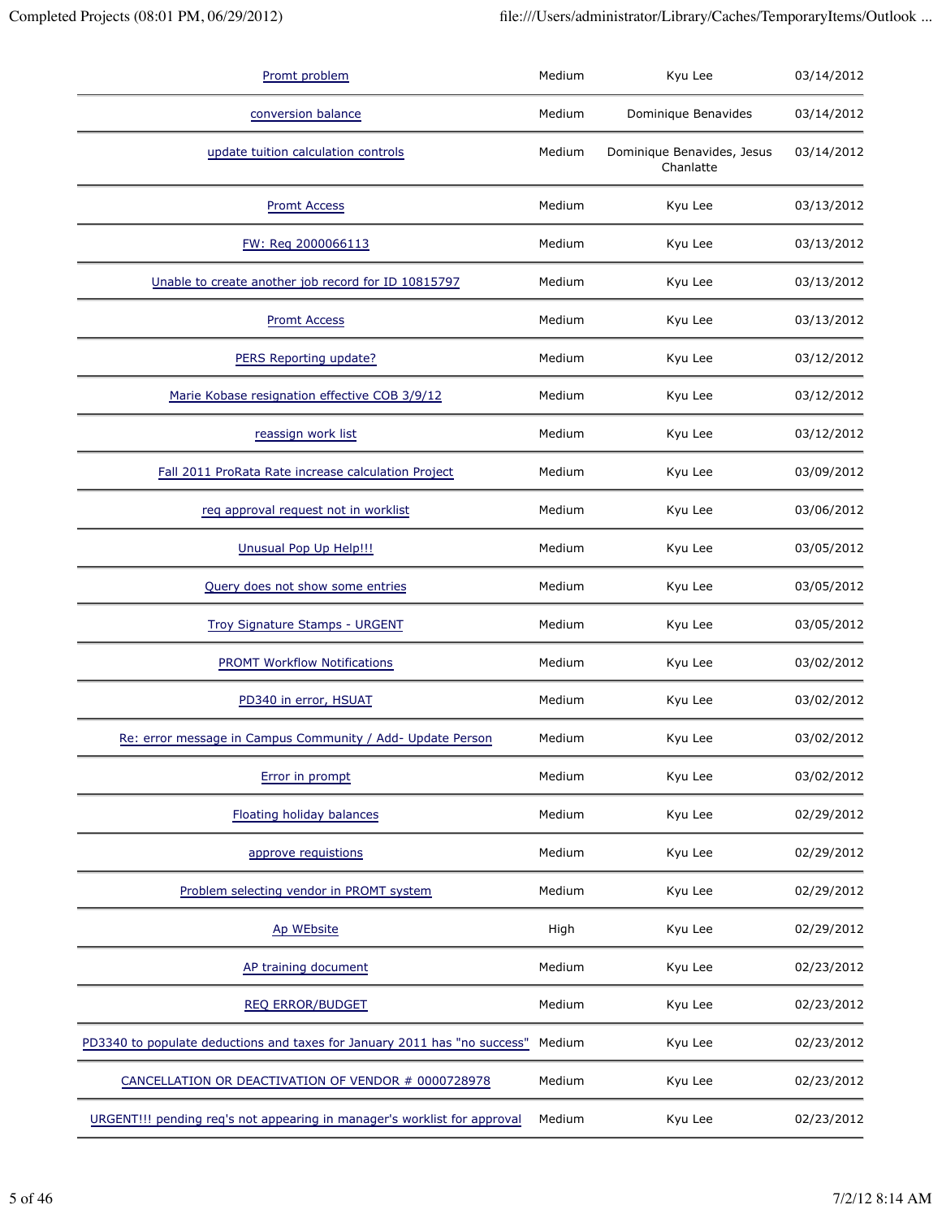| | | | |
|---|---|---|---|
| Promt problem | Medium | Kyu Lee | 03/14/2012 |
| conversion balance | Medium | Dominique Benavides | 03/14/2012 |
| update tuition calculation controls | Medium | Dominique Benavides, Jesus Chanlatte | 03/14/2012 |
| Promt Access | Medium | Kyu Lee | 03/13/2012 |
| FW: Req 2000066113 | Medium | Kyu Lee | 03/13/2012 |
| Unable to create another job record for ID 10815797 | Medium | Kyu Lee | 03/13/2012 |
| Promt Access | Medium | Kyu Lee | 03/13/2012 |
| PERS Reporting update? | Medium | Kyu Lee | 03/12/2012 |
| Marie Kobase resignation effective COB 3/9/12 | Medium | Kyu Lee | 03/12/2012 |
| reassign work list | Medium | Kyu Lee | 03/12/2012 |
| Fall 2011 ProRata Rate increase calculation Project | Medium | Kyu Lee | 03/09/2012 |
| req approval request not in worklist | Medium | Kyu Lee | 03/06/2012 |
| Unusual Pop Up Help!!! | Medium | Kyu Lee | 03/05/2012 |
| Query does not show some entries | Medium | Kyu Lee | 03/05/2012 |
| Troy Signature Stamps - URGENT | Medium | Kyu Lee | 03/05/2012 |
| PROMT Workflow Notifications | Medium | Kyu Lee | 03/02/2012 |
| PD340 in error, HSUAT | Medium | Kyu Lee | 03/02/2012 |
| Re: error message in Campus Community / Add- Update Person | Medium | Kyu Lee | 03/02/2012 |
| Error in prompt | Medium | Kyu Lee | 03/02/2012 |
| Floating holiday balances | Medium | Kyu Lee | 02/29/2012 |
| approve requistions | Medium | Kyu Lee | 02/29/2012 |
| Problem selecting vendor in PROMT system | Medium | Kyu Lee | 02/29/2012 |
| Ap WEbsite | High | Kyu Lee | 02/29/2012 |
| AP training document | Medium | Kyu Lee | 02/23/2012 |
| REQ ERROR/BUDGET | Medium | Kyu Lee | 02/23/2012 |
| PD3340 to populate deductions and taxes for January 2011 has "no success" | Medium | Kyu Lee | 02/23/2012 |
| CANCELLATION OR DEACTIVATION OF VENDOR # 0000728978 | Medium | Kyu Lee | 02/23/2012 |
| URGENT!!! pending req's not appearing in manager's worklist for approval | Medium | Kyu Lee | 02/23/2012 |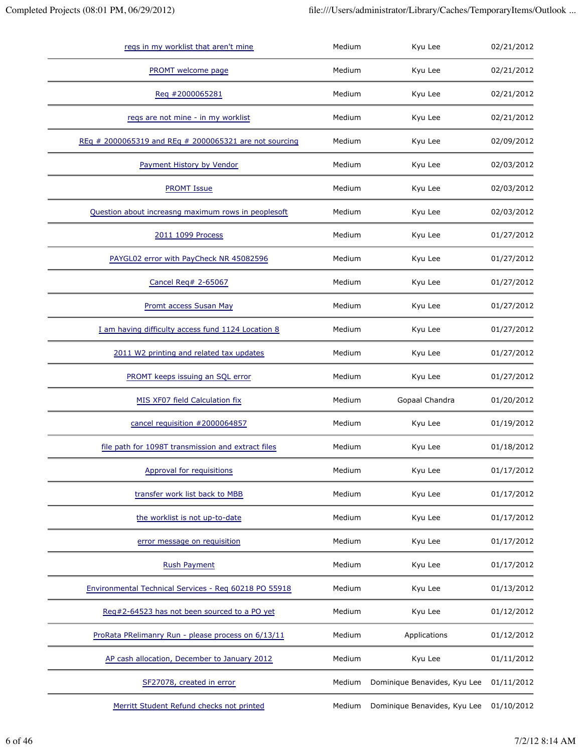| | | | |
|---|---|---|---|
| reqs in my worklist that aren't mine | Medium | Kyu Lee | 02/21/2012 |
| PROMT welcome page | Medium | Kyu Lee | 02/21/2012 |
| Req #2000065281 | Medium | Kyu Lee | 02/21/2012 |
| reqs are not mine - in my worklist | Medium | Kyu Lee | 02/21/2012 |
| REq # 2000065319 and REq # 2000065321 are not sourcing | Medium | Kyu Lee | 02/09/2012 |
| Payment History by Vendor | Medium | Kyu Lee | 02/03/2012 |
| PROMT Issue | Medium | Kyu Lee | 02/03/2012 |
| Question about increasng maximum rows in peoplesoft | Medium | Kyu Lee | 02/03/2012 |
| 2011 1099 Process | Medium | Kyu Lee | 01/27/2012 |
| PAYGL02 error with PayCheck NR 45082596 | Medium | Kyu Lee | 01/27/2012 |
| Cancel Req# 2-65067 | Medium | Kyu Lee | 01/27/2012 |
| Promt access Susan May | Medium | Kyu Lee | 01/27/2012 |
| I am having difficulty access fund 1124 Location 8 | Medium | Kyu Lee | 01/27/2012 |
| 2011 W2 printing and related tax updates | Medium | Kyu Lee | 01/27/2012 |
| PROMT keeps issuing an SQL error | Medium | Kyu Lee | 01/27/2012 |
| MIS XF07 field Calculation fix | Medium | Gopaal Chandra | 01/20/2012 |
| cancel requisition #2000064857 | Medium | Kyu Lee | 01/19/2012 |
| file path for 1098T transmission and extract files | Medium | Kyu Lee | 01/18/2012 |
| Approval for requisitions | Medium | Kyu Lee | 01/17/2012 |
| transfer work list back to MBB | Medium | Kyu Lee | 01/17/2012 |
| the worklist is not up-to-date | Medium | Kyu Lee | 01/17/2012 |
| error message on requisition | Medium | Kyu Lee | 01/17/2012 |
| Rush Payment | Medium | Kyu Lee | 01/17/2012 |
| Environmental Technical Services - Req 60218 PO 55918 | Medium | Kyu Lee | 01/13/2012 |
| Req#2-64523 has not been sourced to a PO yet | Medium | Kyu Lee | 01/12/2012 |
| ProRata PRelimanry Run - please process on 6/13/11 | Medium | Applications | 01/12/2012 |
| AP cash allocation, December to January 2012 | Medium | Kyu Lee | 01/11/2012 |
| SF27078, created in error | Medium | Dominique Benavides, Kyu Lee | 01/11/2012 |
| Merritt Student Refund checks not printed | Medium | Dominique Benavides, Kyu Lee | 01/10/2012 |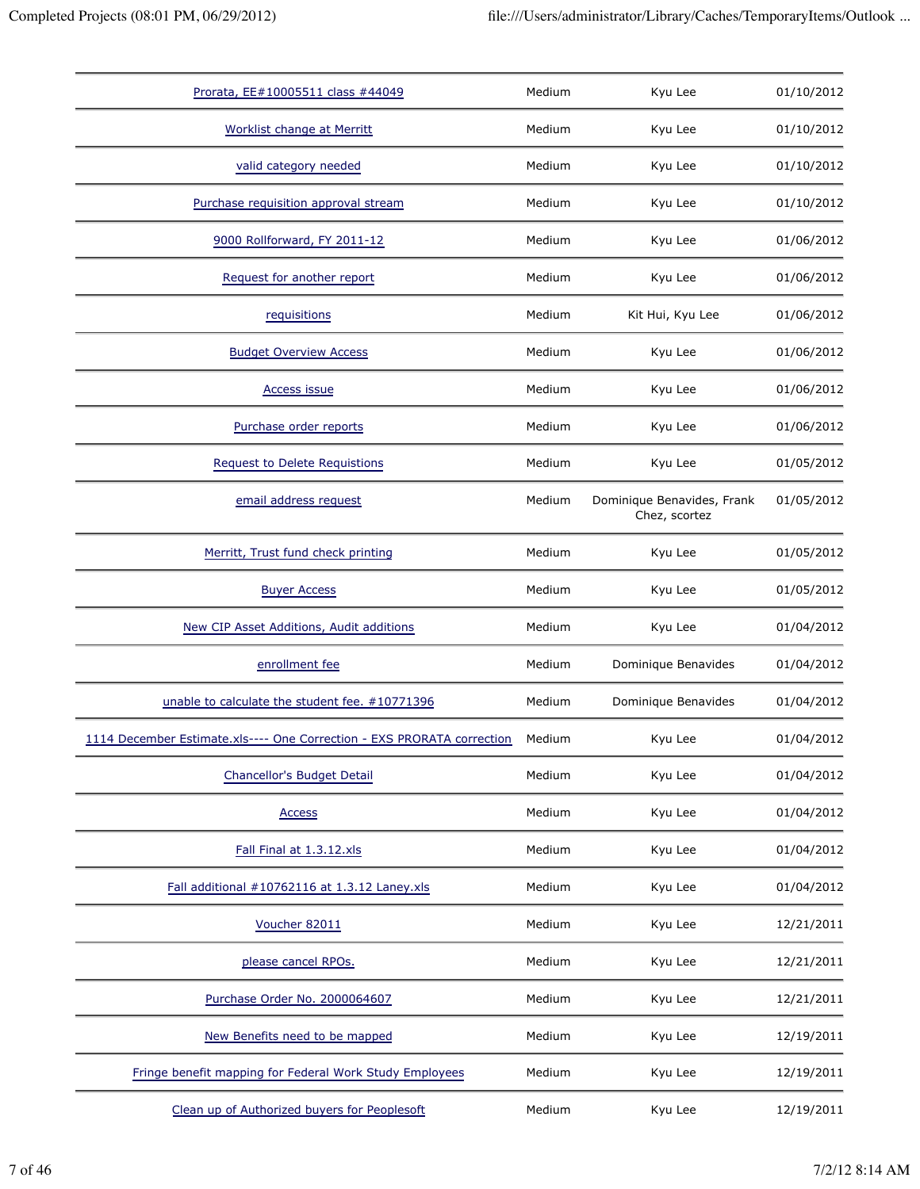| | | | |
|---|---|---|---|
| Prorata, EE#10005511 class #44049 | Medium | Kyu Lee | 01/10/2012 |
| Worklist change at Merritt | Medium | Kyu Lee | 01/10/2012 |
| valid category needed | Medium | Kyu Lee | 01/10/2012 |
| Purchase requisition approval stream | Medium | Kyu Lee | 01/10/2012 |
| 9000 Rollforward, FY 2011-12 | Medium | Kyu Lee | 01/06/2012 |
| Request for another report | Medium | Kyu Lee | 01/06/2012 |
| requisitions | Medium | Kit Hui, Kyu Lee | 01/06/2012 |
| Budget Overview Access | Medium | Kyu Lee | 01/06/2012 |
| Access issue | Medium | Kyu Lee | 01/06/2012 |
| Purchase order reports | Medium | Kyu Lee | 01/06/2012 |
| Request to Delete Requistions | Medium | Kyu Lee | 01/05/2012 |
| email address request | Medium | Dominique Benavides, Frank Chez, scortez | 01/05/2012 |
| Merritt, Trust fund check printing | Medium | Kyu Lee | 01/05/2012 |
| Buyer Access | Medium | Kyu Lee | 01/05/2012 |
| New CIP Asset Additions, Audit additions | Medium | Kyu Lee | 01/04/2012 |
| enrollment fee | Medium | Dominique Benavides | 01/04/2012 |
| unable to calculate the student fee. #10771396 | Medium | Dominique Benavides | 01/04/2012 |
| 1114 December Estimate.xls---- One Correction - EXS PRORATA correction | Medium | Kyu Lee | 01/04/2012 |
| Chancellor's Budget Detail | Medium | Kyu Lee | 01/04/2012 |
| Access | Medium | Kyu Lee | 01/04/2012 |
| Fall Final at 1.3.12.xls | Medium | Kyu Lee | 01/04/2012 |
| Fall additional #10762116 at 1.3.12 Laney.xls | Medium | Kyu Lee | 01/04/2012 |
| Voucher 82011 | Medium | Kyu Lee | 12/21/2011 |
| please cancel RPOs. | Medium | Kyu Lee | 12/21/2011 |
| Purchase Order No. 2000064607 | Medium | Kyu Lee | 12/21/2011 |
| New Benefits need to be mapped | Medium | Kyu Lee | 12/19/2011 |
| Fringe benefit mapping for Federal Work Study Employees | Medium | Kyu Lee | 12/19/2011 |
| Clean up of Authorized buyers for Peoplesoft | Medium | Kyu Lee | 12/19/2011 |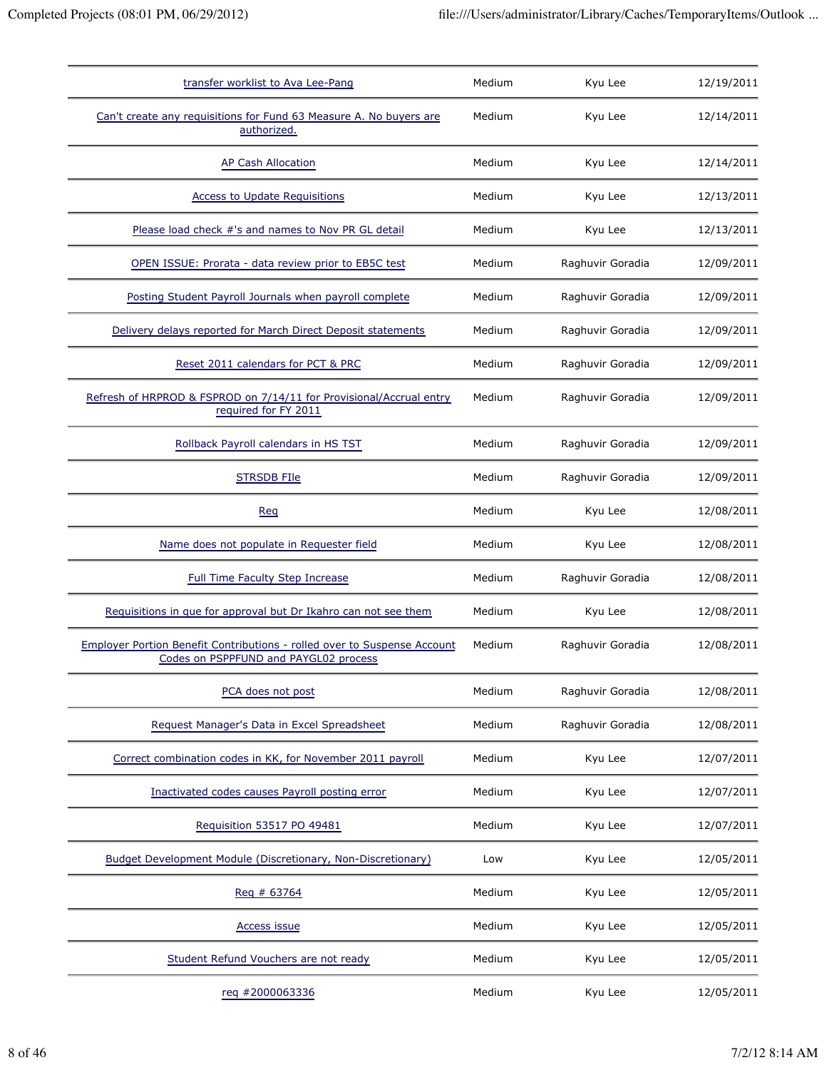| | | | |
|---|---|---|---|
| transfer worklist to Ava Lee-Pang | Medium | Kyu Lee | 12/19/2011 |
| Can't create any requisitions for Fund 63 Measure A. No buyers are authorized. | Medium | Kyu Lee | 12/14/2011 |
| AP Cash Allocation | Medium | Kyu Lee | 12/14/2011 |
| Access to Update Requisitions | Medium | Kyu Lee | 12/13/2011 |
| Please load check #'s and names to Nov PR GL detail | Medium | Kyu Lee | 12/13/2011 |
| OPEN ISSUE: Prorata - data review prior to EB5C test | Medium | Raghuvir Goradia | 12/09/2011 |
| Posting Student Payroll Journals when payroll complete | Medium | Raghuvir Goradia | 12/09/2011 |
| Delivery delays reported for March Direct Deposit statements | Medium | Raghuvir Goradia | 12/09/2011 |
| Reset 2011 calendars for PCT & PRC | Medium | Raghuvir Goradia | 12/09/2011 |
| Refresh of HRPROD & FSPROD on 7/14/11 for Provisional/Accrual entry required for FY 2011 | Medium | Raghuvir Goradia | 12/09/2011 |
| Rollback Payroll calendars in HS TST | Medium | Raghuvir Goradia | 12/09/2011 |
| STRSDB FIle | Medium | Raghuvir Goradia | 12/09/2011 |
| Req | Medium | Kyu Lee | 12/08/2011 |
| Name does not populate in Requester field | Medium | Kyu Lee | 12/08/2011 |
| Full Time Faculty Step Increase | Medium | Raghuvir Goradia | 12/08/2011 |
| Requisitions in que for approval but Dr Ikahro can not see them | Medium | Kyu Lee | 12/08/2011 |
| Employer Portion Benefit Contributions - rolled over to Suspense Account Codes on PSPPFUND and PAYGL02 process | Medium | Raghuvir Goradia | 12/08/2011 |
| PCA does not post | Medium | Raghuvir Goradia | 12/08/2011 |
| Request Manager's Data in Excel Spreadsheet | Medium | Raghuvir Goradia | 12/08/2011 |
| Correct combination codes in KK, for November 2011 payroll | Medium | Kyu Lee | 12/07/2011 |
| Inactivated codes causes Payroll posting error | Medium | Kyu Lee | 12/07/2011 |
| Requisition 53517 PO 49481 | Medium | Kyu Lee | 12/07/2011 |
| Budget Development Module (Discretionary, Non-Discretionary) | Low | Kyu Lee | 12/05/2011 |
| Req # 63764 | Medium | Kyu Lee | 12/05/2011 |
| Access issue | Medium | Kyu Lee | 12/05/2011 |
| Student Refund Vouchers are not ready | Medium | Kyu Lee | 12/05/2011 |
| req #2000063336 | Medium | Kyu Lee | 12/05/2011 |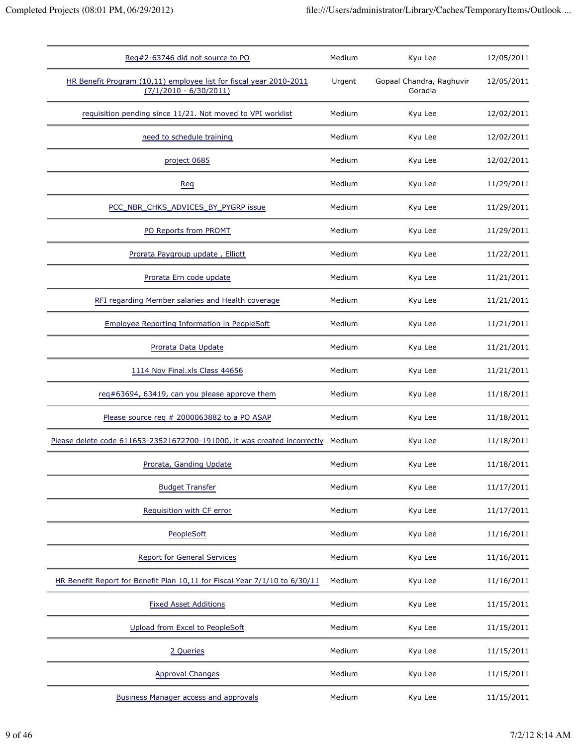| | | | |
|---|---|---|---|
| Req#2-63746 did not source to PO | Medium | Kyu Lee | 12/05/2011 |
| HR Benefit Program (10,11) employee list for fiscal year 2010-2011 (7/1/2010 - 6/30/2011) | Urgent | Gopaal Chandra, Raghuvir Goradia | 12/05/2011 |
| requisition pending since 11/21. Not moved to VPI worklist | Medium | Kyu Lee | 12/02/2011 |
| need to schedule training | Medium | Kyu Lee | 12/02/2011 |
| project 0685 | Medium | Kyu Lee | 12/02/2011 |
| Req | Medium | Kyu Lee | 11/29/2011 |
| PCC_NBR_CHKS_ADVICES_BY_PYGRP issue | Medium | Kyu Lee | 11/29/2011 |
| PO Reports from PROMT | Medium | Kyu Lee | 11/29/2011 |
| Prorata Paygroup update , Elliott | Medium | Kyu Lee | 11/22/2011 |
| Prorata Ern code update | Medium | Kyu Lee | 11/21/2011 |
| RFI regarding Member salaries and Health coverage | Medium | Kyu Lee | 11/21/2011 |
| Employee Reporting Information in PeopleSoft | Medium | Kyu Lee | 11/21/2011 |
| Prorata Data Update | Medium | Kyu Lee | 11/21/2011 |
| 1114 Nov Final.xls Class 44656 | Medium | Kyu Lee | 11/21/2011 |
| req#63694, 63419, can you please approve them | Medium | Kyu Lee | 11/18/2011 |
| Please source req # 2000063882 to a PO ASAP | Medium | Kyu Lee | 11/18/2011 |
| Please delete code 611653-23521672700-191000, it was created incorrectly | Medium | Kyu Lee | 11/18/2011 |
| Prorata, Ganding Update | Medium | Kyu Lee | 11/18/2011 |
| Budget Transfer | Medium | Kyu Lee | 11/17/2011 |
| Requisition with CF error | Medium | Kyu Lee | 11/17/2011 |
| PeopleSoft | Medium | Kyu Lee | 11/16/2011 |
| Report for General Services | Medium | Kyu Lee | 11/16/2011 |
| HR Benefit Report for Benefit Plan 10,11 for Fiscal Year 7/1/10 to 6/30/11 | Medium | Kyu Lee | 11/16/2011 |
| Fixed Asset Additions | Medium | Kyu Lee | 11/15/2011 |
| Upload from Excel to PeopleSoft | Medium | Kyu Lee | 11/15/2011 |
| 2 Queries | Medium | Kyu Lee | 11/15/2011 |
| Approval Changes | Medium | Kyu Lee | 11/15/2011 |
| Business Manager access and approvals | Medium | Kyu Lee | 11/15/2011 |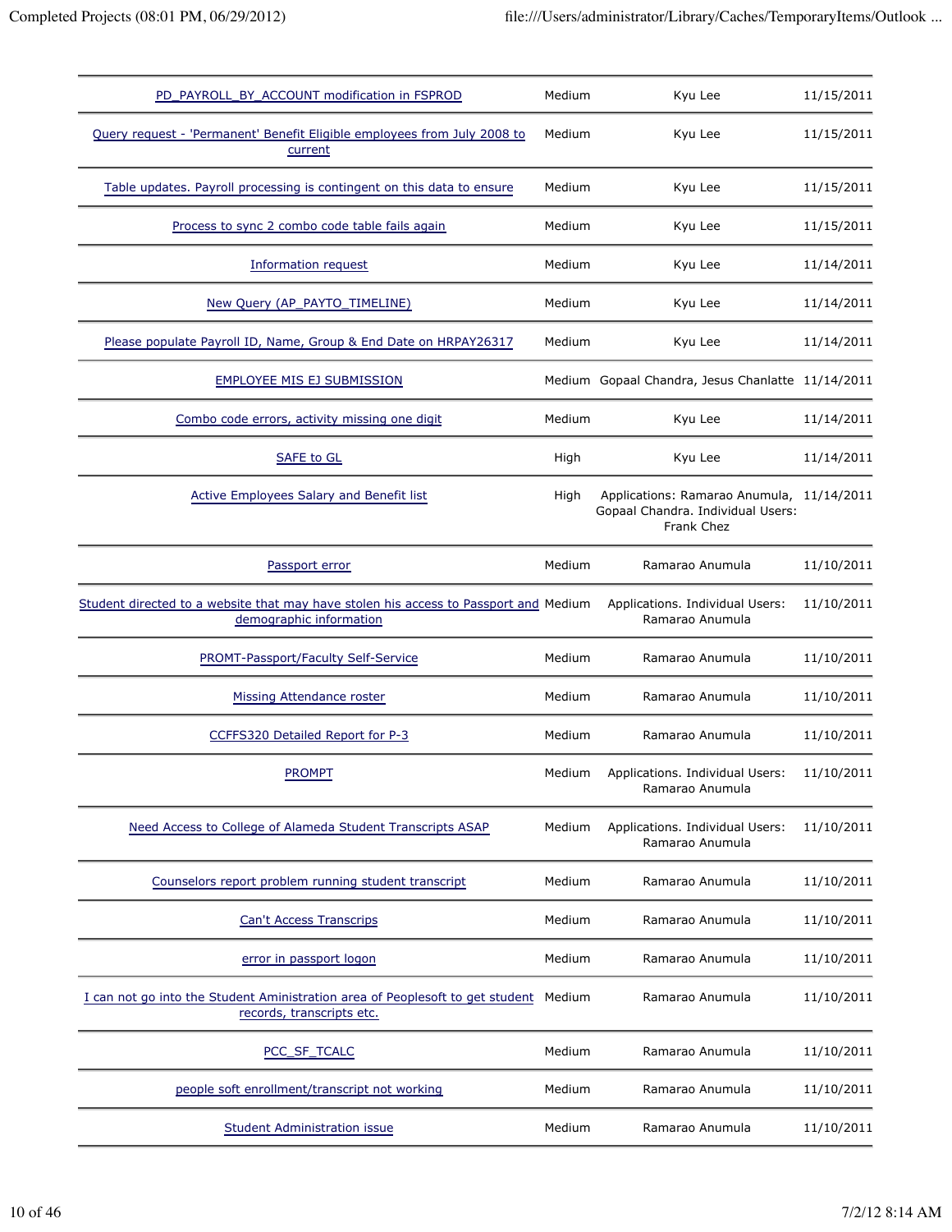| | | | |
|---|---|---|---|
| PD_PAYROLL_BY_ACCOUNT modification in FSPROD | Medium | Kyu Lee | 11/15/2011 |
| Query request - 'Permanent' Benefit Eligible employees from July 2008 to current | Medium | Kyu Lee | 11/15/2011 |
| Table updates. Payroll processing is contingent on this data to ensure | Medium | Kyu Lee | 11/15/2011 |
| Process to sync 2 combo code table fails again | Medium | Kyu Lee | 11/15/2011 |
| Information request | Medium | Kyu Lee | 11/14/2011 |
| New Query (AP_PAYTO_TIMELINE) | Medium | Kyu Lee | 11/14/2011 |
| Please populate Payroll ID, Name, Group & End Date on HRPAY26317 | Medium | Kyu Lee | 11/14/2011 |
| EMPLOYEE MIS EJ SUBMISSION | Medium | Gopaal Chandra, Jesus Chanlatte | 11/14/2011 |
| Combo code errors, activity missing one digit | Medium | Kyu Lee | 11/14/2011 |
| SAFE to GL | High | Kyu Lee | 11/14/2011 |
| Active Employees Salary and Benefit list | High | Applications: Ramarao Anumula, Gopaal Chandra. Individual Users: Frank Chez | 11/14/2011 |
| Passport error | Medium | Ramarao Anumula | 11/10/2011 |
| Student directed to a website that may have stolen his access to Passport and demographic information | Medium | Applications. Individual Users: Ramarao Anumula | 11/10/2011 |
| PROMT-Passport/Faculty Self-Service | Medium | Ramarao Anumula | 11/10/2011 |
| Missing Attendance roster | Medium | Ramarao Anumula | 11/10/2011 |
| CCFFS320 Detailed Report for P-3 | Medium | Ramarao Anumula | 11/10/2011 |
| PROMPT | Medium | Applications. Individual Users: Ramarao Anumula | 11/10/2011 |
| Need Access to College of Alameda Student Transcripts ASAP | Medium | Applications. Individual Users: Ramarao Anumula | 11/10/2011 |
| Counselors report problem running student transcript | Medium | Ramarao Anumula | 11/10/2011 |
| Can't Access Transcrips | Medium | Ramarao Anumula | 11/10/2011 |
| error in passport logon | Medium | Ramarao Anumula | 11/10/2011 |
| I can not go into the Student Aministration area of Peoplesoft to get student records, transcripts etc. | Medium | Ramarao Anumula | 11/10/2011 |
| PCC_SF_TCALC | Medium | Ramarao Anumula | 11/10/2011 |
| people soft enrollment/transcript not working | Medium | Ramarao Anumula | 11/10/2011 |
| Student Administration issue | Medium | Ramarao Anumula | 11/10/2011 |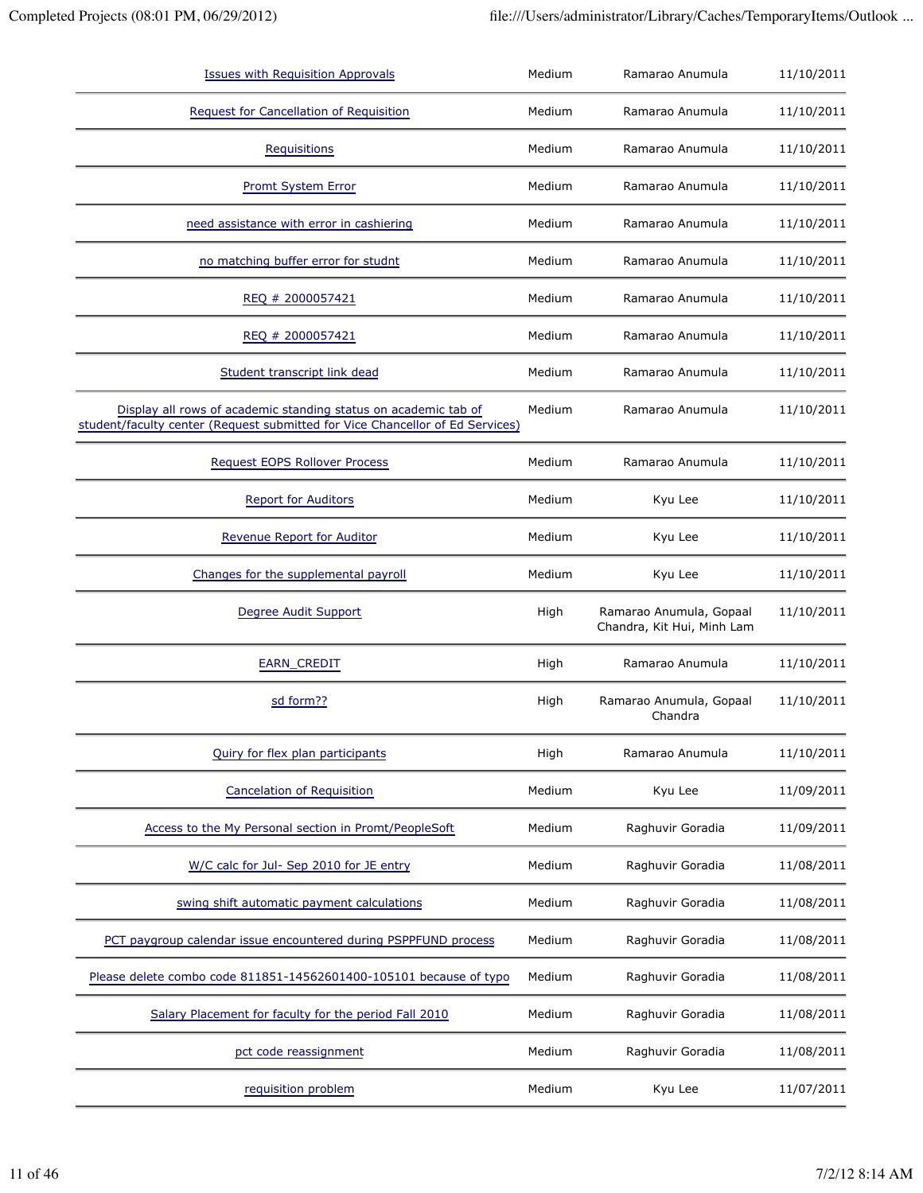| | | | |
|---|---|---|---|
| Issues with Requisition Approvals | Medium | Ramarao Anumula | 11/10/2011 |
| Request for Cancellation of Requisition | Medium | Ramarao Anumula | 11/10/2011 |
| Requisitions | Medium | Ramarao Anumula | 11/10/2011 |
| Promt System Error | Medium | Ramarao Anumula | 11/10/2011 |
| need assistance with error in cashiering | Medium | Ramarao Anumula | 11/10/2011 |
| no matching buffer error for studnt | Medium | Ramarao Anumula | 11/10/2011 |
| REQ # 2000057421 | Medium | Ramarao Anumula | 11/10/2011 |
| REQ # 2000057421 | Medium | Ramarao Anumula | 11/10/2011 |
| Student transcript link dead | Medium | Ramarao Anumula | 11/10/2011 |
| Display all rows of academic standing status on academic tab of student/faculty center (Request submitted for Vice Chancellor of Ed Services) | Medium | Ramarao Anumula | 11/10/2011 |
| Request EOPS Rollover Process | Medium | Ramarao Anumula | 11/10/2011 |
| Report for Auditors | Medium | Kyu Lee | 11/10/2011 |
| Revenue Report for Auditor | Medium | Kyu Lee | 11/10/2011 |
| Changes for the supplemental payroll | Medium | Kyu Lee | 11/10/2011 |
| Degree Audit Support | High | Ramarao Anumula, Gopaal Chandra, Kit Hui, Minh Lam | 11/10/2011 |
| EARN_CREDIT | High | Ramarao Anumula | 11/10/2011 |
| sd form?? | High | Ramarao Anumula, Gopaal Chandra | 11/10/2011 |
| Quiry for flex plan participants | High | Ramarao Anumula | 11/10/2011 |
| Cancelation of Requisition | Medium | Kyu Lee | 11/09/2011 |
| Access to the My Personal section in Promt/PeopleSoft | Medium | Raghuvir Goradia | 11/09/2011 |
| W/C calc for Jul- Sep 2010 for JE entry | Medium | Raghuvir Goradia | 11/08/2011 |
| swing shift automatic payment calculations | Medium | Raghuvir Goradia | 11/08/2011 |
| PCT paygroup calendar issue encountered during PSPPFUND process | Medium | Raghuvir Goradia | 11/08/2011 |
| Please delete combo code 811851-14562601400-105101 because of typo | Medium | Raghuvir Goradia | 11/08/2011 |
| Salary Placement for faculty for the period Fall 2010 | Medium | Raghuvir Goradia | 11/08/2011 |
| pct code reassignment | Medium | Raghuvir Goradia | 11/08/2011 |
| requisition problem | Medium | Kyu Lee | 11/07/2011 |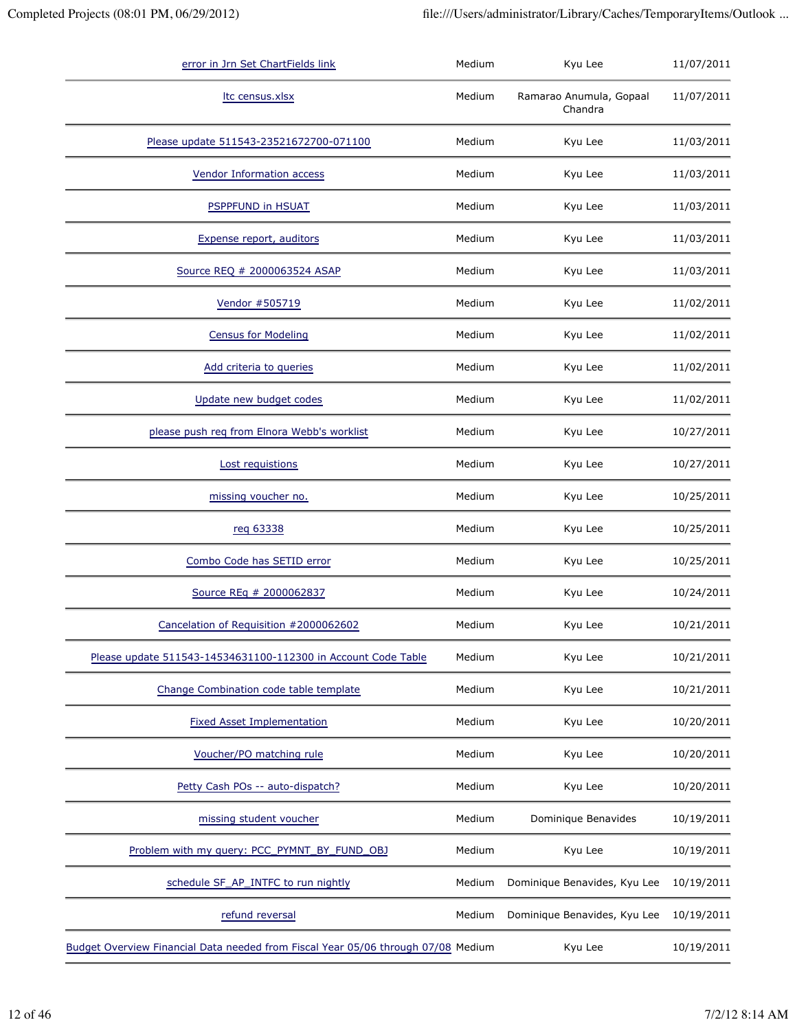| | | | |
|---|---|---|---|
| error in Jrn Set ChartFields link | Medium | Kyu Lee | 11/07/2011 |
| ltc census.xlsx | Medium | Ramarao Anumula, Gopaal Chandra | 11/07/2011 |
| Please update 511543-23521672700-071100 | Medium | Kyu Lee | 11/03/2011 |
| Vendor Information access | Medium | Kyu Lee | 11/03/2011 |
| PSPPFUND in HSUAT | Medium | Kyu Lee | 11/03/2011 |
| Expense report, auditors | Medium | Kyu Lee | 11/03/2011 |
| Source REQ # 2000063524 ASAP | Medium | Kyu Lee | 11/03/2011 |
| Vendor #505719 | Medium | Kyu Lee | 11/02/2011 |
| Census for Modeling | Medium | Kyu Lee | 11/02/2011 |
| Add criteria to queries | Medium | Kyu Lee | 11/02/2011 |
| Update new budget codes | Medium | Kyu Lee | 11/02/2011 |
| please push req from Elnora Webb's worklist | Medium | Kyu Lee | 10/27/2011 |
| Lost requistions | Medium | Kyu Lee | 10/27/2011 |
| missing voucher no. | Medium | Kyu Lee | 10/25/2011 |
| req 63338 | Medium | Kyu Lee | 10/25/2011 |
| Combo Code has SETID error | Medium | Kyu Lee | 10/25/2011 |
| Source REq # 2000062837 | Medium | Kyu Lee | 10/24/2011 |
| Cancelation of Requisition #2000062602 | Medium | Kyu Lee | 10/21/2011 |
| Please update 511543-14534631100-112300 in Account Code Table | Medium | Kyu Lee | 10/21/2011 |
| Change Combination code table template | Medium | Kyu Lee | 10/21/2011 |
| Fixed Asset Implementation | Medium | Kyu Lee | 10/20/2011 |
| Voucher/PO matching rule | Medium | Kyu Lee | 10/20/2011 |
| Petty Cash POs -- auto-dispatch? | Medium | Kyu Lee | 10/20/2011 |
| missing student voucher | Medium | Dominique Benavides | 10/19/2011 |
| Problem with my query: PCC_PYMNT_BY_FUND_OBJ | Medium | Kyu Lee | 10/19/2011 |
| schedule SF_AP_INTFC to run nightly | Medium | Dominique Benavides, Kyu Lee | 10/19/2011 |
| refund reversal | Medium | Dominique Benavides, Kyu Lee | 10/19/2011 |
| Budget Overview Financial Data needed from Fiscal Year 05/06 through 07/08 | Medium | Kyu Lee | 10/19/2011 |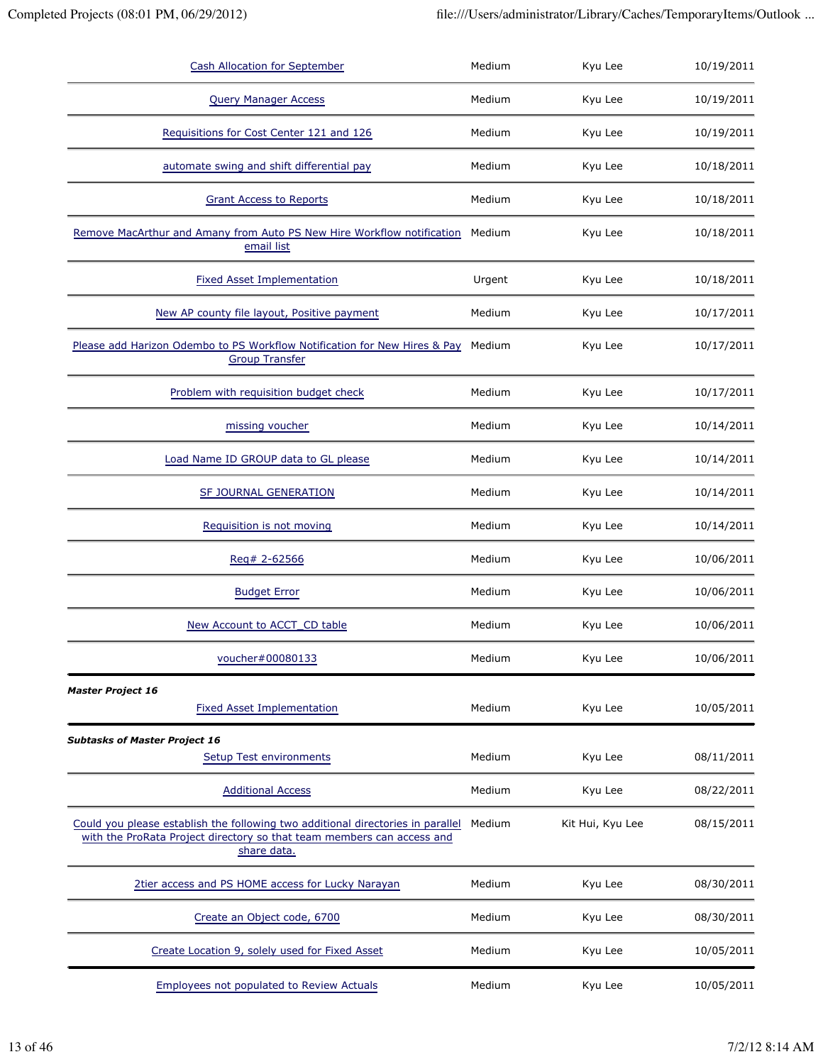| | | | |
|---|---|---|---|
| Cash Allocation for September | Medium | Kyu Lee | 10/19/2011 |
| Query Manager Access | Medium | Kyu Lee | 10/19/2011 |
| Requisitions for Cost Center 121 and 126 | Medium | Kyu Lee | 10/19/2011 |
| automate swing and shift differential pay | Medium | Kyu Lee | 10/18/2011 |
| Grant Access to Reports | Medium | Kyu Lee | 10/18/2011 |
| Remove MacArthur and Amany from Auto PS New Hire Workflow notification email list | Medium | Kyu Lee | 10/18/2011 |
| Fixed Asset Implementation | Urgent | Kyu Lee | 10/18/2011 |
| New AP county file layout, Positive payment | Medium | Kyu Lee | 10/17/2011 |
| Please add Harizon Odembo to PS Workflow Notification for New Hires & Pay Group Transfer | Medium | Kyu Lee | 10/17/2011 |
| Problem with requisition budget check | Medium | Kyu Lee | 10/17/2011 |
| missing voucher | Medium | Kyu Lee | 10/14/2011 |
| Load Name ID GROUP data to GL please | Medium | Kyu Lee | 10/14/2011 |
| SF JOURNAL GENERATION | Medium | Kyu Lee | 10/14/2011 |
| Requisition is not moving | Medium | Kyu Lee | 10/14/2011 |
| Req# 2-62566 | Medium | Kyu Lee | 10/06/2011 |
| Budget Error | Medium | Kyu Lee | 10/06/2011 |
| New Account to ACCT_CD table | Medium | Kyu Lee | 10/06/2011 |
| voucher#00080133 | Medium | Kyu Lee | 10/06/2011 |

***Master Project 16***

| | | | |
|---|---|---|---|
| Fixed Asset Implementation | Medium | Kyu Lee | 10/05/2011 |

***Subtasks of Master Project 16***

| | | | |
|---|---|---|---|
| Setup Test environments | Medium | Kyu Lee | 08/11/2011 |
| Additional Access | Medium | Kyu Lee | 08/22/2011 |
| Could you please establish the following two additional directories in parallel with the ProRata Project directory so that team members can access and share data. | Medium | Kit Hui, Kyu Lee | 08/15/2011 |
| 2tier access and PS HOME access for Lucky Narayan | Medium | Kyu Lee | 08/30/2011 |
| Create an Object code, 6700 | Medium | Kyu Lee | 08/30/2011 |
| Create Location 9, solely used for Fixed Asset | Medium | Kyu Lee | 10/05/2011 |

| | | | |
|---|---|---|---|
| Employees not populated to Review Actuals | Medium | Kyu Lee | 10/05/2011 |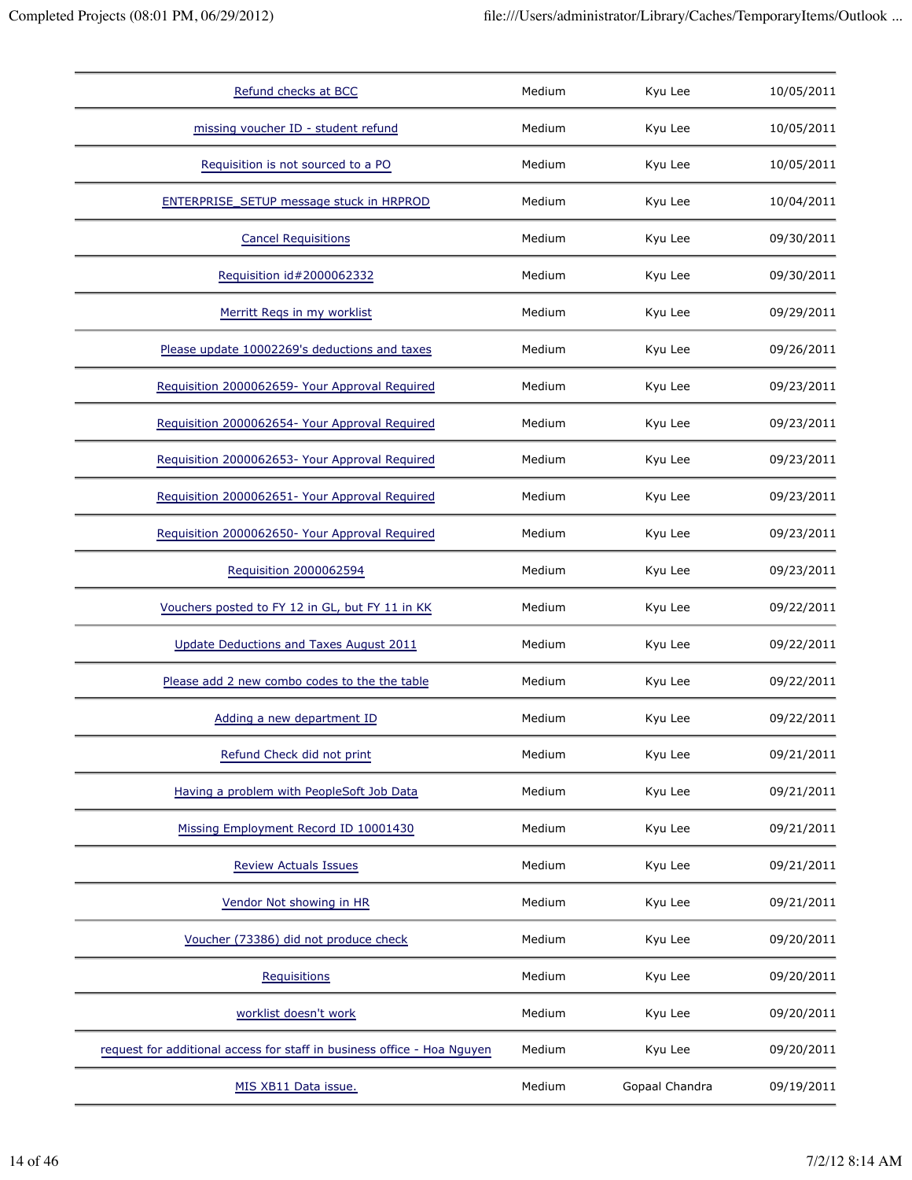| | | | |
|---|---|---|---|
| Refund checks at BCC | Medium | Kyu Lee | 10/05/2011 |
| missing voucher ID - student refund | Medium | Kyu Lee | 10/05/2011 |
| Requisition is not sourced to a PO | Medium | Kyu Lee | 10/05/2011 |
| ENTERPRISE_SETUP message stuck in HRPROD | Medium | Kyu Lee | 10/04/2011 |
| Cancel Requisitions | Medium | Kyu Lee | 09/30/2011 |
| Requisition id#2000062332 | Medium | Kyu Lee | 09/30/2011 |
| Merritt Reqs in my worklist | Medium | Kyu Lee | 09/29/2011 |
| Please update 10002269's deductions and taxes | Medium | Kyu Lee | 09/26/2011 |
| Requisition 2000062659- Your Approval Required | Medium | Kyu Lee | 09/23/2011 |
| Requisition 2000062654- Your Approval Required | Medium | Kyu Lee | 09/23/2011 |
| Requisition 2000062653- Your Approval Required | Medium | Kyu Lee | 09/23/2011 |
| Requisition 2000062651- Your Approval Required | Medium | Kyu Lee | 09/23/2011 |
| Requisition 2000062650- Your Approval Required | Medium | Kyu Lee | 09/23/2011 |
| Requisition 2000062594 | Medium | Kyu Lee | 09/23/2011 |
| Vouchers posted to FY 12 in GL, but FY 11 in KK | Medium | Kyu Lee | 09/22/2011 |
| Update Deductions and Taxes August 2011 | Medium | Kyu Lee | 09/22/2011 |
| Please add 2 new combo codes to the the table | Medium | Kyu Lee | 09/22/2011 |
| Adding a new department ID | Medium | Kyu Lee | 09/22/2011 |
| Refund Check did not print | Medium | Kyu Lee | 09/21/2011 |
| Having a problem with PeopleSoft Job Data | Medium | Kyu Lee | 09/21/2011 |
| Missing Employment Record ID 10001430 | Medium | Kyu Lee | 09/21/2011 |
| Review Actuals Issues | Medium | Kyu Lee | 09/21/2011 |
| Vendor Not showing in HR | Medium | Kyu Lee | 09/21/2011 |
| Voucher (73386) did not produce check | Medium | Kyu Lee | 09/20/2011 |
| Requisitions | Medium | Kyu Lee | 09/20/2011 |
| worklist doesn't work | Medium | Kyu Lee | 09/20/2011 |
| request for additional access for staff in business office - Hoa Nguyen | Medium | Kyu Lee | 09/20/2011 |
| MIS XB11 Data issue. | Medium | Gopaal Chandra | 09/19/2011 |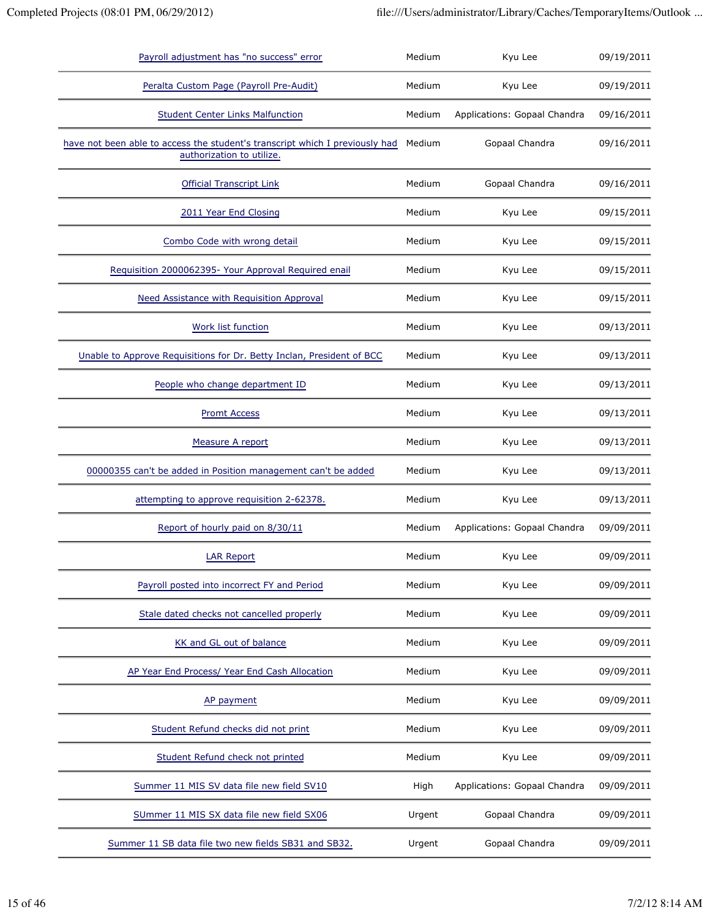| | | | |
|---|---|---|---|
| Payroll adjustment has "no success" error | Medium | Kyu Lee | 09/19/2011 |
| Peralta Custom Page (Payroll Pre-Audit) | Medium | Kyu Lee | 09/19/2011 |
| Student Center Links Malfunction | Medium | Applications: Gopaal Chandra | 09/16/2011 |
| have not been able to access the student's transcript which I previously had authorization to utilize. | Medium | Gopaal Chandra | 09/16/2011 |
| Official Transcript Link | Medium | Gopaal Chandra | 09/16/2011 |
| 2011 Year End Closing | Medium | Kyu Lee | 09/15/2011 |
| Combo Code with wrong detail | Medium | Kyu Lee | 09/15/2011 |
| Requisition 2000062395- Your Approval Required email | Medium | Kyu Lee | 09/15/2011 |
| Need Assistance with Requisition Approval | Medium | Kyu Lee | 09/15/2011 |
| Work list function | Medium | Kyu Lee | 09/13/2011 |
| Unable to Approve Requisitions for Dr. Betty Inclan, President of BCC | Medium | Kyu Lee | 09/13/2011 |
| People who change department ID | Medium | Kyu Lee | 09/13/2011 |
| Promt Access | Medium | Kyu Lee | 09/13/2011 |
| Measure A report | Medium | Kyu Lee | 09/13/2011 |
| 00000355 can't be added in Position management can't be added | Medium | Kyu Lee | 09/13/2011 |
| attempting to approve requisition 2-62378. | Medium | Kyu Lee | 09/13/2011 |
| Report of hourly paid on 8/30/11 | Medium | Applications: Gopaal Chandra | 09/09/2011 |
| LAR Report | Medium | Kyu Lee | 09/09/2011 |
| Payroll posted into incorrect FY and Period | Medium | Kyu Lee | 09/09/2011 |
| Stale dated checks not cancelled properly | Medium | Kyu Lee | 09/09/2011 |
| KK and GL out of balance | Medium | Kyu Lee | 09/09/2011 |
| AP Year End Process/ Year End Cash Allocation | Medium | Kyu Lee | 09/09/2011 |
| AP payment | Medium | Kyu Lee | 09/09/2011 |
| Student Refund checks did not print | Medium | Kyu Lee | 09/09/2011 |
| Student Refund check not printed | Medium | Kyu Lee | 09/09/2011 |
| Summer 11 MIS SV data file new field SV10 | High | Applications: Gopaal Chandra | 09/09/2011 |
| SUmmer 11 MIS SX data file new field SX06 | Urgent | Gopaal Chandra | 09/09/2011 |
| Summer 11 SB data file two new fields SB31 and SB32. | Urgent | Gopaal Chandra | 09/09/2011 |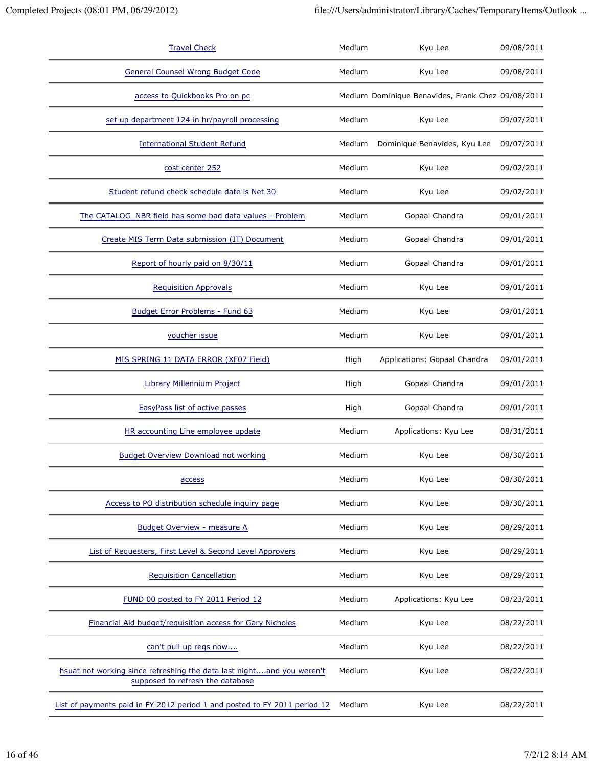| | | | |
|---|---|---|---|
| Travel Check | Medium | Kyu Lee | 09/08/2011 |
| General Counsel Wrong Budget Code | Medium | Kyu Lee | 09/08/2011 |
| access to Quickbooks Pro on pc | Medium | Dominique Benavides, Frank Chez | 09/08/2011 |
| set up department 124 in hr/payroll processing | Medium | Kyu Lee | 09/07/2011 |
| International Student Refund | Medium | Dominique Benavides, Kyu Lee | 09/07/2011 |
| cost center 252 | Medium | Kyu Lee | 09/02/2011 |
| Student refund check schedule date is Net 30 | Medium | Kyu Lee | 09/02/2011 |
| The CATALOG_NBR field has some bad data values - Problem | Medium | Gopaal Chandra | 09/01/2011 |
| Create MIS Term Data submission (IT) Document | Medium | Gopaal Chandra | 09/01/2011 |
| Report of hourly paid on 8/30/11 | Medium | Gopaal Chandra | 09/01/2011 |
| Requisition Approvals | Medium | Kyu Lee | 09/01/2011 |
| Budget Error Problems - Fund 63 | Medium | Kyu Lee | 09/01/2011 |
| voucher issue | Medium | Kyu Lee | 09/01/2011 |
| MIS SPRING 11 DATA ERROR (XF07 Field) | High | Applications: Gopaal Chandra | 09/01/2011 |
| Library Millennium Project | High | Gopaal Chandra | 09/01/2011 |
| EasyPass list of active passes | High | Gopaal Chandra | 09/01/2011 |
| HR accounting Line employee update | Medium | Applications: Kyu Lee | 08/31/2011 |
| Budget Overview Download not working | Medium | Kyu Lee | 08/30/2011 |
| access | Medium | Kyu Lee | 08/30/2011 |
| Access to PO distribution schedule inquiry page | Medium | Kyu Lee | 08/30/2011 |
| Budget Overview - measure A | Medium | Kyu Lee | 08/29/2011 |
| List of Requesters, First Level & Second Level Approvers | Medium | Kyu Lee | 08/29/2011 |
| Requisition Cancellation | Medium | Kyu Lee | 08/29/2011 |
| FUND 00 posted to FY 2011 Period 12 | Medium | Applications: Kyu Lee | 08/23/2011 |
| Financial Aid budget/requisition access for Gary Nicholes | Medium | Kyu Lee | 08/22/2011 |
| can't pull up reqs now.... | Medium | Kyu Lee | 08/22/2011 |
| hsuat not working since refreshing the data last night....and you weren't supposed to refresh the database | Medium | Kyu Lee | 08/22/2011 |
| List of payments paid in FY 2012 period 1 and posted to FY 2011 period 12 | Medium | Kyu Lee | 08/22/2011 |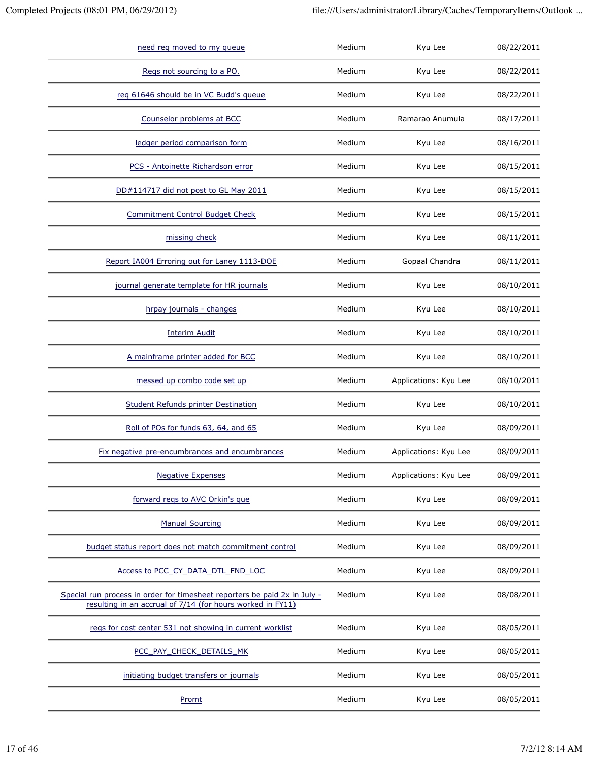| | | | |
|---|---|---|---|
| need req moved to my queue | Medium | Kyu Lee | 08/22/2011 |
| Reqs not sourcing to a PO. | Medium | Kyu Lee | 08/22/2011 |
| req 61646 should be in VC Budd's queue | Medium | Kyu Lee | 08/22/2011 |
| Counselor problems at BCC | Medium | Ramarao Anumula | 08/17/2011 |
| ledger period comparison form | Medium | Kyu Lee | 08/16/2011 |
| PCS - Antoinette Richardson error | Medium | Kyu Lee | 08/15/2011 |
| DD#114717 did not post to GL May 2011 | Medium | Kyu Lee | 08/15/2011 |
| Commitment Control Budget Check | Medium | Kyu Lee | 08/15/2011 |
| missing check | Medium | Kyu Lee | 08/11/2011 |
| Report IA004 Erroring out for Laney 1113-DOE | Medium | Gopaal Chandra | 08/11/2011 |
| journal generate template for HR journals | Medium | Kyu Lee | 08/10/2011 |
| hrpay journals - changes | Medium | Kyu Lee | 08/10/2011 |
| Interim Audit | Medium | Kyu Lee | 08/10/2011 |
| A mainframe printer added for BCC | Medium | Kyu Lee | 08/10/2011 |
| messed up combo code set up | Medium | Applications: Kyu Lee | 08/10/2011 |
| Student Refunds printer Destination | Medium | Kyu Lee | 08/10/2011 |
| Roll of POs for funds 63, 64, and 65 | Medium | Kyu Lee | 08/09/2011 |
| Fix negative pre-encumbrances and encumbrances | Medium | Applications: Kyu Lee | 08/09/2011 |
| Negative Expenses | Medium | Applications: Kyu Lee | 08/09/2011 |
| forward reqs to AVC Orkin's que | Medium | Kyu Lee | 08/09/2011 |
| Manual Sourcing | Medium | Kyu Lee | 08/09/2011 |
| budget status report does not match commitment control | Medium | Kyu Lee | 08/09/2011 |
| Access to PCC_CY_DATA_DTL_FND_LOC | Medium | Kyu Lee | 08/09/2011 |
| Special run process in order for timesheet reporters be paid 2x in July - resulting in an accrual of 7/14 (for hours worked in FY11) | Medium | Kyu Lee | 08/08/2011 |
| reqs for cost center 531 not showing in current worklist | Medium | Kyu Lee | 08/05/2011 |
| PCC_PAY_CHECK_DETAILS_MK | Medium | Kyu Lee | 08/05/2011 |
| initiating budget transfers or journals | Medium | Kyu Lee | 08/05/2011 |
| Promt | Medium | Kyu Lee | 08/05/2011 |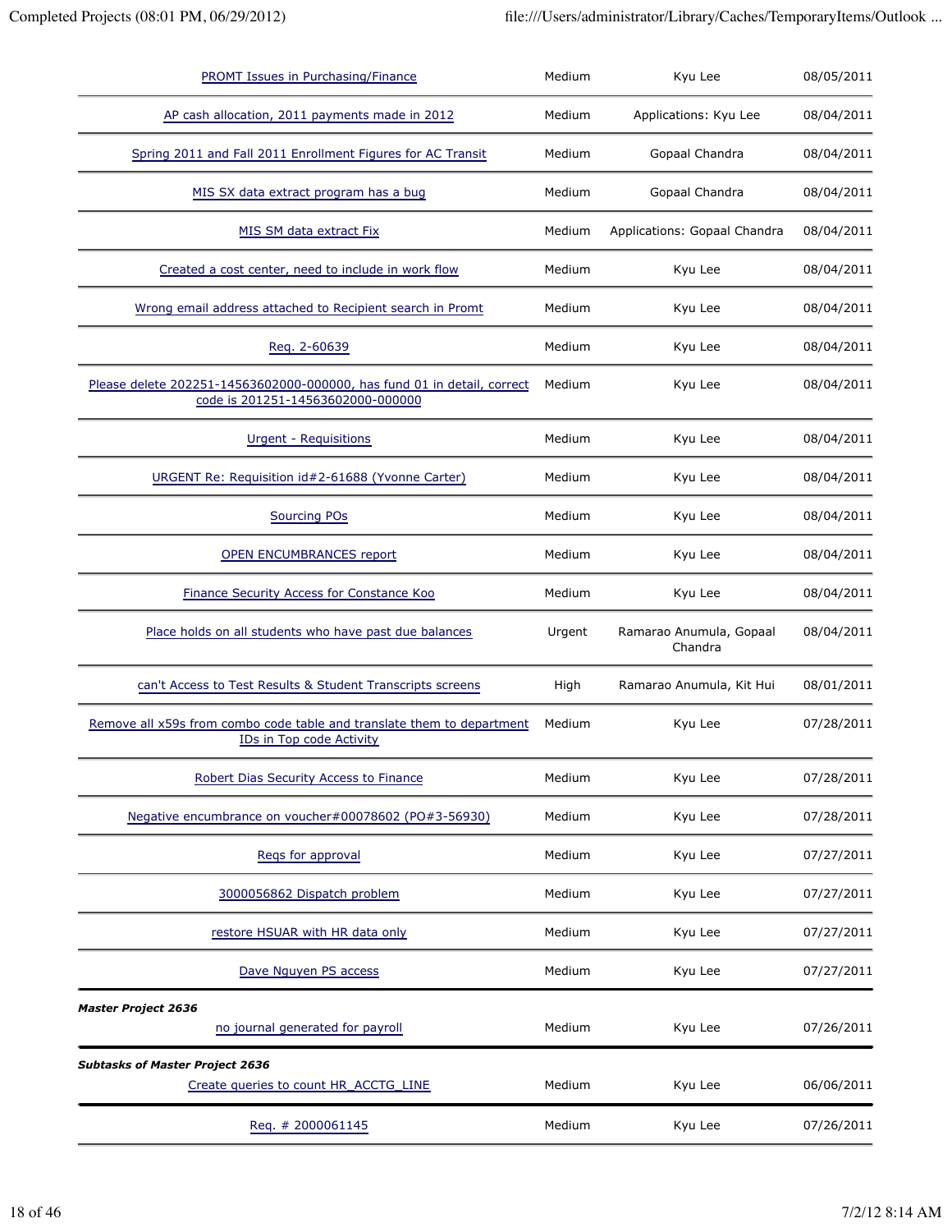| | | | |
|---|---|---|---|
| PROMT Issues in Purchasing/Finance | Medium | Kyu Lee | 08/05/2011 |
| AP cash allocation, 2011 payments made in 2012 | Medium | Applications: Kyu Lee | 08/04/2011 |
| Spring 2011 and Fall 2011 Enrollment Figures for AC Transit | Medium | Gopaal Chandra | 08/04/2011 |
| MIS SX data extract program has a bug | Medium | Gopaal Chandra | 08/04/2011 |
| MIS SM data extract Fix | Medium | Applications: Gopaal Chandra | 08/04/2011 |
| Created a cost center, need to include in work flow | Medium | Kyu Lee | 08/04/2011 |
| Wrong email address attached to Recipient search in Promt | Medium | Kyu Lee | 08/04/2011 |
| Req. 2-60639 | Medium | Kyu Lee | 08/04/2011 |
| Please delete 202251-14563602000-000000, has fund 01 in detail, correct code is 201251-14563602000-000000 | Medium | Kyu Lee | 08/04/2011 |
| Urgent - Requisitions | Medium | Kyu Lee | 08/04/2011 |
| URGENT Re: Requisition id#2-61688 (Yvonne Carter) | Medium | Kyu Lee | 08/04/2011 |
| Sourcing POs | Medium | Kyu Lee | 08/04/2011 |
| OPEN ENCUMBRANCES report | Medium | Kyu Lee | 08/04/2011 |
| Finance Security Access for Constance Koo | Medium | Kyu Lee | 08/04/2011 |
| Place holds on all students who have past due balances | Urgent | Ramarao Anumula, Gopaal Chandra | 08/04/2011 |
| can't Access to Test Results & Student Transcripts screens | High | Ramarao Anumula, Kit Hui | 08/01/2011 |
| Remove all x59s from combo code table and translate them to department IDs in Top code Activity | Medium | Kyu Lee | 07/28/2011 |
| Robert Dias Security Access to Finance | Medium | Kyu Lee | 07/28/2011 |
| Negative encumbrance on voucher#00078602 (PO#3-56930) | Medium | Kyu Lee | 07/28/2011 |
| Reqs for approval | Medium | Kyu Lee | 07/27/2011 |
| 3000056862 Dispatch problem | Medium | Kyu Lee | 07/27/2011 |
| restore HSUAR with HR data only | Medium | Kyu Lee | 07/27/2011 |
| Dave Nguyen PS access | Medium | Kyu Lee | 07/27/2011 |
| ***Master Project 2636*** | | | |
| no journal generated for payroll | Medium | Kyu Lee | 07/26/2011 |
| ***Subtasks of Master Project 2636*** | | | |
| Create queries to count HR_ACCTG_LINE | Medium | Kyu Lee | 06/06/2011 |
| Req. # 2000061145 | Medium | Kyu Lee | 07/26/2011 |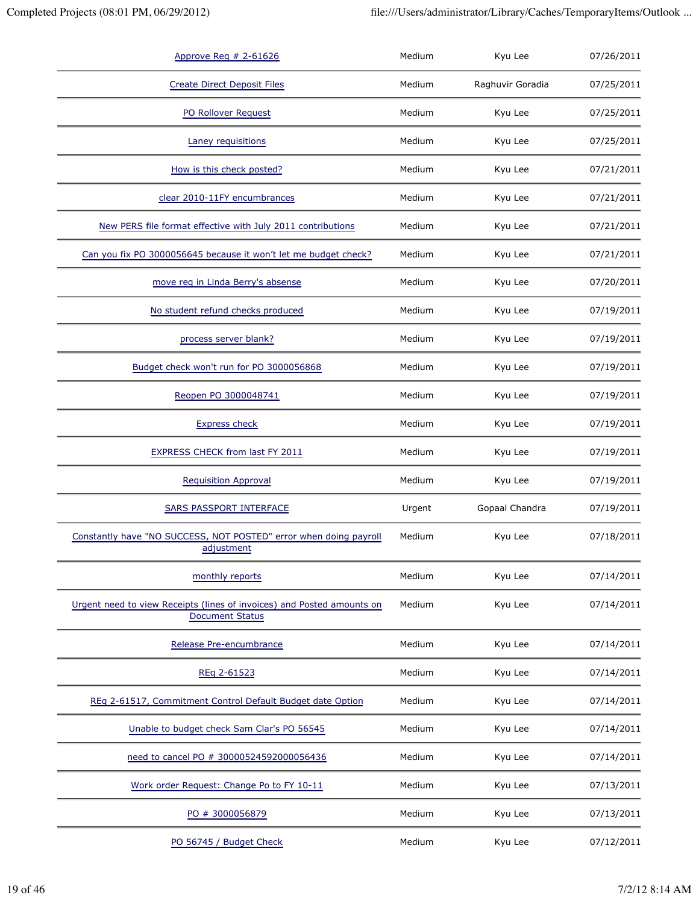| | | | |
|---|---|---|---|
| Approve Req # 2-61626 | Medium | Kyu Lee | 07/26/2011 |
| Create Direct Deposit Files | Medium | Raghuvir Goradia | 07/25/2011 |
| PO Rollover Request | Medium | Kyu Lee | 07/25/2011 |
| Laney requisitions | Medium | Kyu Lee | 07/25/2011 |
| How is this check posted? | Medium | Kyu Lee | 07/21/2011 |
| clear 2010-11FY encumbrances | Medium | Kyu Lee | 07/21/2011 |
| New PERS file format effective with July 2011 contributions | Medium | Kyu Lee | 07/21/2011 |
| Can you fix PO 3000056645 because it won't let me budget check? | Medium | Kyu Lee | 07/21/2011 |
| move req in Linda Berry's absense | Medium | Kyu Lee | 07/20/2011 |
| No student refund checks produced | Medium | Kyu Lee | 07/19/2011 |
| process server blank? | Medium | Kyu Lee | 07/19/2011 |
| Budget check won't run for PO 3000056868 | Medium | Kyu Lee | 07/19/2011 |
| Reopen PO 3000048741 | Medium | Kyu Lee | 07/19/2011 |
| Express check | Medium | Kyu Lee | 07/19/2011 |
| EXPRESS CHECK from last FY 2011 | Medium | Kyu Lee | 07/19/2011 |
| Requisition Approval | Medium | Kyu Lee | 07/19/2011 |
| SARS PASSPORT INTERFACE | Urgent | Gopaal Chandra | 07/19/2011 |
| Constantly have "NO SUCCESS, NOT POSTED" error when doing payroll adjustment | Medium | Kyu Lee | 07/18/2011 |
| monthly reports | Medium | Kyu Lee | 07/14/2011 |
| Urgent need to view Receipts (lines of invoices) and Posted amounts on Document Status | Medium | Kyu Lee | 07/14/2011 |
| Release Pre-encumbrance | Medium | Kyu Lee | 07/14/2011 |
| REq 2-61523 | Medium | Kyu Lee | 07/14/2011 |
| REq 2-61517, Commitment Control Default Budget date Option | Medium | Kyu Lee | 07/14/2011 |
| Unable to budget check Sam Clar's PO 56545 | Medium | Kyu Lee | 07/14/2011 |
| need to cancel PO # 30000524592000056436 | Medium | Kyu Lee | 07/14/2011 |
| Work order Request: Change Po to FY 10-11 | Medium | Kyu Lee | 07/13/2011 |
| PO # 3000056879 | Medium | Kyu Lee | 07/13/2011 |
| PO 56745 / Budget Check | Medium | Kyu Lee | 07/12/2011 |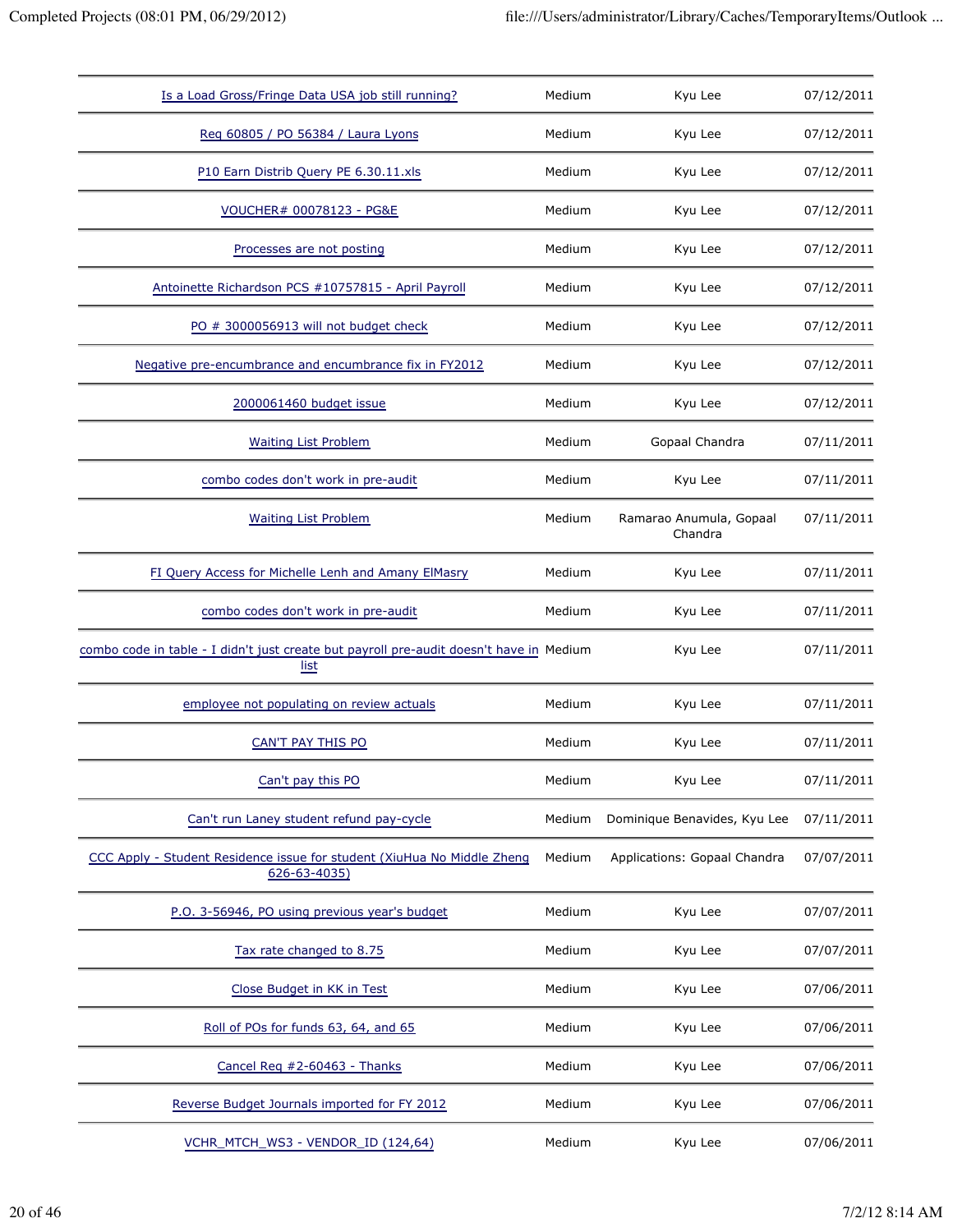| | | | |
|---|---|---|---|
| Is a Load Gross/Fringe Data USA job still running? | Medium | Kyu Lee | 07/12/2011 |
| Req 60805 / PO 56384 / Laura Lyons | Medium | Kyu Lee | 07/12/2011 |
| P10 Earn Distrib Query PE 6.30.11.xls | Medium | Kyu Lee | 07/12/2011 |
| VOUCHER# 00078123 - PG&E | Medium | Kyu Lee | 07/12/2011 |
| Processes are not posting | Medium | Kyu Lee | 07/12/2011 |
| Antoinette Richardson PCS #10757815 - April Payroll | Medium | Kyu Lee | 07/12/2011 |
| PO # 3000056913 will not budget check | Medium | Kyu Lee | 07/12/2011 |
| Negative pre-encumbrance and encumbrance fix in FY2012 | Medium | Kyu Lee | 07/12/2011 |
| 2000061460 budget issue | Medium | Kyu Lee | 07/12/2011 |
| Waiting List Problem | Medium | Gopaal Chandra | 07/11/2011 |
| combo codes don't work in pre-audit | Medium | Kyu Lee | 07/11/2011 |
| Waiting List Problem | Medium | Ramarao Anumula, Gopaal Chandra | 07/11/2011 |
| FI Query Access for Michelle Lenh and Amany ElMasry | Medium | Kyu Lee | 07/11/2011 |
| combo codes don't work in pre-audit | Medium | Kyu Lee | 07/11/2011 |
| combo code in table - I didn't just create but payroll pre-audit doesn't have in list | Medium | Kyu Lee | 07/11/2011 |
| employee not populating on review actuals | Medium | Kyu Lee | 07/11/2011 |
| CAN'T PAY THIS PO | Medium | Kyu Lee | 07/11/2011 |
| Can't pay this PO | Medium | Kyu Lee | 07/11/2011 |
| Can't run Laney student refund pay-cycle | Medium | Dominique Benavides, Kyu Lee | 07/11/2011 |
| CCC Apply - Student Residence issue for student (XiuHua No Middle Zheng 626-63-4035) | Medium | Applications: Gopaal Chandra | 07/07/2011 |
| P.O. 3-56946, PO using previous year's budget | Medium | Kyu Lee | 07/07/2011 |
| Tax rate changed to 8.75 | Medium | Kyu Lee | 07/07/2011 |
| Close Budget in KK in Test | Medium | Kyu Lee | 07/06/2011 |
| Roll of POs for funds 63, 64, and 65 | Medium | Kyu Lee | 07/06/2011 |
| Cancel Req #2-60463 - Thanks | Medium | Kyu Lee | 07/06/2011 |
| Reverse Budget Journals imported for FY 2012 | Medium | Kyu Lee | 07/06/2011 |
| VCHR_MTCH_WS3 - VENDOR_ID (124,64) | Medium | Kyu Lee | 07/06/2011 |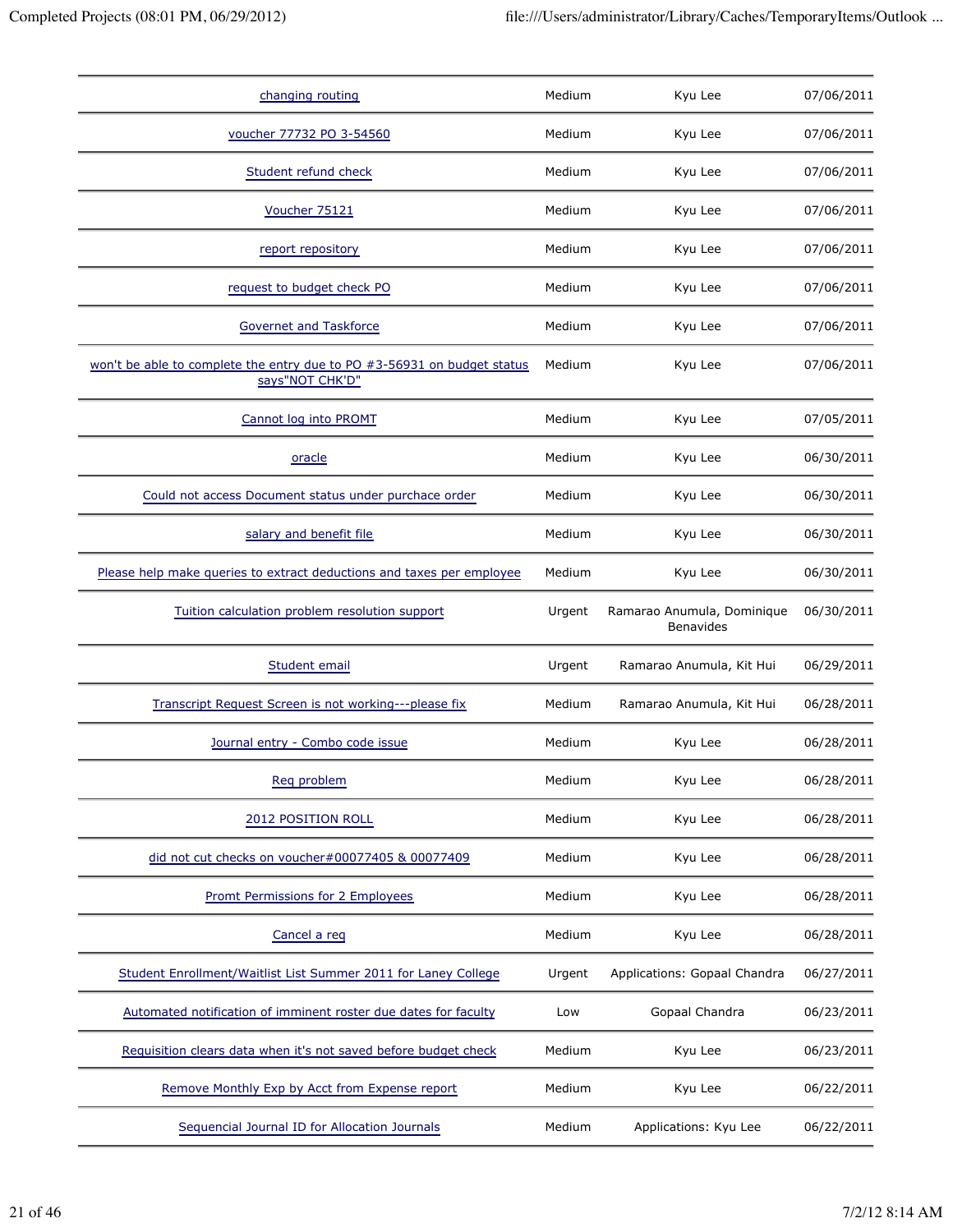| | | | |
|---|---|---|---|
| changing routing | Medium | Kyu Lee | 07/06/2011 |
| voucher 77732 PO 3-54560 | Medium | Kyu Lee | 07/06/2011 |
| Student refund check | Medium | Kyu Lee | 07/06/2011 |
| Voucher 75121 | Medium | Kyu Lee | 07/06/2011 |
| report repository | Medium | Kyu Lee | 07/06/2011 |
| request to budget check PO | Medium | Kyu Lee | 07/06/2011 |
| Governet and Taskforce | Medium | Kyu Lee | 07/06/2011 |
| won't be able to complete the entry due to PO #3-56931 on budget status says"NOT CHK'D" | Medium | Kyu Lee | 07/06/2011 |
| Cannot log into PROMT | Medium | Kyu Lee | 07/05/2011 |
| oracle | Medium | Kyu Lee | 06/30/2011 |
| Could not access Document status under purchace order | Medium | Kyu Lee | 06/30/2011 |
| salary and benefit file | Medium | Kyu Lee | 06/30/2011 |
| Please help make queries to extract deductions and taxes per employee | Medium | Kyu Lee | 06/30/2011 |
| Tuition calculation problem resolution support | Urgent | Ramarao Anumula, Dominique Benavides | 06/30/2011 |
| Student email | Urgent | Ramarao Anumula, Kit Hui | 06/29/2011 |
| Transcript Request Screen is not working---please fix | Medium | Ramarao Anumula, Kit Hui | 06/28/2011 |
| Journal entry - Combo code issue | Medium | Kyu Lee | 06/28/2011 |
| Req problem | Medium | Kyu Lee | 06/28/2011 |
| 2012 POSITION ROLL | Medium | Kyu Lee | 06/28/2011 |
| did not cut checks on voucher#00077405 & 00077409 | Medium | Kyu Lee | 06/28/2011 |
| Promt Permissions for 2 Employees | Medium | Kyu Lee | 06/28/2011 |
| Cancel a req | Medium | Kyu Lee | 06/28/2011 |
| Student Enrollment/Waitlist List Summer 2011 for Laney College | Urgent | Applications: Gopaal Chandra | 06/27/2011 |
| Automated notification of imminent roster due dates for faculty | Low | Gopaal Chandra | 06/23/2011 |
| Requisition clears data when it's not saved before budget check | Medium | Kyu Lee | 06/23/2011 |
| Remove Monthly Exp by Acct from Expense report | Medium | Kyu Lee | 06/22/2011 |
| Sequencial Journal ID for Allocation Journals | Medium | Applications: Kyu Lee | 06/22/2011 |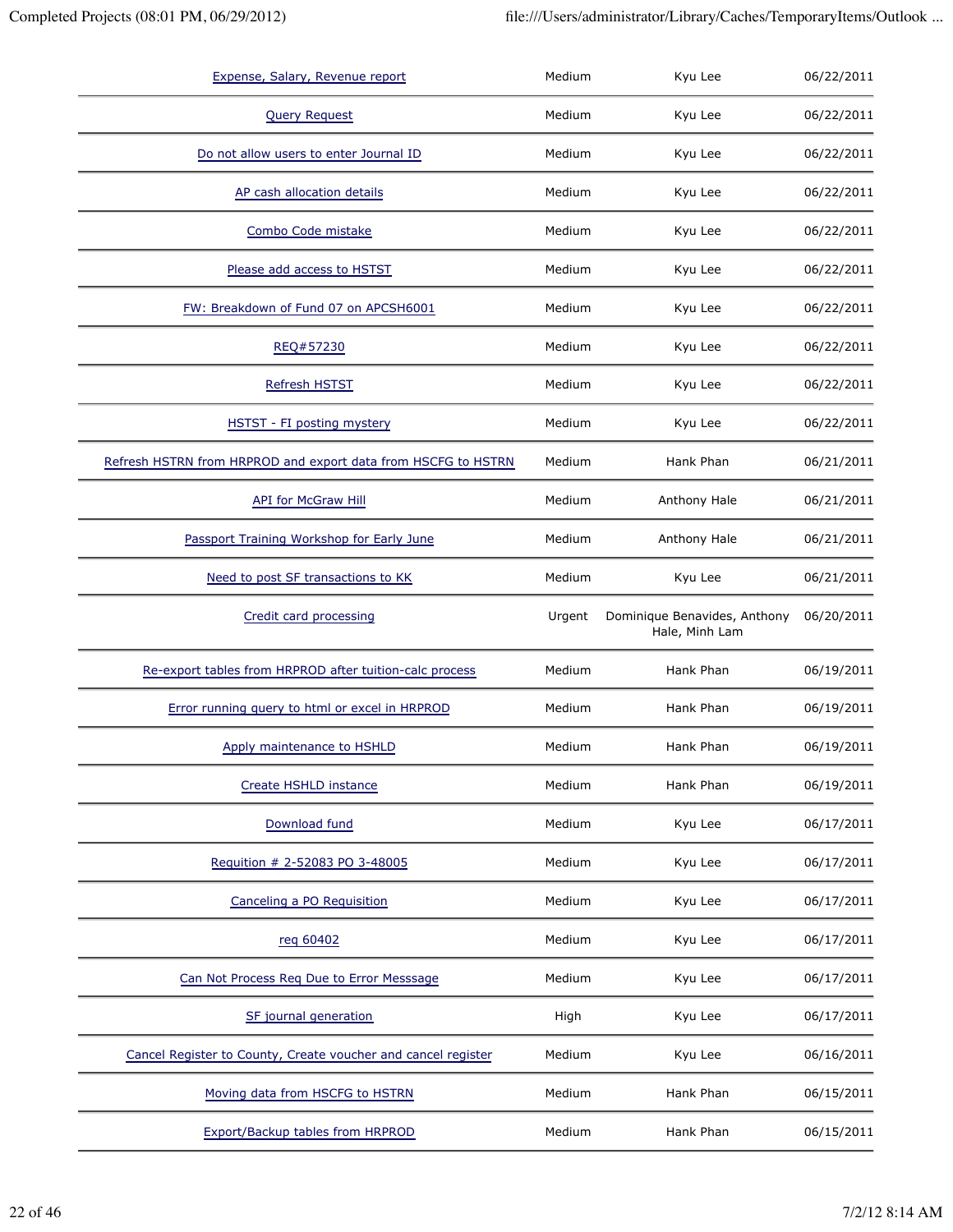| | | | |
|---|---|---|---|
| Expense, Salary, Revenue report | Medium | Kyu Lee | 06/22/2011 |
| Query Request | Medium | Kyu Lee | 06/22/2011 |
| Do not allow users to enter Journal ID | Medium | Kyu Lee | 06/22/2011 |
| AP cash allocation details | Medium | Kyu Lee | 06/22/2011 |
| Combo Code mistake | Medium | Kyu Lee | 06/22/2011 |
| Please add access to HSTST | Medium | Kyu Lee | 06/22/2011 |
| FW: Breakdown of Fund 07 on APCSH6001 | Medium | Kyu Lee | 06/22/2011 |
| REQ#57230 | Medium | Kyu Lee | 06/22/2011 |
| Refresh HSTST | Medium | Kyu Lee | 06/22/2011 |
| HSTST - FI posting mystery | Medium | Kyu Lee | 06/22/2011 |
| Refresh HSTRN from HRPROD and export data from HSCFG to HSTRN | Medium | Hank Phan | 06/21/2011 |
| API for McGraw Hill | Medium | Anthony Hale | 06/21/2011 |
| Passport Training Workshop for Early June | Medium | Anthony Hale | 06/21/2011 |
| Need to post SF transactions to KK | Medium | Kyu Lee | 06/21/2011 |
| Credit card processing | Urgent | Dominique Benavides, Anthony Hale, Minh Lam | 06/20/2011 |
| Re-export tables from HRPROD after tuition-calc process | Medium | Hank Phan | 06/19/2011 |
| Error running query to html or excel in HRPROD | Medium | Hank Phan | 06/19/2011 |
| Apply maintenance to HSHLD | Medium | Hank Phan | 06/19/2011 |
| Create HSHLD instance | Medium | Hank Phan | 06/19/2011 |
| Download fund | Medium | Kyu Lee | 06/17/2011 |
| Requition # 2-52083 PO 3-48005 | Medium | Kyu Lee | 06/17/2011 |
| Canceling a PO Requisition | Medium | Kyu Lee | 06/17/2011 |
| req 60402 | Medium | Kyu Lee | 06/17/2011 |
| Can Not Process Req Due to Error Messsage | Medium | Kyu Lee | 06/17/2011 |
| SF journal generation | High | Kyu Lee | 06/17/2011 |
| Cancel Register to County, Create voucher and cancel register | Medium | Kyu Lee | 06/16/2011 |
| Moving data from HSCFG to HSTRN | Medium | Hank Phan | 06/15/2011 |
| Export/Backup tables from HRPROD | Medium | Hank Phan | 06/15/2011 |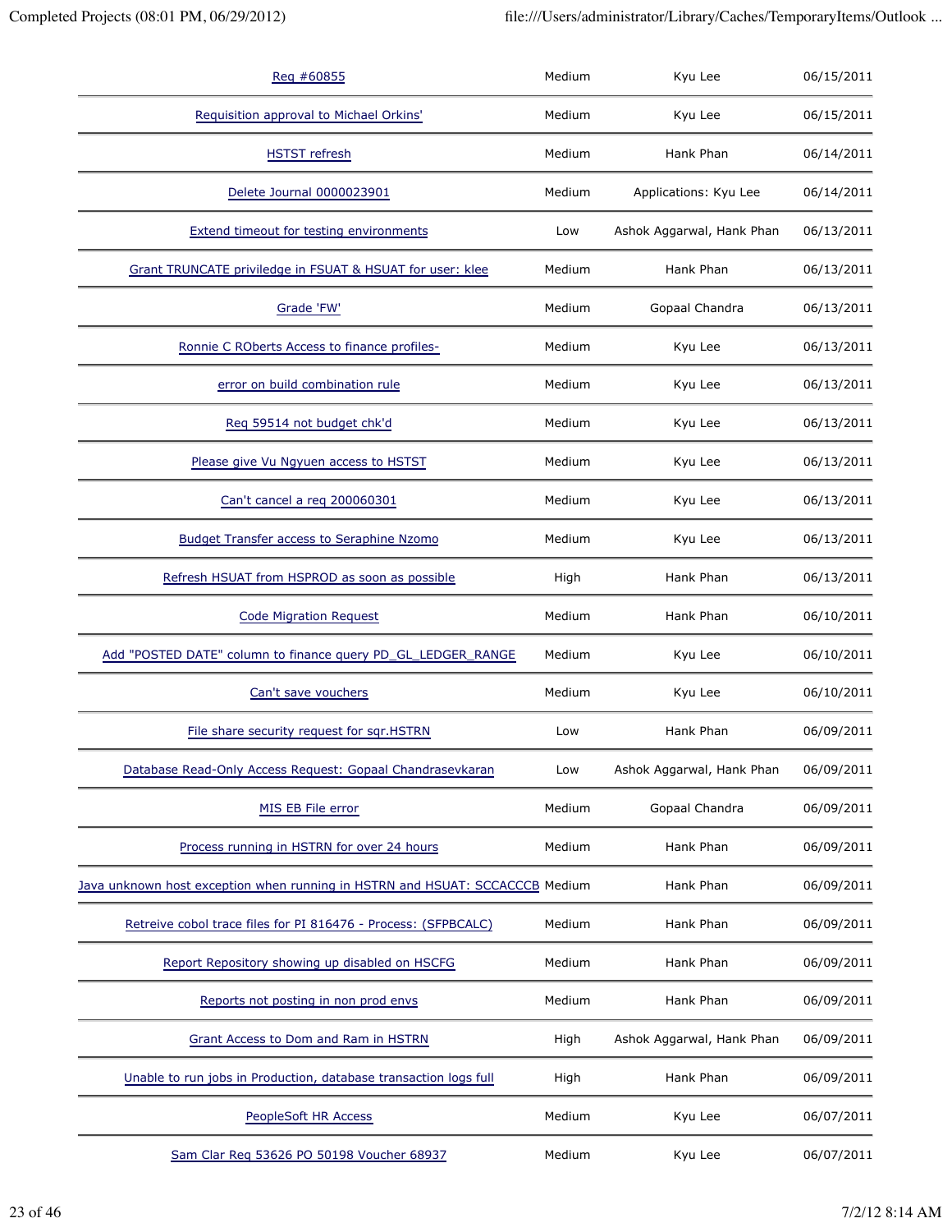| | | | |
|---|---|---|---|
| Req #60855 | Medium | Kyu Lee | 06/15/2011 |
| Requisition approval to Michael Orkins' | Medium | Kyu Lee | 06/15/2011 |
| HSTST refresh | Medium | Hank Phan | 06/14/2011 |
| Delete Journal 0000023901 | Medium | Applications: Kyu Lee | 06/14/2011 |
| Extend timeout for testing environments | Low | Ashok Aggarwal, Hank Phan | 06/13/2011 |
| Grant TRUNCATE priviledge in FSUAT & HSUAT for user: klee | Medium | Hank Phan | 06/13/2011 |
| Grade 'FW' | Medium | Gopaal Chandra | 06/13/2011 |
| Ronnie C ROberts Access to finance profiles- | Medium | Kyu Lee | 06/13/2011 |
| error on build combination rule | Medium | Kyu Lee | 06/13/2011 |
| Req 59514 not budget chk'd | Medium | Kyu Lee | 06/13/2011 |
| Please give Vu Ngyuen access to HSTST | Medium | Kyu Lee | 06/13/2011 |
| Can't cancel a req 200060301 | Medium | Kyu Lee | 06/13/2011 |
| Budget Transfer access to Seraphine Nzomo | Medium | Kyu Lee | 06/13/2011 |
| Refresh HSUAT from HSPROD as soon as possible | High | Hank Phan | 06/13/2011 |
| Code Migration Request | Medium | Hank Phan | 06/10/2011 |
| Add "POSTED DATE" column to finance query PD_GL_LEDGER_RANGE | Medium | Kyu Lee | 06/10/2011 |
| Can't save vouchers | Medium | Kyu Lee | 06/10/2011 |
| File share security request for sqr.HSTRN | Low | Hank Phan | 06/09/2011 |
| Database Read-Only Access Request: Gopaal Chandrasevkaran | Low | Ashok Aggarwal, Hank Phan | 06/09/2011 |
| MIS EB File error | Medium | Gopaal Chandra | 06/09/2011 |
| Process running in HSTRN for over 24 hours | Medium | Hank Phan | 06/09/2011 |
| Java unknown host exception when running in HSTRN and HSUAT: SCCACCCB | Medium | Hank Phan | 06/09/2011 |
| Retreive cobol trace files for PI 816476 - Process: (SFPBCALC) | Medium | Hank Phan | 06/09/2011 |
| Report Repository showing up disabled on HSCFG | Medium | Hank Phan | 06/09/2011 |
| Reports not posting in non prod envs | Medium | Hank Phan | 06/09/2011 |
| Grant Access to Dom and Ram in HSTRN | High | Ashok Aggarwal, Hank Phan | 06/09/2011 |
| Unable to run jobs in Production, database transaction logs full | High | Hank Phan | 06/09/2011 |
| PeopleSoft HR Access | Medium | Kyu Lee | 06/07/2011 |
| Sam Clar Req 53626 PO 50198 Voucher 68937 | Medium | Kyu Lee | 06/07/2011 |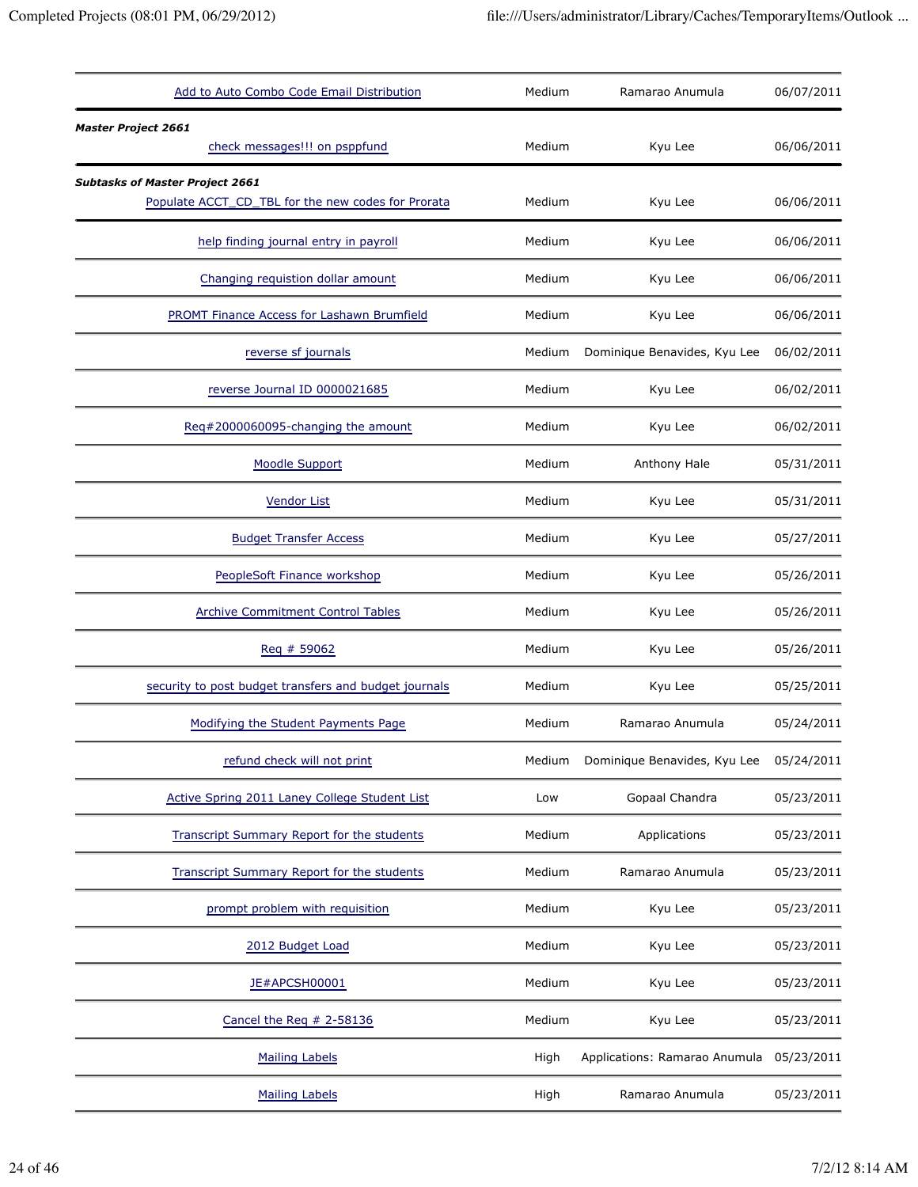| Add to Auto Combo Code Email Distribution | Medium | Ramarao Anumula | 06/07/2011 |
|---|---|---|---|

***Master Project 2661***

| check messages!!! on psppfund | Medium | Kyu Lee | 06/06/2011 |
|---|---|---|---|

***Subtasks of Master Project 2661***

| Populate ACCT_CD_TBL for the new codes for Prorata | Medium | Kyu Lee | 06/06/2011 |
|---|---|---|---|

| | | | |
|---|---|---|---|
| help finding journal entry in payroll | Medium | Kyu Lee | 06/06/2011 |
| Changing requistion dollar amount | Medium | Kyu Lee | 06/06/2011 |
| PROMT Finance Access for Lashawn Brumfield | Medium | Kyu Lee | 06/06/2011 |
| reverse sf journals | Medium | Dominique Benavides, Kyu Lee | 06/02/2011 |
| reverse Journal ID 0000021685 | Medium | Kyu Lee | 06/02/2011 |
| Req#2000060095-changing the amount | Medium | Kyu Lee | 06/02/2011 |
| Moodle Support | Medium | Anthony Hale | 05/31/2011 |
| Vendor List | Medium | Kyu Lee | 05/31/2011 |
| Budget Transfer Access | Medium | Kyu Lee | 05/27/2011 |
| PeopleSoft Finance workshop | Medium | Kyu Lee | 05/26/2011 |
| Archive Commitment Control Tables | Medium | Kyu Lee | 05/26/2011 |
| Req # 59062 | Medium | Kyu Lee | 05/26/2011 |
| security to post budget transfers and budget journals | Medium | Kyu Lee | 05/25/2011 |
| Modifying the Student Payments Page | Medium | Ramarao Anumula | 05/24/2011 |
| refund check will not print | Medium | Dominique Benavides, Kyu Lee | 05/24/2011 |
| Active Spring 2011 Laney College Student List | Low | Gopaal Chandra | 05/23/2011 |
| Transcript Summary Report for the students | Medium | Applications | 05/23/2011 |
| Transcript Summary Report for the students | Medium | Ramarao Anumula | 05/23/2011 |
| prompt problem with requisition | Medium | Kyu Lee | 05/23/2011 |
| 2012 Budget Load | Medium | Kyu Lee | 05/23/2011 |
| JE#APCSH00001 | Medium | Kyu Lee | 05/23/2011 |
| Cancel the Req # 2-58136 | Medium | Kyu Lee | 05/23/2011 |
| Mailing Labels | High | Applications: Ramarao Anumula | 05/23/2011 |
| Mailing Labels | High | Ramarao Anumula | 05/23/2011 |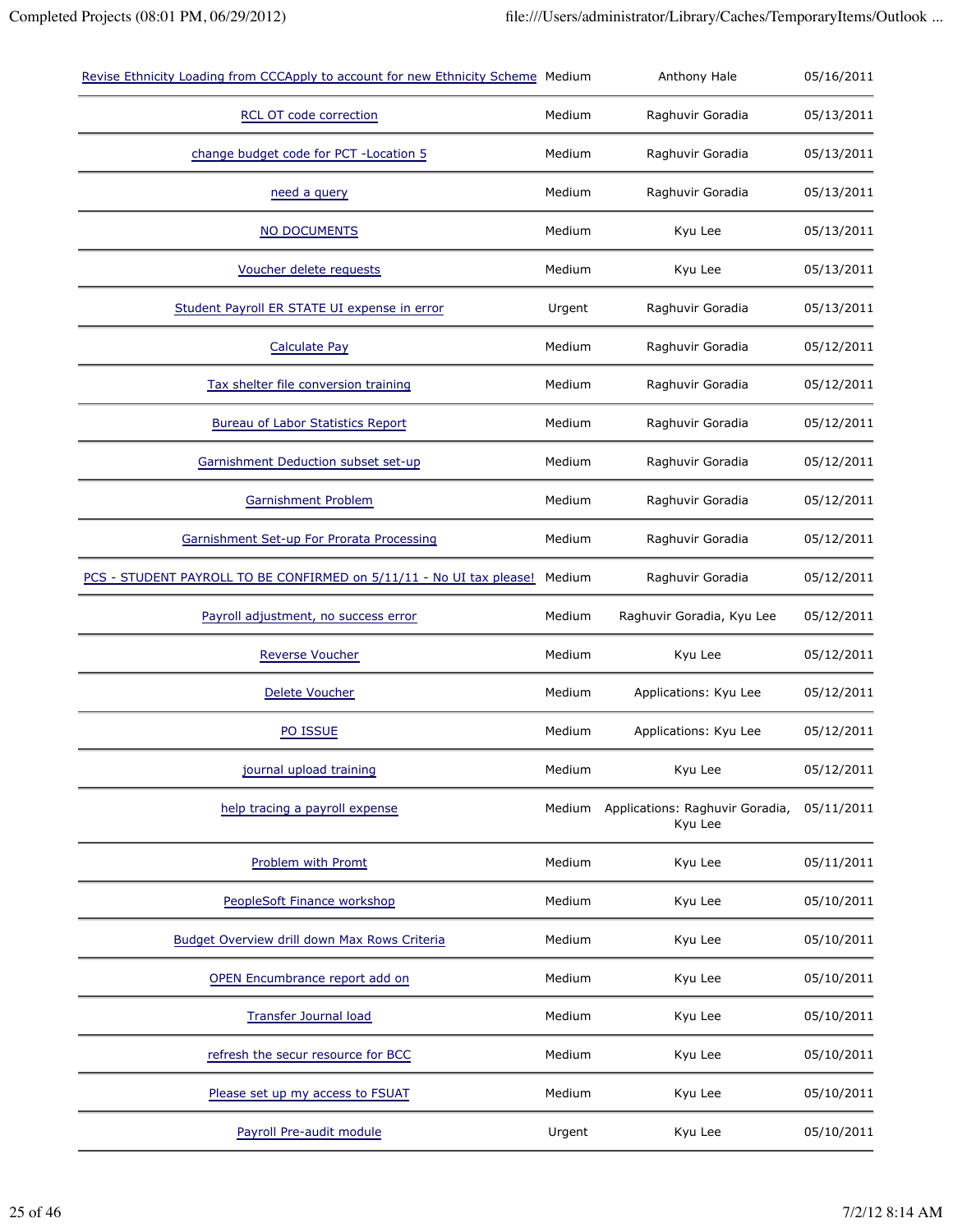| | | | |
|---|---|---|---|
| Revise Ethnicity Loading from CCCApply to account for new Ethnicity Scheme | Medium | Anthony Hale | 05/16/2011 |
| RCL OT code correction | Medium | Raghuvir Goradia | 05/13/2011 |
| change budget code for PCT -Location 5 | Medium | Raghuvir Goradia | 05/13/2011 |
| need a query | Medium | Raghuvir Goradia | 05/13/2011 |
| NO DOCUMENTS | Medium | Kyu Lee | 05/13/2011 |
| Voucher delete requests | Medium | Kyu Lee | 05/13/2011 |
| Student Payroll ER STATE UI expense in error | Urgent | Raghuvir Goradia | 05/13/2011 |
| Calculate Pay | Medium | Raghuvir Goradia | 05/12/2011 |
| Tax shelter file conversion training | Medium | Raghuvir Goradia | 05/12/2011 |
| Bureau of Labor Statistics Report | Medium | Raghuvir Goradia | 05/12/2011 |
| Garnishment Deduction subset set-up | Medium | Raghuvir Goradia | 05/12/2011 |
| Garnishment Problem | Medium | Raghuvir Goradia | 05/12/2011 |
| Garnishment Set-up For Prorata Processing | Medium | Raghuvir Goradia | 05/12/2011 |
| PCS - STUDENT PAYROLL TO BE CONFIRMED on 5/11/11 - No UI tax please! | Medium | Raghuvir Goradia | 05/12/2011 |
| Payroll adjustment, no success error | Medium | Raghuvir Goradia, Kyu Lee | 05/12/2011 |
| Reverse Voucher | Medium | Kyu Lee | 05/12/2011 |
| Delete Voucher | Medium | Applications: Kyu Lee | 05/12/2011 |
| PO ISSUE | Medium | Applications: Kyu Lee | 05/12/2011 |
| journal upload training | Medium | Kyu Lee | 05/12/2011 |
| help tracing a payroll expense | Medium | Applications: Raghuvir Goradia, Kyu Lee | 05/11/2011 |
| Problem with Promt | Medium | Kyu Lee | 05/11/2011 |
| PeopleSoft Finance workshop | Medium | Kyu Lee | 05/10/2011 |
| Budget Overview drill down Max Rows Criteria | Medium | Kyu Lee | 05/10/2011 |
| OPEN Encumbrance report add on | Medium | Kyu Lee | 05/10/2011 |
| Transfer Journal load | Medium | Kyu Lee | 05/10/2011 |
| refresh the secur resource for BCC | Medium | Kyu Lee | 05/10/2011 |
| Please set up my access to FSUAT | Medium | Kyu Lee | 05/10/2011 |
| Payroll Pre-audit module | Urgent | Kyu Lee | 05/10/2011 |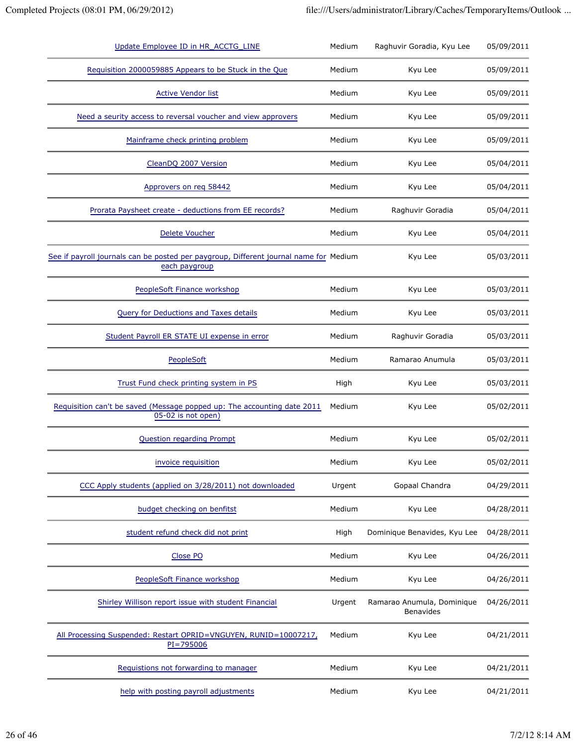| | | | |
|---|---|---|---|
| Update Employee ID in HR_ACCTG_LINE | Medium | Raghuvir Goradia, Kyu Lee | 05/09/2011 |
| Requisition 2000059885 Appears to be Stuck in the Que | Medium | Kyu Lee | 05/09/2011 |
| Active Vendor list | Medium | Kyu Lee | 05/09/2011 |
| Need a seurity access to reversal voucher and view approvers | Medium | Kyu Lee | 05/09/2011 |
| Mainframe check printing problem | Medium | Kyu Lee | 05/09/2011 |
| CleanDQ 2007 Version | Medium | Kyu Lee | 05/04/2011 |
| Approvers on req 58442 | Medium | Kyu Lee | 05/04/2011 |
| Prorata Paysheet create - deductions from EE records? | Medium | Raghuvir Goradia | 05/04/2011 |
| Delete Voucher | Medium | Kyu Lee | 05/04/2011 |
| See if payroll journals can be posted per paygroup, Different journal name for each paygroup | Medium | Kyu Lee | 05/03/2011 |
| PeopleSoft Finance workshop | Medium | Kyu Lee | 05/03/2011 |
| Query for Deductions and Taxes details | Medium | Kyu Lee | 05/03/2011 |
| Student Payroll ER STATE UI expense in error | Medium | Raghuvir Goradia | 05/03/2011 |
| PeopleSoft | Medium | Ramarao Anumula | 05/03/2011 |
| Trust Fund check printing system in PS | High | Kyu Lee | 05/03/2011 |
| Requisition can't be saved (Message popped up: The accounting date 2011 05-02 is not open) | Medium | Kyu Lee | 05/02/2011 |
| Question regarding Prompt | Medium | Kyu Lee | 05/02/2011 |
| invoice requisition | Medium | Kyu Lee | 05/02/2011 |
| CCC Apply students (applied on 3/28/2011) not downloaded | Urgent | Gopaal Chandra | 04/29/2011 |
| budget checking on benfitst | Medium | Kyu Lee | 04/28/2011 |
| student refund check did not print | High | Dominique Benavides, Kyu Lee | 04/28/2011 |
| Close PO | Medium | Kyu Lee | 04/26/2011 |
| PeopleSoft Finance workshop | Medium | Kyu Lee | 04/26/2011 |
| Shirley Willison report issue with student Financial | Urgent | Ramarao Anumula, Dominique Benavides | 04/26/2011 |
| All Processing Suspended: Restart OPRID=VNGUYEN, RUNID=10007217, PI=795006 | Medium | Kyu Lee | 04/21/2011 |
| Requistions not forwarding to manager | Medium | Kyu Lee | 04/21/2011 |
| help with posting payroll adjustments | Medium | Kyu Lee | 04/21/2011 |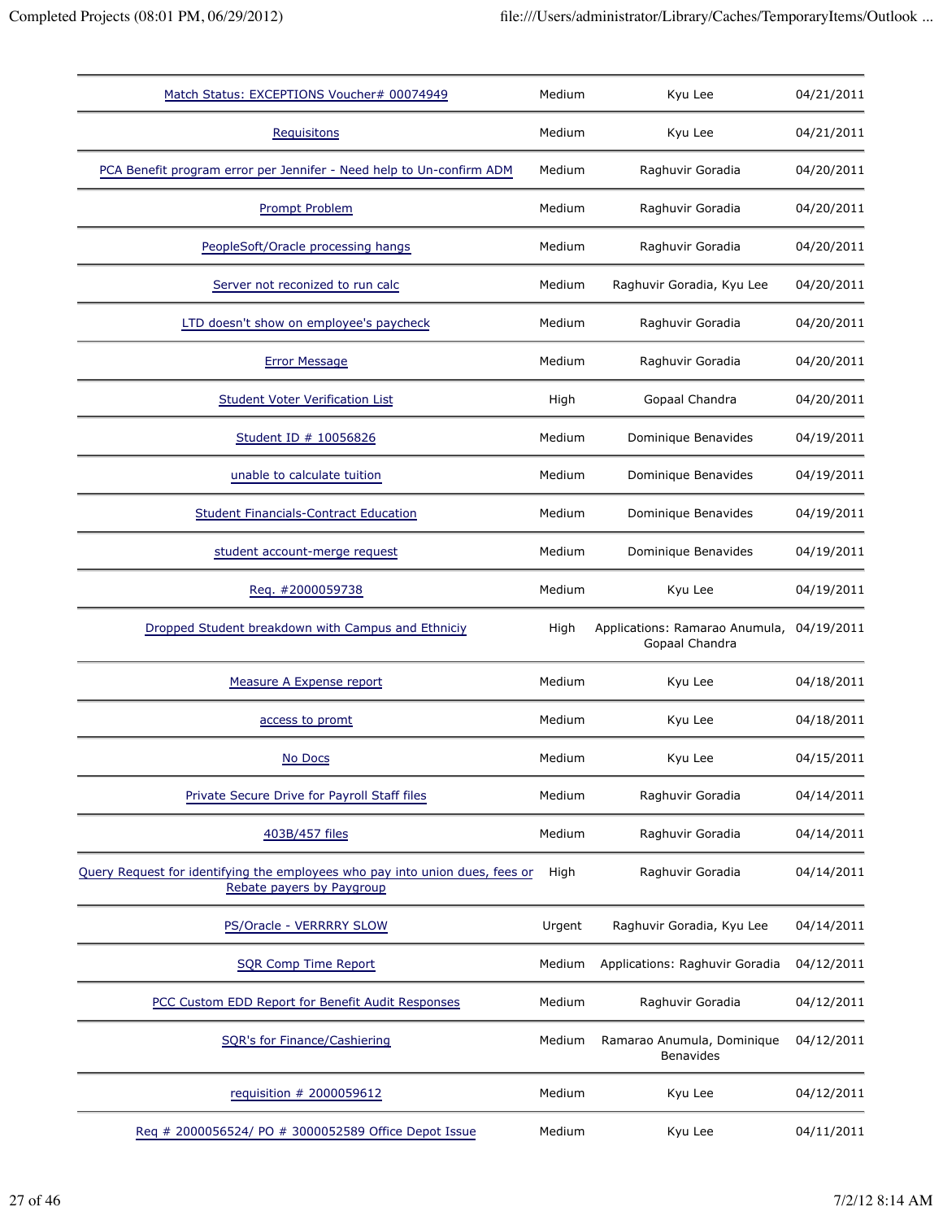| | | | |
|---|---|---|---|
| Match Status: EXCEPTIONS Voucher# 00074949 | Medium | Kyu Lee | 04/21/2011 |
| Requisitons | Medium | Kyu Lee | 04/21/2011 |
| PCA Benefit program error per Jennifer - Need help to Un-confirm ADM | Medium | Raghuvir Goradia | 04/20/2011 |
| Prompt Problem | Medium | Raghuvir Goradia | 04/20/2011 |
| PeopleSoft/Oracle processing hangs | Medium | Raghuvir Goradia | 04/20/2011 |
| Server not reconized to run calc | Medium | Raghuvir Goradia, Kyu Lee | 04/20/2011 |
| LTD doesn't show on employee's paycheck | Medium | Raghuvir Goradia | 04/20/2011 |
| Error Message | Medium | Raghuvir Goradia | 04/20/2011 |
| Student Voter Verification List | High | Gopaal Chandra | 04/20/2011 |
| Student ID # 10056826 | Medium | Dominique Benavides | 04/19/2011 |
| unable to calculate tuition | Medium | Dominique Benavides | 04/19/2011 |
| Student Financials-Contract Education | Medium | Dominique Benavides | 04/19/2011 |
| student account-merge request | Medium | Dominique Benavides | 04/19/2011 |
| Req. #2000059738 | Medium | Kyu Lee | 04/19/2011 |
| Dropped Student breakdown with Campus and Ethniciy | High | Applications: Ramarao Anumula, Gopaal Chandra | 04/19/2011 |
| Measure A Expense report | Medium | Kyu Lee | 04/18/2011 |
| access to promt | Medium | Kyu Lee | 04/18/2011 |
| No Docs | Medium | Kyu Lee | 04/15/2011 |
| Private Secure Drive for Payroll Staff files | Medium | Raghuvir Goradia | 04/14/2011 |
| 403B/457 files | Medium | Raghuvir Goradia | 04/14/2011 |
| Query Request for identifying the employees who pay into union dues, fees or Rebate payers by Paygroup | High | Raghuvir Goradia | 04/14/2011 |
| PS/Oracle - VERRRRY SLOW | Urgent | Raghuvir Goradia, Kyu Lee | 04/14/2011 |
| SQR Comp Time Report | Medium | Applications: Raghuvir Goradia | 04/12/2011 |
| PCC Custom EDD Report for Benefit Audit Responses | Medium | Raghuvir Goradia | 04/12/2011 |
| SQR's for Finance/Cashiering | Medium | Ramarao Anumula, Dominique Benavides | 04/12/2011 |
| requisition # 2000059612 | Medium | Kyu Lee | 04/12/2011 |
| Req # 2000056524/ PO # 3000052589 Office Depot Issue | Medium | Kyu Lee | 04/11/2011 |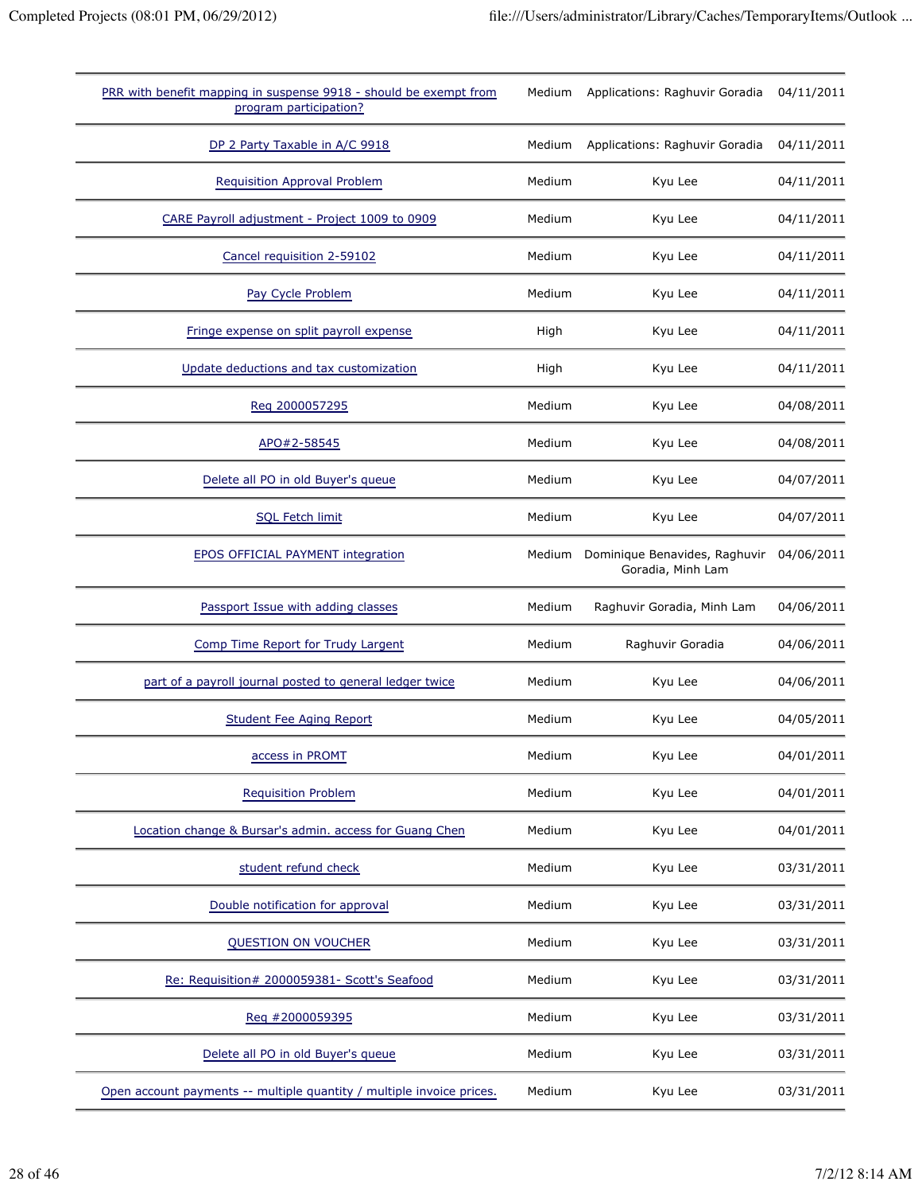| | | | |
|---|---|---|---|
| PRR with benefit mapping in suspense 9918 - should be exempt from program participation? | Medium | Applications: Raghuvir Goradia | 04/11/2011 |
| DP 2 Party Taxable in A/C 9918 | Medium | Applications: Raghuvir Goradia | 04/11/2011 |
| Requisition Approval Problem | Medium | Kyu Lee | 04/11/2011 |
| CARE Payroll adjustment - Project 1009 to 0909 | Medium | Kyu Lee | 04/11/2011 |
| Cancel requisition 2-59102 | Medium | Kyu Lee | 04/11/2011 |
| Pay Cycle Problem | Medium | Kyu Lee | 04/11/2011 |
| Fringe expense on split payroll expense | High | Kyu Lee | 04/11/2011 |
| Update deductions and tax customization | High | Kyu Lee | 04/11/2011 |
| Req 2000057295 | Medium | Kyu Lee | 04/08/2011 |
| APO#2-58545 | Medium | Kyu Lee | 04/08/2011 |
| Delete all PO in old Buyer's queue | Medium | Kyu Lee | 04/07/2011 |
| SQL Fetch limit | Medium | Kyu Lee | 04/07/2011 |
| EPOS OFFICIAL PAYMENT integration | Medium | Dominique Benavides, Raghuvir Goradia, Minh Lam | 04/06/2011 |
| Passport Issue with adding classes | Medium | Raghuvir Goradia, Minh Lam | 04/06/2011 |
| Comp Time Report for Trudy Largent | Medium | Raghuvir Goradia | 04/06/2011 |
| part of a payroll journal posted to general ledger twice | Medium | Kyu Lee | 04/06/2011 |
| Student Fee Aging Report | Medium | Kyu Lee | 04/05/2011 |
| access in PROMT | Medium | Kyu Lee | 04/01/2011 |
| Requisition Problem | Medium | Kyu Lee | 04/01/2011 |
| Location change & Bursar's admin. access for Guang Chen | Medium | Kyu Lee | 04/01/2011 |
| student refund check | Medium | Kyu Lee | 03/31/2011 |
| Double notification for approval | Medium | Kyu Lee | 03/31/2011 |
| QUESTION ON VOUCHER | Medium | Kyu Lee | 03/31/2011 |
| Re: Requisition# 2000059381- Scott's Seafood | Medium | Kyu Lee | 03/31/2011 |
| Req #2000059395 | Medium | Kyu Lee | 03/31/2011 |
| Delete all PO in old Buyer's queue | Medium | Kyu Lee | 03/31/2011 |
| Open account payments -- multiple quantity / multiple invoice prices. | Medium | Kyu Lee | 03/31/2011 |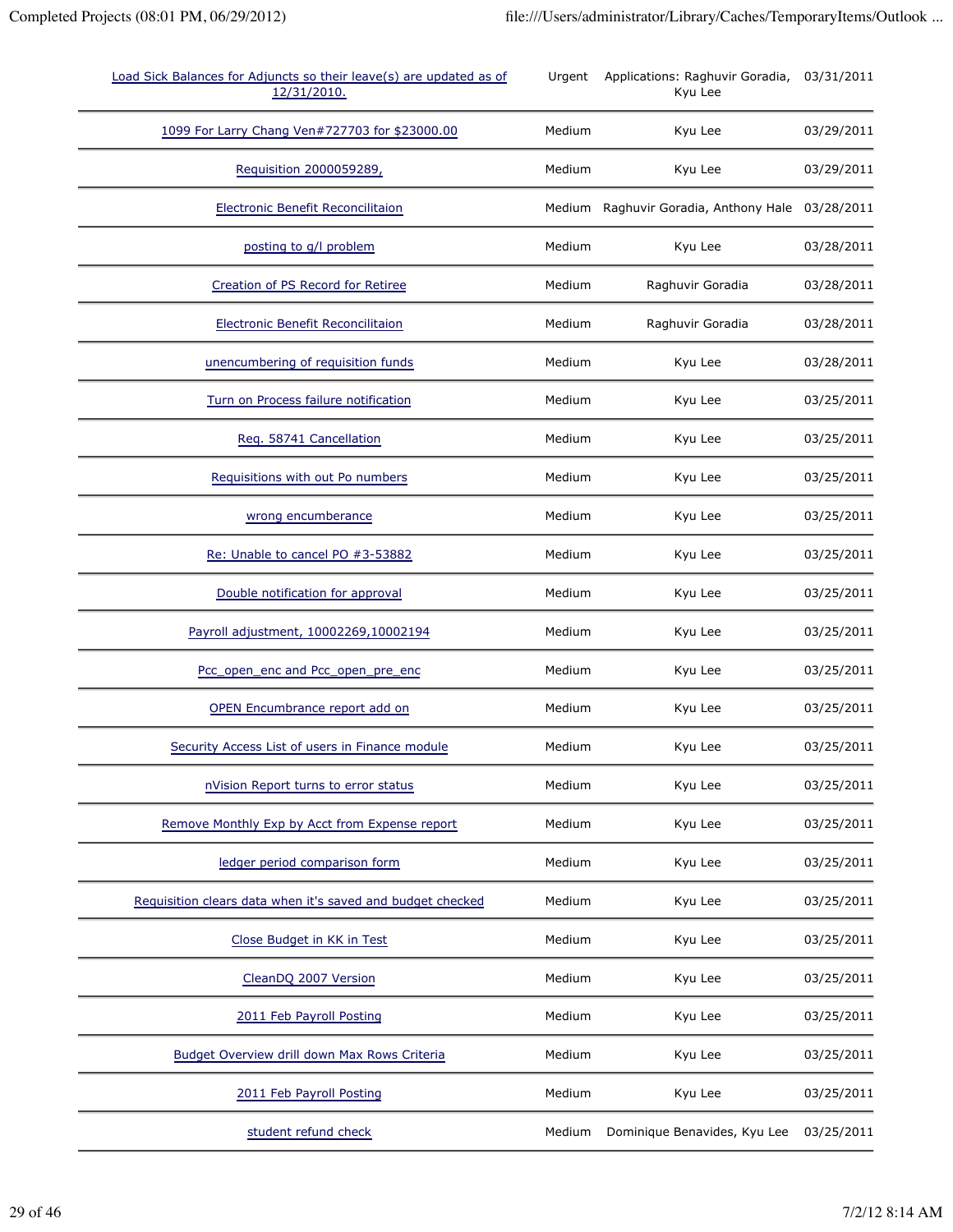| | | | |
|---|---|---|---|
| Load Sick Balances for Adjuncts so their leave(s) are updated as of 12/31/2010. | Urgent | Applications: Raghuvir Goradia, Kyu Lee | 03/31/2011 |
| 1099 For Larry Chang Ven#727703 for $23000.00 | Medium | Kyu Lee | 03/29/2011 |
| Requisition 2000059289, | Medium | Kyu Lee | 03/29/2011 |
| Electronic Benefit Reconcilitaion | Medium | Raghuvir Goradia, Anthony Hale | 03/28/2011 |
| posting to g/l problem | Medium | Kyu Lee | 03/28/2011 |
| Creation of PS Record for Retiree | Medium | Raghuvir Goradia | 03/28/2011 |
| Electronic Benefit Reconcilitaion | Medium | Raghuvir Goradia | 03/28/2011 |
| unencumbering of requisition funds | Medium | Kyu Lee | 03/28/2011 |
| Turn on Process failure notification | Medium | Kyu Lee | 03/25/2011 |
| Req. 58741 Cancellation | Medium | Kyu Lee | 03/25/2011 |
| Requisitions with out Po numbers | Medium | Kyu Lee | 03/25/2011 |
| wrong encumberance | Medium | Kyu Lee | 03/25/2011 |
| Re: Unable to cancel PO #3-53882 | Medium | Kyu Lee | 03/25/2011 |
| Double notification for approval | Medium | Kyu Lee | 03/25/2011 |
| Payroll adjustment, 10002269,10002194 | Medium | Kyu Lee | 03/25/2011 |
| Pcc_open_enc and Pcc_open_pre_enc | Medium | Kyu Lee | 03/25/2011 |
| OPEN Encumbrance report add on | Medium | Kyu Lee | 03/25/2011 |
| Security Access List of users in Finance module | Medium | Kyu Lee | 03/25/2011 |
| nVision Report turns to error status | Medium | Kyu Lee | 03/25/2011 |
| Remove Monthly Exp by Acct from Expense report | Medium | Kyu Lee | 03/25/2011 |
| ledger period comparison form | Medium | Kyu Lee | 03/25/2011 |
| Requisition clears data when it's saved and budget checked | Medium | Kyu Lee | 03/25/2011 |
| Close Budget in KK in Test | Medium | Kyu Lee | 03/25/2011 |
| CleanDQ 2007 Version | Medium | Kyu Lee | 03/25/2011 |
| 2011 Feb Payroll Posting | Medium | Kyu Lee | 03/25/2011 |
| Budget Overview drill down Max Rows Criteria | Medium | Kyu Lee | 03/25/2011 |
| 2011 Feb Payroll Posting | Medium | Kyu Lee | 03/25/2011 |
| student refund check | Medium | Dominique Benavides, Kyu Lee | 03/25/2011 |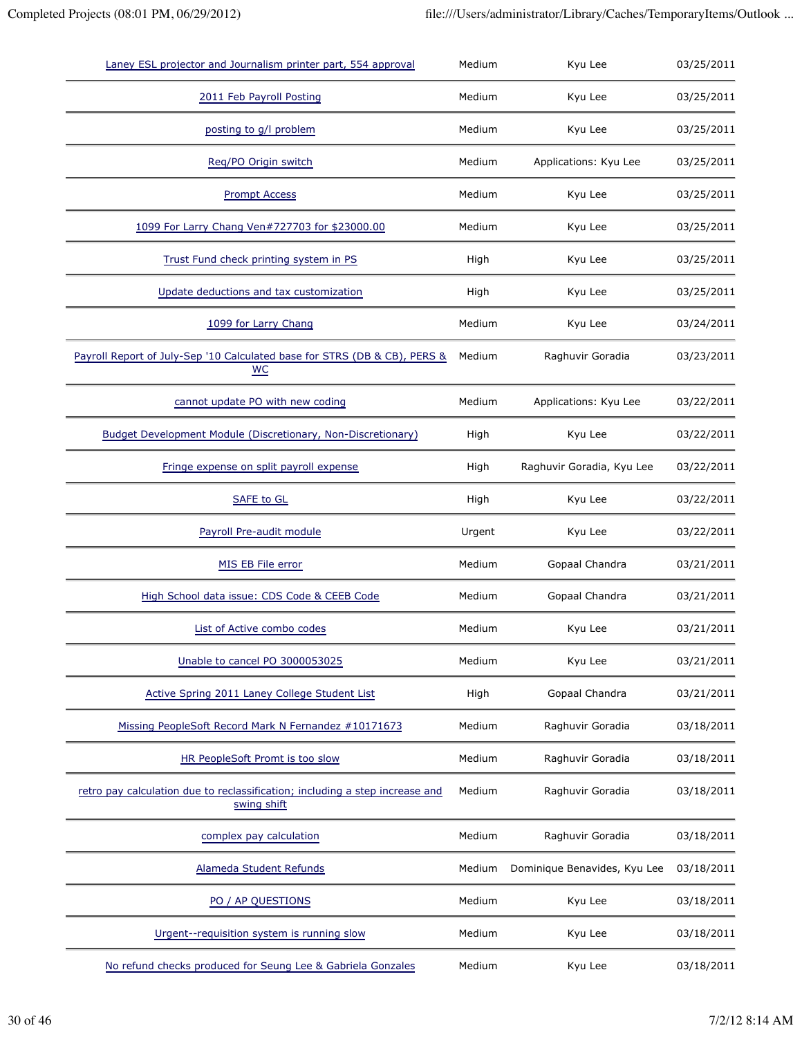| | | | |
|---|---|---|---|
| Laney ESL projector and Journalism printer part, 554 approval | Medium | Kyu Lee | 03/25/2011 |
| 2011 Feb Payroll Posting | Medium | Kyu Lee | 03/25/2011 |
| posting to g/l problem | Medium | Kyu Lee | 03/25/2011 |
| Req/PO Origin switch | Medium | Applications: Kyu Lee | 03/25/2011 |
| Prompt Access | Medium | Kyu Lee | 03/25/2011 |
| 1099 For Larry Chang Ven#727703 for $23000.00 | Medium | Kyu Lee | 03/25/2011 |
| Trust Fund check printing system in PS | High | Kyu Lee | 03/25/2011 |
| Update deductions and tax customization | High | Kyu Lee | 03/25/2011 |
| 1099 for Larry Chang | Medium | Kyu Lee | 03/24/2011 |
| Payroll Report of July-Sep '10 Calculated base for STRS (DB & CB), PERS & WC | Medium | Raghuvir Goradia | 03/23/2011 |
| cannot update PO with new coding | Medium | Applications: Kyu Lee | 03/22/2011 |
| Budget Development Module (Discretionary, Non-Discretionary) | High | Kyu Lee | 03/22/2011 |
| Fringe expense on split payroll expense | High | Raghuvir Goradia, Kyu Lee | 03/22/2011 |
| SAFE to GL | High | Kyu Lee | 03/22/2011 |
| Payroll Pre-audit module | Urgent | Kyu Lee | 03/22/2011 |
| MIS EB File error | Medium | Gopaal Chandra | 03/21/2011 |
| High School data issue: CDS Code & CEEB Code | Medium | Gopaal Chandra | 03/21/2011 |
| List of Active combo codes | Medium | Kyu Lee | 03/21/2011 |
| Unable to cancel PO 3000053025 | Medium | Kyu Lee | 03/21/2011 |
| Active Spring 2011 Laney College Student List | High | Gopaal Chandra | 03/21/2011 |
| Missing PeopleSoft Record Mark N Fernandez #10171673 | Medium | Raghuvir Goradia | 03/18/2011 |
| HR PeopleSoft Promt is too slow | Medium | Raghuvir Goradia | 03/18/2011 |
| retro pay calculation due to reclassification; including a step increase and swing shift | Medium | Raghuvir Goradia | 03/18/2011 |
| complex pay calculation | Medium | Raghuvir Goradia | 03/18/2011 |
| Alameda Student Refunds | Medium | Dominique Benavides, Kyu Lee | 03/18/2011 |
| PO / AP QUESTIONS | Medium | Kyu Lee | 03/18/2011 |
| Urgent--requisition system is running slow | Medium | Kyu Lee | 03/18/2011 |
| No refund checks produced for Seung Lee & Gabriela Gonzales | Medium | Kyu Lee | 03/18/2011 |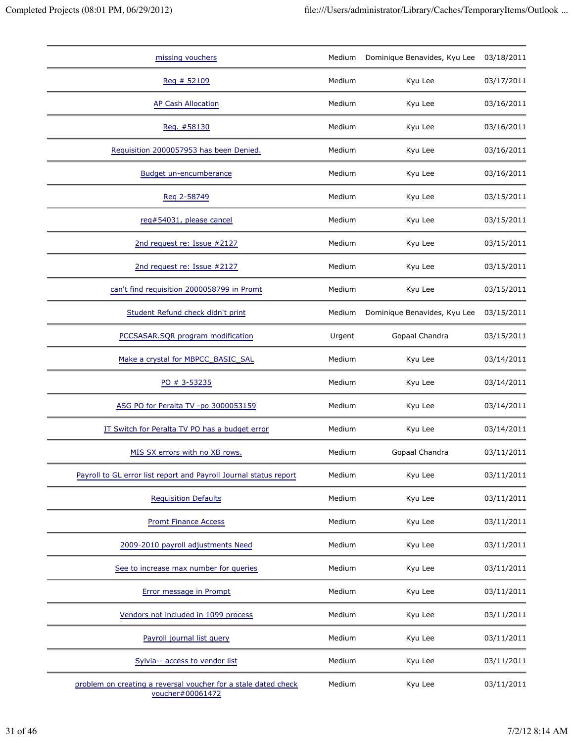| | | | |
|---|---|---|---|
| missing vouchers | Medium | Dominique Benavides, Kyu Lee | 03/18/2011 |
| Req # 52109 | Medium | Kyu Lee | 03/17/2011 |
| AP Cash Allocation | Medium | Kyu Lee | 03/16/2011 |
| Req. #58130 | Medium | Kyu Lee | 03/16/2011 |
| Requisition 2000057953 has been Denied. | Medium | Kyu Lee | 03/16/2011 |
| Budget un-encumberance | Medium | Kyu Lee | 03/16/2011 |
| Req 2-58749 | Medium | Kyu Lee | 03/15/2011 |
| req#54031, please cancel | Medium | Kyu Lee | 03/15/2011 |
| 2nd request re: Issue #2127 | Medium | Kyu Lee | 03/15/2011 |
| 2nd request re: Issue #2127 | Medium | Kyu Lee | 03/15/2011 |
| can't find requisition 2000058799 in Promt | Medium | Kyu Lee | 03/15/2011 |
| Student Refund check didn't print | Medium | Dominique Benavides, Kyu Lee | 03/15/2011 |
| PCCSASAR.SQR program modification | Urgent | Gopaal Chandra | 03/15/2011 |
| Make a crystal for MBPCC_BASIC_SAL | Medium | Kyu Lee | 03/14/2011 |
| PO # 3-53235 | Medium | Kyu Lee | 03/14/2011 |
| ASG PO for Peralta TV -po 3000053159 | Medium | Kyu Lee | 03/14/2011 |
| IT Switch for Peralta TV PO has a budget error | Medium | Kyu Lee | 03/14/2011 |
| MIS SX errors with no XB rows. | Medium | Gopaal Chandra | 03/11/2011 |
| Payroll to GL error list report and Payroll Journal status report | Medium | Kyu Lee | 03/11/2011 |
| Requisition Defaults | Medium | Kyu Lee | 03/11/2011 |
| Promt Finance Access | Medium | Kyu Lee | 03/11/2011 |
| 2009-2010 payroll adjustments Need | Medium | Kyu Lee | 03/11/2011 |
| See to increase max number for queries | Medium | Kyu Lee | 03/11/2011 |
| Error message in Prompt | Medium | Kyu Lee | 03/11/2011 |
| Vendors not included in 1099 process | Medium | Kyu Lee | 03/11/2011 |
| Payroll journal list query | Medium | Kyu Lee | 03/11/2011 |
| Sylvia-- access to vendor list | Medium | Kyu Lee | 03/11/2011 |
| problem on creating a reversal voucher for a stale dated check voucher#00061472 | Medium | Kyu Lee | 03/11/2011 |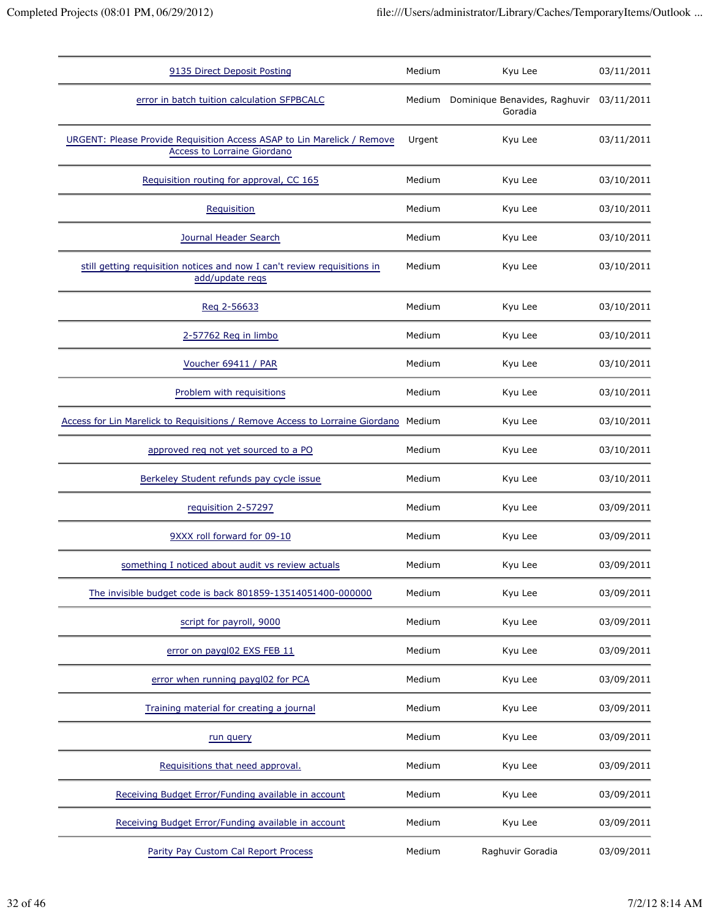| | | | |
|---|---|---|---|
| 9135 Direct Deposit Posting | Medium | Kyu Lee | 03/11/2011 |
| error in batch tuition calculation SFPBCALC | Medium | Dominique Benavides, Raghuvir Goradia | 03/11/2011 |
| URGENT: Please Provide Requisition Access ASAP to Lin Marelick / Remove Access to Lorraine Giordano | Urgent | Kyu Lee | 03/11/2011 |
| Requisition routing for approval, CC 165 | Medium | Kyu Lee | 03/10/2011 |
| Requisition | Medium | Kyu Lee | 03/10/2011 |
| Journal Header Search | Medium | Kyu Lee | 03/10/2011 |
| still getting requisition notices and now I can't review requisitions in add/update reqs | Medium | Kyu Lee | 03/10/2011 |
| Req 2-56633 | Medium | Kyu Lee | 03/10/2011 |
| 2-57762 Req in limbo | Medium | Kyu Lee | 03/10/2011 |
| Voucher 69411 / PAR | Medium | Kyu Lee | 03/10/2011 |
| Problem with requisitions | Medium | Kyu Lee | 03/10/2011 |
| Access for Lin Marelick to Requisitions / Remove Access to Lorraine Giordano | Medium | Kyu Lee | 03/10/2011 |
| approved req not yet sourced to a PO | Medium | Kyu Lee | 03/10/2011 |
| Berkeley Student refunds pay cycle issue | Medium | Kyu Lee | 03/10/2011 |
| requisition 2-57297 | Medium | Kyu Lee | 03/09/2011 |
| 9XXX roll forward for 09-10 | Medium | Kyu Lee | 03/09/2011 |
| something I noticed about audit vs review actuals | Medium | Kyu Lee | 03/09/2011 |
| The invisible budget code is back 801859-13514051400-000000 | Medium | Kyu Lee | 03/09/2011 |
| script for payroll, 9000 | Medium | Kyu Lee | 03/09/2011 |
| error on paygl02 EXS FEB 11 | Medium | Kyu Lee | 03/09/2011 |
| error when running paygl02 for PCA | Medium | Kyu Lee | 03/09/2011 |
| Training material for creating a journal | Medium | Kyu Lee | 03/09/2011 |
| run query | Medium | Kyu Lee | 03/09/2011 |
| Requisitions that need approval. | Medium | Kyu Lee | 03/09/2011 |
| Receiving Budget Error/Funding available in account | Medium | Kyu Lee | 03/09/2011 |
| Receiving Budget Error/Funding available in account | Medium | Kyu Lee | 03/09/2011 |
| Parity Pay Custom Cal Report Process | Medium | Raghuvir Goradia | 03/09/2011 |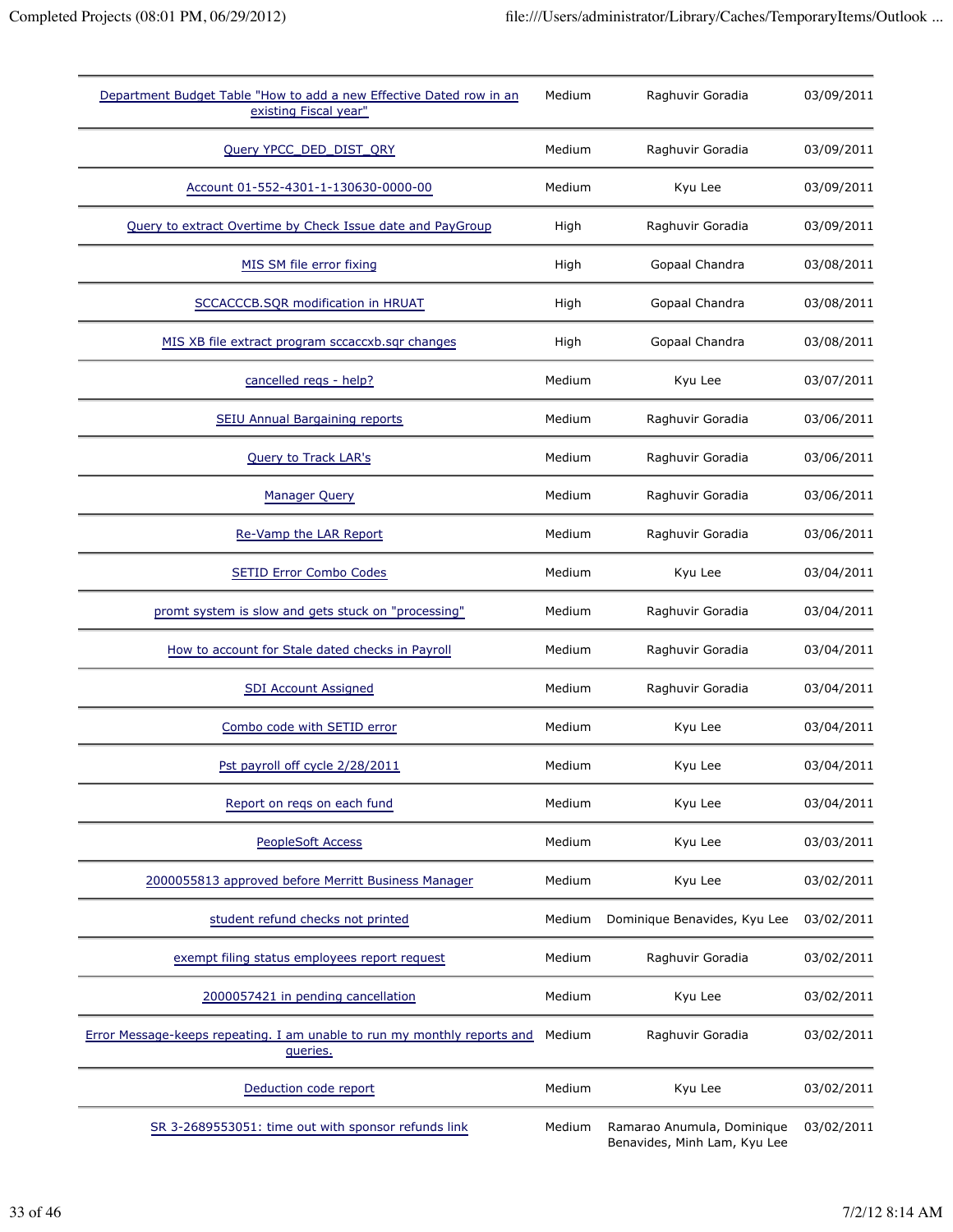| | | | |
|---|---|---|---|
| Department Budget Table "How to add a new Effective Dated row in an existing Fiscal year" | Medium | Raghuvir Goradia | 03/09/2011 |
| Query YPCC_DED_DIST_QRY | Medium | Raghuvir Goradia | 03/09/2011 |
| Account 01-552-4301-1-130630-0000-00 | Medium | Kyu Lee | 03/09/2011 |
| Query to extract Overtime by Check Issue date and PayGroup | High | Raghuvir Goradia | 03/09/2011 |
| MIS SM file error fixing | High | Gopaal Chandra | 03/08/2011 |
| SCCACCCB.SQR modification in HRUAT | High | Gopaal Chandra | 03/08/2011 |
| MIS XB file extract program sccaccxb.sqr changes | High | Gopaal Chandra | 03/08/2011 |
| cancelled reqs - help? | Medium | Kyu Lee | 03/07/2011 |
| SEIU Annual Bargaining reports | Medium | Raghuvir Goradia | 03/06/2011 |
| Query to Track LAR's | Medium | Raghuvir Goradia | 03/06/2011 |
| Manager Query | Medium | Raghuvir Goradia | 03/06/2011 |
| Re-Vamp the LAR Report | Medium | Raghuvir Goradia | 03/06/2011 |
| SETID Error Combo Codes | Medium | Kyu Lee | 03/04/2011 |
| promt system is slow and gets stuck on "processing" | Medium | Raghuvir Goradia | 03/04/2011 |
| How to account for Stale dated checks in Payroll | Medium | Raghuvir Goradia | 03/04/2011 |
| SDI Account Assigned | Medium | Raghuvir Goradia | 03/04/2011 |
| Combo code with SETID error | Medium | Kyu Lee | 03/04/2011 |
| Pst payroll off cycle 2/28/2011 | Medium | Kyu Lee | 03/04/2011 |
| Report on reqs on each fund | Medium | Kyu Lee | 03/04/2011 |
| PeopleSoft Access | Medium | Kyu Lee | 03/03/2011 |
| 2000055813 approved before Merritt Business Manager | Medium | Kyu Lee | 03/02/2011 |
| student refund checks not printed | Medium | Dominique Benavides, Kyu Lee | 03/02/2011 |
| exempt filing status employees report request | Medium | Raghuvir Goradia | 03/02/2011 |
| 2000057421 in pending cancellation | Medium | Kyu Lee | 03/02/2011 |
| Error Message-keeps repeating. I am unable to run my monthly reports and queries. | Medium | Raghuvir Goradia | 03/02/2011 |
| Deduction code report | Medium | Kyu Lee | 03/02/2011 |
| SR 3-2689553051: time out with sponsor refunds link | Medium | Ramarao Anumula, Dominique Benavides, Minh Lam, Kyu Lee | 03/02/2011 |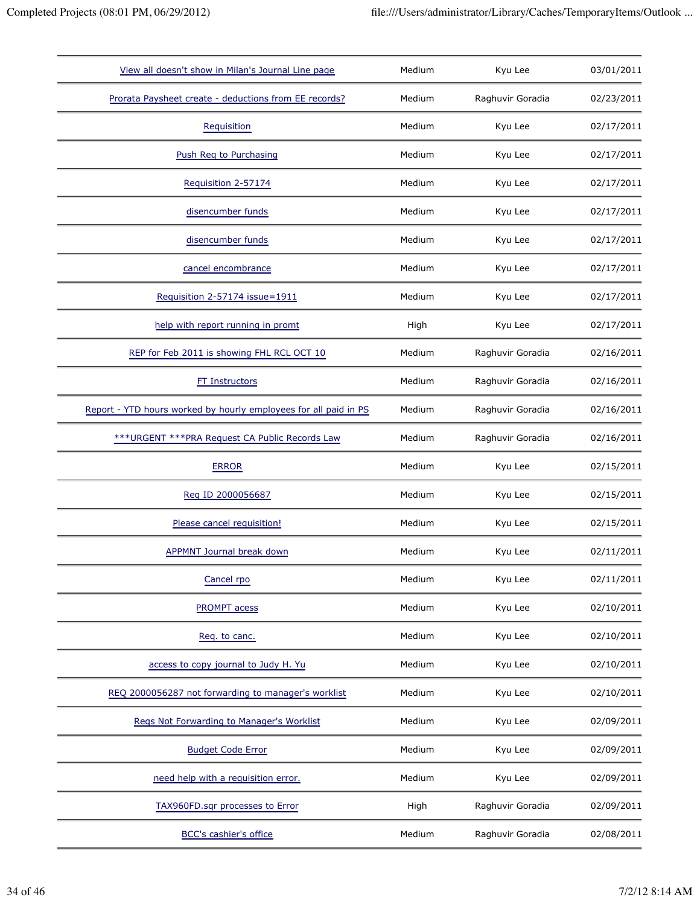| | | | |
|---|---|---|---|
| View all doesn't show in Milan's Journal Line page | Medium | Kyu Lee | 03/01/2011 |
| Prorata Paysheet create - deductions from EE records? | Medium | Raghuvir Goradia | 02/23/2011 |
| Requisition | Medium | Kyu Lee | 02/17/2011 |
| Push Req to Purchasing | Medium | Kyu Lee | 02/17/2011 |
| Requisition 2-57174 | Medium | Kyu Lee | 02/17/2011 |
| disencumber funds | Medium | Kyu Lee | 02/17/2011 |
| disencumber funds | Medium | Kyu Lee | 02/17/2011 |
| cancel encombrance | Medium | Kyu Lee | 02/17/2011 |
| Requisition 2-57174 issue=1911 | Medium | Kyu Lee | 02/17/2011 |
| help with report running in promt | High | Kyu Lee | 02/17/2011 |
| REP for Feb 2011 is showing FHL RCL OCT 10 | Medium | Raghuvir Goradia | 02/16/2011 |
| FT Instructors | Medium | Raghuvir Goradia | 02/16/2011 |
| Report - YTD hours worked by hourly employees for all paid in PS | Medium | Raghuvir Goradia | 02/16/2011 |
| ***URGENT ***PRA Request CA Public Records Law | Medium | Raghuvir Goradia | 02/16/2011 |
| ERROR | Medium | Kyu Lee | 02/15/2011 |
| Req ID 2000056687 | Medium | Kyu Lee | 02/15/2011 |
| Please cancel requisition! | Medium | Kyu Lee | 02/15/2011 |
| APPMNT Journal break down | Medium | Kyu Lee | 02/11/2011 |
| Cancel rpo | Medium | Kyu Lee | 02/11/2011 |
| PROMPT acess | Medium | Kyu Lee | 02/10/2011 |
| Req. to canc. | Medium | Kyu Lee | 02/10/2011 |
| access to copy journal to Judy H. Yu | Medium | Kyu Lee | 02/10/2011 |
| REQ 2000056287 not forwarding to manager's worklist | Medium | Kyu Lee | 02/10/2011 |
| Reqs Not Forwarding to Manager's Worklist | Medium | Kyu Lee | 02/09/2011 |
| Budget Code Error | Medium | Kyu Lee | 02/09/2011 |
| need help with a requisition error. | Medium | Kyu Lee | 02/09/2011 |
| TAX960FD.sqr processes to Error | High | Raghuvir Goradia | 02/09/2011 |
| BCC's cashier's office | Medium | Raghuvir Goradia | 02/08/2011 |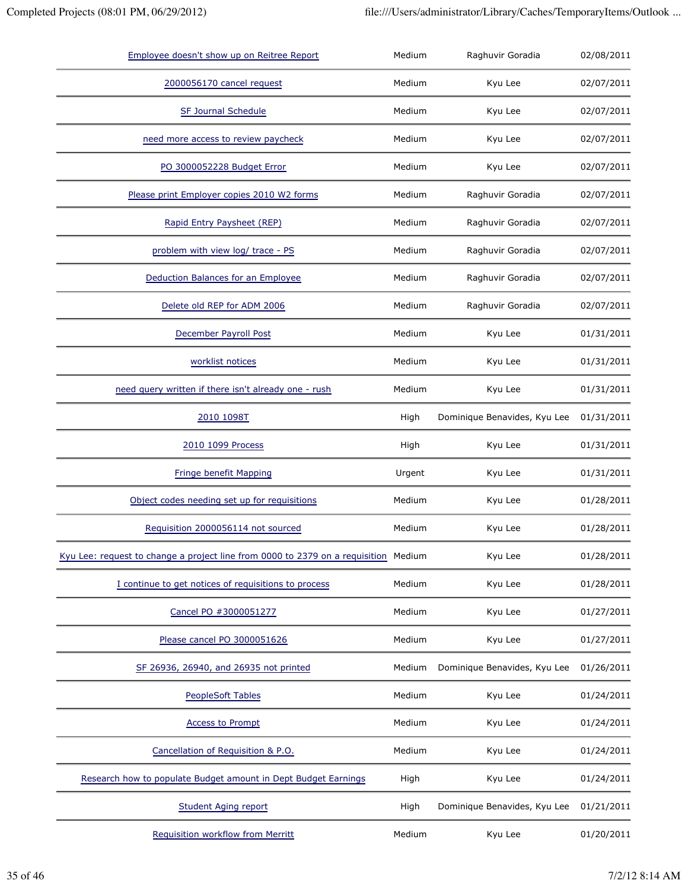| | | | |
|---|---|---|---|
| Employee doesn't show up on Reitree Report | Medium | Raghuvir Goradia | 02/08/2011 |
| 2000056170 cancel request | Medium | Kyu Lee | 02/07/2011 |
| SF Journal Schedule | Medium | Kyu Lee | 02/07/2011 |
| need more access to review paycheck | Medium | Kyu Lee | 02/07/2011 |
| PO 3000052228 Budget Error | Medium | Kyu Lee | 02/07/2011 |
| Please print Employer copies 2010 W2 forms | Medium | Raghuvir Goradia | 02/07/2011 |
| Rapid Entry Paysheet (REP) | Medium | Raghuvir Goradia | 02/07/2011 |
| problem with view log/ trace - PS | Medium | Raghuvir Goradia | 02/07/2011 |
| Deduction Balances for an Employee | Medium | Raghuvir Goradia | 02/07/2011 |
| Delete old REP for ADM 2006 | Medium | Raghuvir Goradia | 02/07/2011 |
| December Payroll Post | Medium | Kyu Lee | 01/31/2011 |
| worklist notices | Medium | Kyu Lee | 01/31/2011 |
| need query written if there isn't already one - rush | Medium | Kyu Lee | 01/31/2011 |
| 2010 1098T | High | Dominique Benavides, Kyu Lee | 01/31/2011 |
| 2010 1099 Process | High | Kyu Lee | 01/31/2011 |
| Fringe benefit Mapping | Urgent | Kyu Lee | 01/31/2011 |
| Object codes needing set up for requisitions | Medium | Kyu Lee | 01/28/2011 |
| Requisition 2000056114 not sourced | Medium | Kyu Lee | 01/28/2011 |
| Kyu Lee: request to change a project line from 0000 to 2379 on a requisition | Medium | Kyu Lee | 01/28/2011 |
| I continue to get notices of requisitions to process | Medium | Kyu Lee | 01/28/2011 |
| Cancel PO #3000051277 | Medium | Kyu Lee | 01/27/2011 |
| Please cancel PO 3000051626 | Medium | Kyu Lee | 01/27/2011 |
| SF 26936, 26940, and 26935 not printed | Medium | Dominique Benavides, Kyu Lee | 01/26/2011 |
| PeopleSoft Tables | Medium | Kyu Lee | 01/24/2011 |
| Access to Prompt | Medium | Kyu Lee | 01/24/2011 |
| Cancellation of Requisition & P.O. | Medium | Kyu Lee | 01/24/2011 |
| Research how to populate Budget amount in Dept Budget Earnings | High | Kyu Lee | 01/24/2011 |
| Student Aging report | High | Dominique Benavides, Kyu Lee | 01/21/2011 |
| Requisition workflow from Merritt | Medium | Kyu Lee | 01/20/2011 |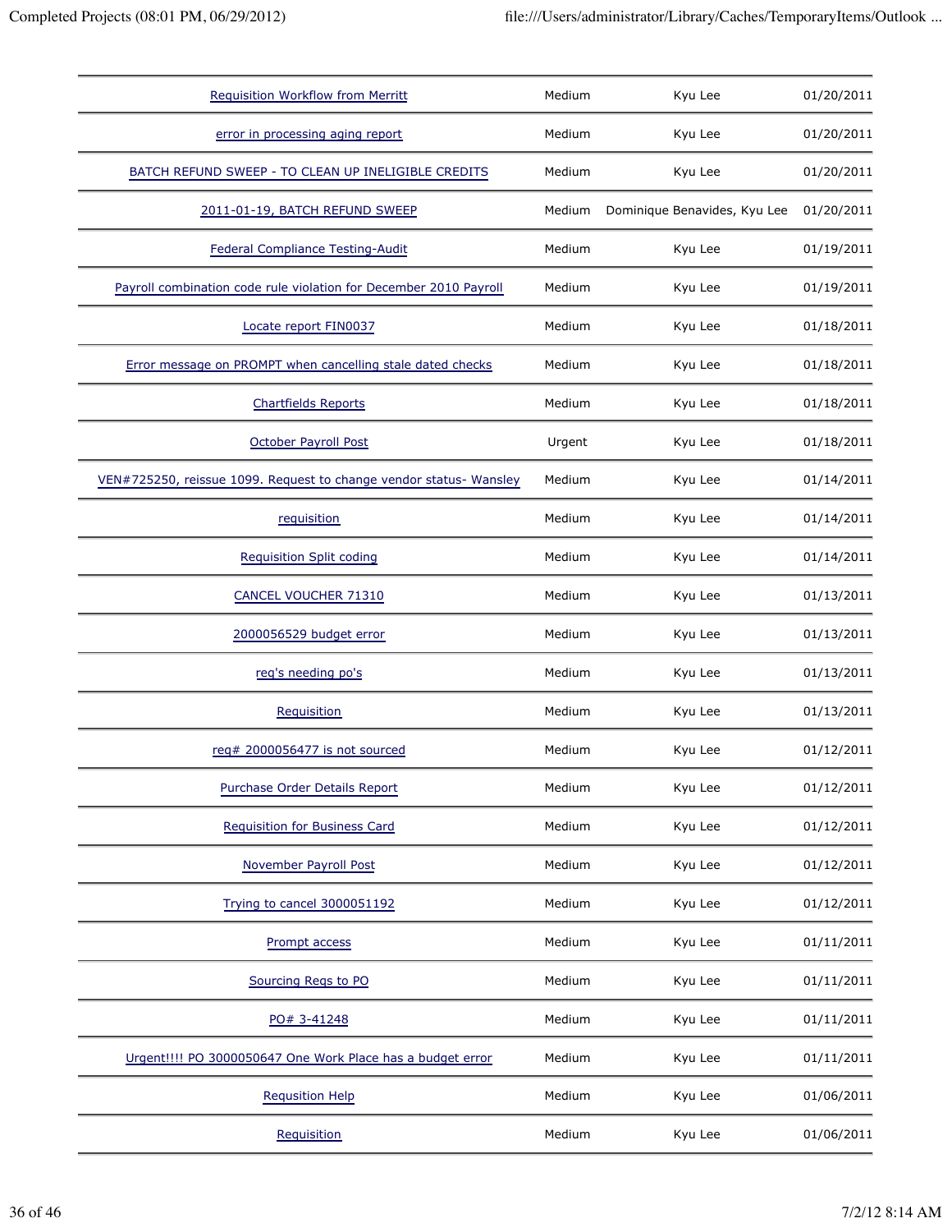| | | | |
|---|---|---|---|
| Requisition Workflow from Merritt | Medium | Kyu Lee | 01/20/2011 |
| error in processing aging report | Medium | Kyu Lee | 01/20/2011 |
| BATCH REFUND SWEEP - TO CLEAN UP INELIGIBLE CREDITS | Medium | Kyu Lee | 01/20/2011 |
| 2011-01-19, BATCH REFUND SWEEP | Medium | Dominique Benavides, Kyu Lee | 01/20/2011 |
| Federal Compliance Testing-Audit | Medium | Kyu Lee | 01/19/2011 |
| Payroll combination code rule violation for December 2010 Payroll | Medium | Kyu Lee | 01/19/2011 |
| Locate report FIN0037 | Medium | Kyu Lee | 01/18/2011 |
| Error message on PROMPT when cancelling stale dated checks | Medium | Kyu Lee | 01/18/2011 |
| Chartfields Reports | Medium | Kyu Lee | 01/18/2011 |
| October Payroll Post | Urgent | Kyu Lee | 01/18/2011 |
| VEN#725250, reissue 1099. Request to change vendor status- Wansley | Medium | Kyu Lee | 01/14/2011 |
| requisition | Medium | Kyu Lee | 01/14/2011 |
| Requisition Split coding | Medium | Kyu Lee | 01/14/2011 |
| CANCEL VOUCHER 71310 | Medium | Kyu Lee | 01/13/2011 |
| 2000056529 budget error | Medium | Kyu Lee | 01/13/2011 |
| req's needing po's | Medium | Kyu Lee | 01/13/2011 |
| Requisition | Medium | Kyu Lee | 01/13/2011 |
| req# 2000056477 is not sourced | Medium | Kyu Lee | 01/12/2011 |
| Purchase Order Details Report | Medium | Kyu Lee | 01/12/2011 |
| Requisition for Business Card | Medium | Kyu Lee | 01/12/2011 |
| November Payroll Post | Medium | Kyu Lee | 01/12/2011 |
| Trying to cancel 3000051192 | Medium | Kyu Lee | 01/12/2011 |
| Prompt access | Medium | Kyu Lee | 01/11/2011 |
| Sourcing Reqs to PO | Medium | Kyu Lee | 01/11/2011 |
| PO# 3-41248 | Medium | Kyu Lee | 01/11/2011 |
| Urgent!!!! PO 3000050647 One Work Place has a budget error | Medium | Kyu Lee | 01/11/2011 |
| Requsition Help | Medium | Kyu Lee | 01/06/2011 |
| Requisition | Medium | Kyu Lee | 01/06/2011 |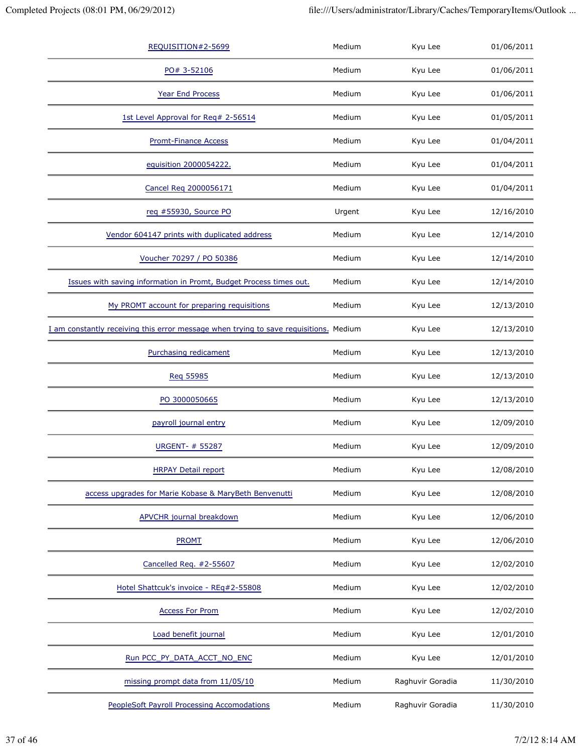| | | | |
|---|---|---|---|
| REQUISITION#2-5699 | Medium | Kyu Lee | 01/06/2011 |
| PO# 3-52106 | Medium | Kyu Lee | 01/06/2011 |
| Year End Process | Medium | Kyu Lee | 01/06/2011 |
| 1st Level Approval for Req# 2-56514 | Medium | Kyu Lee | 01/05/2011 |
| Promt-Finance Access | Medium | Kyu Lee | 01/04/2011 |
| equisition 2000054222. | Medium | Kyu Lee | 01/04/2011 |
| Cancel Req 2000056171 | Medium | Kyu Lee | 01/04/2011 |
| req #55930, Source PO | Urgent | Kyu Lee | 12/16/2010 |
| Vendor 604147 prints with duplicated address | Medium | Kyu Lee | 12/14/2010 |
| Voucher 70297 / PO 50386 | Medium | Kyu Lee | 12/14/2010 |
| Issues with saving information in Promt, Budget Process times out. | Medium | Kyu Lee | 12/14/2010 |
| My PROMT account for preparing requisitions | Medium | Kyu Lee | 12/13/2010 |
| I am constantly receiving this error message when trying to save requisitions. | Medium | Kyu Lee | 12/13/2010 |
| Purchasing redicament | Medium | Kyu Lee | 12/13/2010 |
| Req 55985 | Medium | Kyu Lee | 12/13/2010 |
| PO 3000050665 | Medium | Kyu Lee | 12/13/2010 |
| payroll journal entry | Medium | Kyu Lee | 12/09/2010 |
| URGENT- # 55287 | Medium | Kyu Lee | 12/09/2010 |
| HRPAY Detail report | Medium | Kyu Lee | 12/08/2010 |
| access upgrades for Marie Kobase & MaryBeth Benvenutti | Medium | Kyu Lee | 12/08/2010 |
| APVCHR journal breakdown | Medium | Kyu Lee | 12/06/2010 |
| PROMT | Medium | Kyu Lee | 12/06/2010 |
| Cancelled Req. #2-55607 | Medium | Kyu Lee | 12/02/2010 |
| Hotel Shattcuk's invoice - REq#2-55808 | Medium | Kyu Lee | 12/02/2010 |
| Access For Prom | Medium | Kyu Lee | 12/02/2010 |
| Load benefit journal | Medium | Kyu Lee | 12/01/2010 |
| Run PCC_PY_DATA_ACCT_NO_ENC | Medium | Kyu Lee | 12/01/2010 |
| missing prompt data from 11/05/10 | Medium | Raghuvir Goradia | 11/30/2010 |
| PeopleSoft Payroll Processing Accomodations | Medium | Raghuvir Goradia | 11/30/2010 |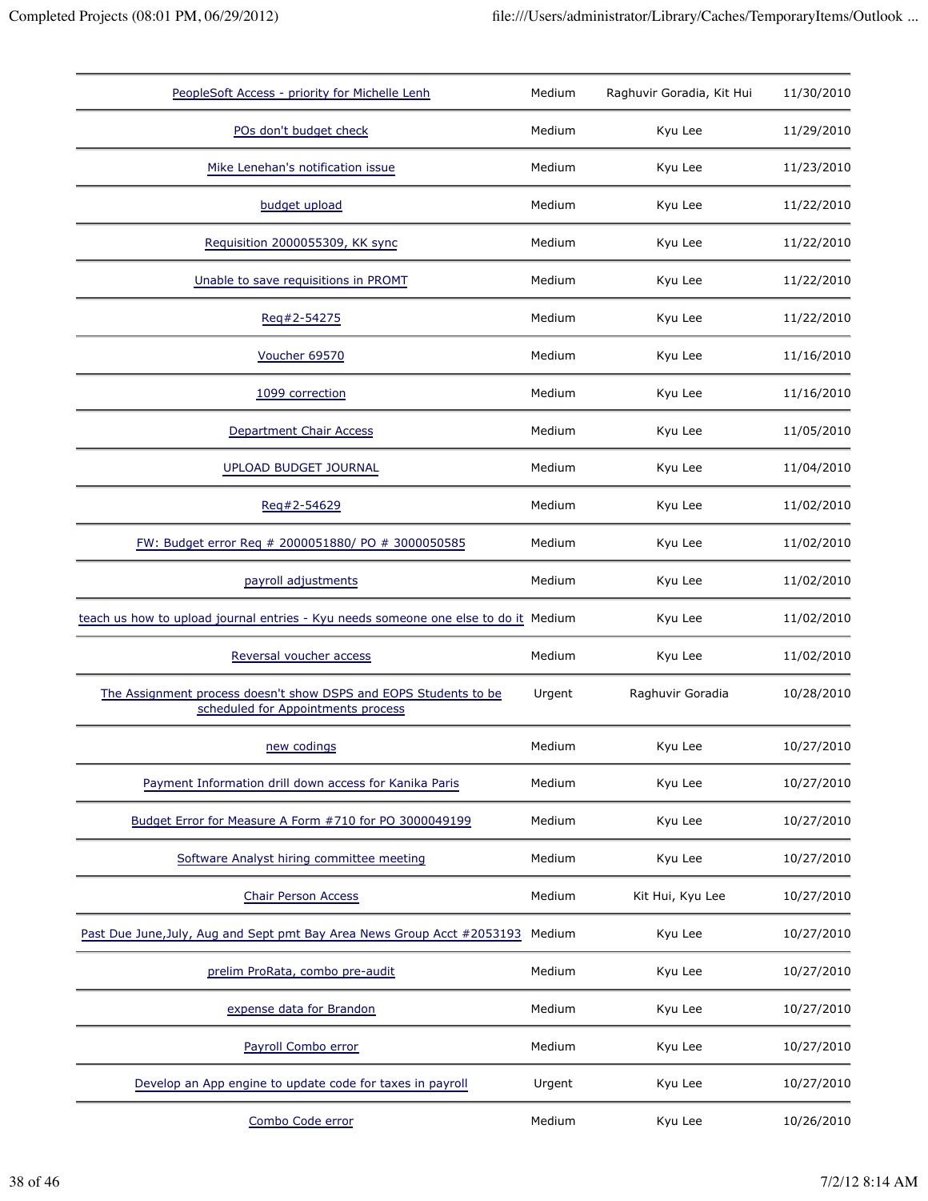| | | | |
|---|---|---|---|
| PeopleSoft Access - priority for Michelle Lenh | Medium | Raghuvir Goradia, Kit Hui | 11/30/2010 |
| POs don't budget check | Medium | Kyu Lee | 11/29/2010 |
| Mike Lenehan's notification issue | Medium | Kyu Lee | 11/23/2010 |
| budget upload | Medium | Kyu Lee | 11/22/2010 |
| Requisition 2000055309, KK sync | Medium | Kyu Lee | 11/22/2010 |
| Unable to save requisitions in PROMT | Medium | Kyu Lee | 11/22/2010 |
| Req#2-54275 | Medium | Kyu Lee | 11/22/2010 |
| Voucher 69570 | Medium | Kyu Lee | 11/16/2010 |
| 1099 correction | Medium | Kyu Lee | 11/16/2010 |
| Department Chair Access | Medium | Kyu Lee | 11/05/2010 |
| UPLOAD BUDGET JOURNAL | Medium | Kyu Lee | 11/04/2010 |
| Req#2-54629 | Medium | Kyu Lee | 11/02/2010 |
| FW: Budget error Req # 2000051880/ PO # 3000050585 | Medium | Kyu Lee | 11/02/2010 |
| payroll adjustments | Medium | Kyu Lee | 11/02/2010 |
| teach us how to upload journal entries - Kyu needs someone one else to do it | Medium | Kyu Lee | 11/02/2010 |
| Reversal voucher access | Medium | Kyu Lee | 11/02/2010 |
| The Assignment process doesn't show DSPS and EOPS Students to be scheduled for Appointments process | Urgent | Raghuvir Goradia | 10/28/2010 |
| new codings | Medium | Kyu Lee | 10/27/2010 |
| Payment Information drill down access for Kanika Paris | Medium | Kyu Lee | 10/27/2010 |
| Budget Error for Measure A Form #710 for PO 3000049199 | Medium | Kyu Lee | 10/27/2010 |
| Software Analyst hiring committee meeting | Medium | Kyu Lee | 10/27/2010 |
| Chair Person Access | Medium | Kit Hui, Kyu Lee | 10/27/2010 |
| Past Due June,July, Aug and Sept pmt Bay Area News Group Acct #2053193 | Medium | Kyu Lee | 10/27/2010 |
| prelim ProRata, combo pre-audit | Medium | Kyu Lee | 10/27/2010 |
| expense data for Brandon | Medium | Kyu Lee | 10/27/2010 |
| Payroll Combo error | Medium | Kyu Lee | 10/27/2010 |
| Develop an App engine to update code for taxes in payroll | Urgent | Kyu Lee | 10/27/2010 |
| Combo Code error | Medium | Kyu Lee | 10/26/2010 |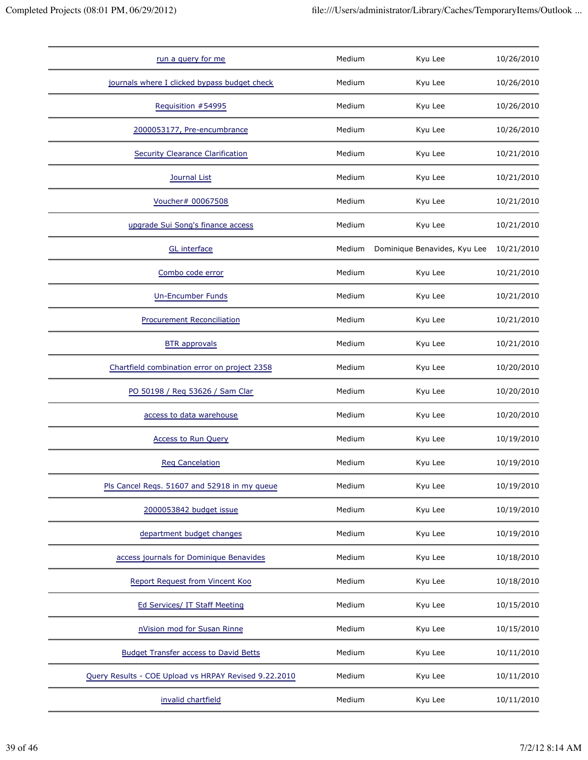| | | | |
|---|---|---|---|
| run a query for me | Medium | Kyu Lee | 10/26/2010 |
| journals where I clicked bypass budget check | Medium | Kyu Lee | 10/26/2010 |
| Requisition #54995 | Medium | Kyu Lee | 10/26/2010 |
| 2000053177, Pre-encumbrance | Medium | Kyu Lee | 10/26/2010 |
| Security Clearance Clarification | Medium | Kyu Lee | 10/21/2010 |
| Journal List | Medium | Kyu Lee | 10/21/2010 |
| Voucher# 00067508 | Medium | Kyu Lee | 10/21/2010 |
| upgrade Sui Song's finance access | Medium | Kyu Lee | 10/21/2010 |
| GL interface | Medium | Dominique Benavides, Kyu Lee | 10/21/2010 |
| Combo code error | Medium | Kyu Lee | 10/21/2010 |
| Un-Encumber Funds | Medium | Kyu Lee | 10/21/2010 |
| Procurement Reconciliation | Medium | Kyu Lee | 10/21/2010 |
| BTR approvals | Medium | Kyu Lee | 10/21/2010 |
| Chartfield combination error on project 2358 | Medium | Kyu Lee | 10/20/2010 |
| PO 50198 / Req 53626 / Sam Clar | Medium | Kyu Lee | 10/20/2010 |
| access to data warehouse | Medium | Kyu Lee | 10/20/2010 |
| Access to Run Query | Medium | Kyu Lee | 10/19/2010 |
| Req Cancelation | Medium | Kyu Lee | 10/19/2010 |
| Pls Cancel Reqs. 51607 and 52918 in my queue | Medium | Kyu Lee | 10/19/2010 |
| 2000053842 budget issue | Medium | Kyu Lee | 10/19/2010 |
| department budget changes | Medium | Kyu Lee | 10/19/2010 |
| access journals for Dominique Benavides | Medium | Kyu Lee | 10/18/2010 |
| Report Request from Vincent Koo | Medium | Kyu Lee | 10/18/2010 |
| Ed Services/ IT Staff Meeting | Medium | Kyu Lee | 10/15/2010 |
| nVision mod for Susan Rinne | Medium | Kyu Lee | 10/15/2010 |
| Budget Transfer access to David Betts | Medium | Kyu Lee | 10/11/2010 |
| Query Results - COE Upload vs HRPAY Revised 9.22.2010 | Medium | Kyu Lee | 10/11/2010 |
| invalid chartfield | Medium | Kyu Lee | 10/11/2010 |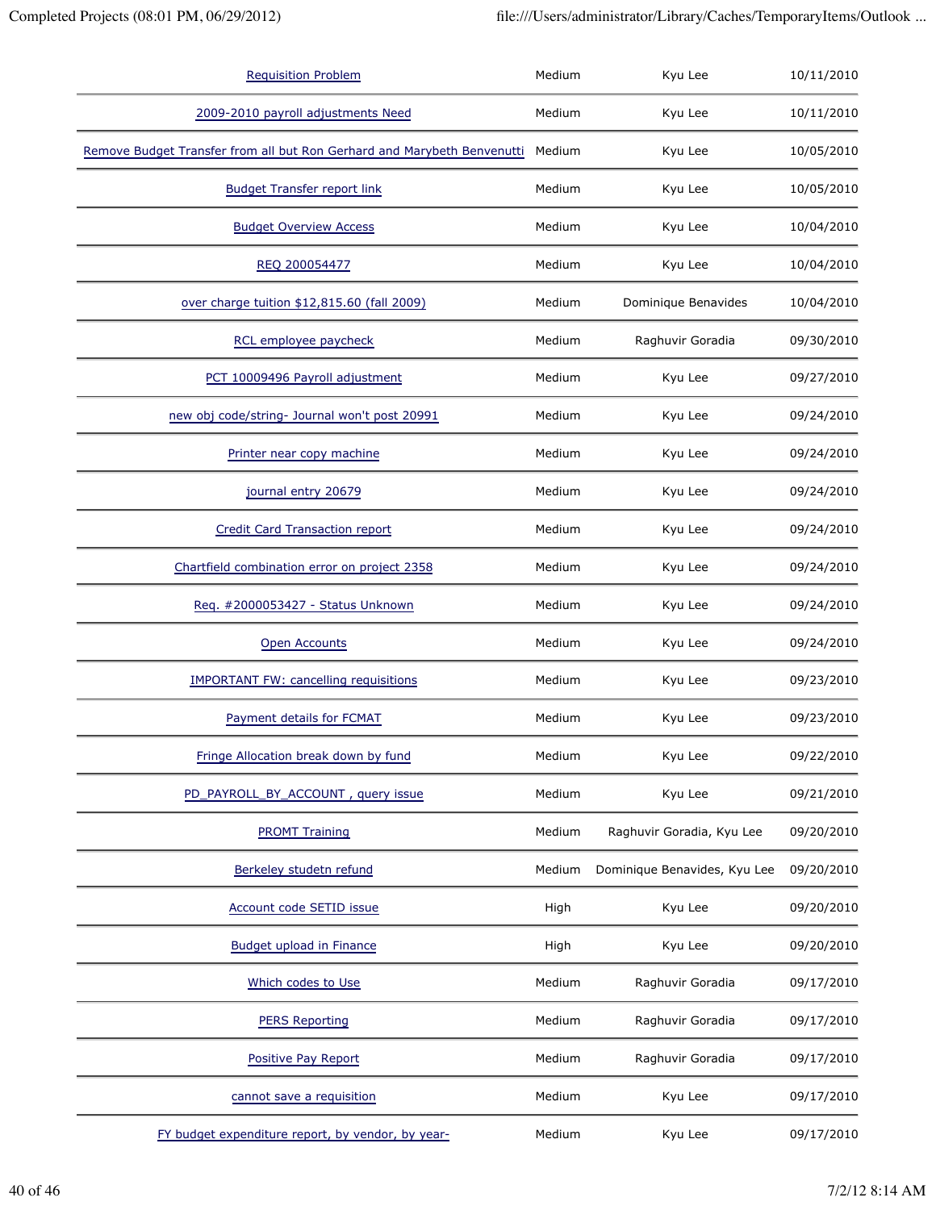| Requisition Problem | Medium | Kyu Lee | 10/11/2010 |
|---|---|---|---|
| 2009-2010 payroll adjustments Need | Medium | Kyu Lee | 10/11/2010 |
| Remove Budget Transfer from all but Ron Gerhard and Marybeth Benvenutti | Medium | Kyu Lee | 10/05/2010 |
| Budget Transfer report link | Medium | Kyu Lee | 10/05/2010 |
| Budget Overview Access | Medium | Kyu Lee | 10/04/2010 |
| REQ 200054477 | Medium | Kyu Lee | 10/04/2010 |
| over charge tuition $12,815.60 (fall 2009) | Medium | Dominique Benavides | 10/04/2010 |
| RCL employee paycheck | Medium | Raghuvir Goradia | 09/30/2010 |
| PCT 10009496 Payroll adjustment | Medium | Kyu Lee | 09/27/2010 |
| new obj code/string- Journal won't post 20991 | Medium | Kyu Lee | 09/24/2010 |
| Printer near copy machine | Medium | Kyu Lee | 09/24/2010 |
| journal entry 20679 | Medium | Kyu Lee | 09/24/2010 |
| Credit Card Transaction report | Medium | Kyu Lee | 09/24/2010 |
| Chartfield combination error on project 2358 | Medium | Kyu Lee | 09/24/2010 |
| Req. #2000053427 - Status Unknown | Medium | Kyu Lee | 09/24/2010 |
| Open Accounts | Medium | Kyu Lee | 09/24/2010 |
| IMPORTANT FW: cancelling requisitions | Medium | Kyu Lee | 09/23/2010 |
| Payment details for FCMAT | Medium | Kyu Lee | 09/23/2010 |
| Fringe Allocation break down by fund | Medium | Kyu Lee | 09/22/2010 |
| PD_PAYROLL_BY_ACCOUNT , query issue | Medium | Kyu Lee | 09/21/2010 |
| PROMT Training | Medium | Raghuvir Goradia, Kyu Lee | 09/20/2010 |
| Berkeley studetn refund | Medium | Dominique Benavides, Kyu Lee | 09/20/2010 |
| Account code SETID issue | High | Kyu Lee | 09/20/2010 |
| Budget upload in Finance | High | Kyu Lee | 09/20/2010 |
| Which codes to Use | Medium | Raghuvir Goradia | 09/17/2010 |
| PERS Reporting | Medium | Raghuvir Goradia | 09/17/2010 |
| Positive Pay Report | Medium | Raghuvir Goradia | 09/17/2010 |
| cannot save a requisition | Medium | Kyu Lee | 09/17/2010 |
| FY budget expenditure report, by vendor, by year- | Medium | Kyu Lee | 09/17/2010 |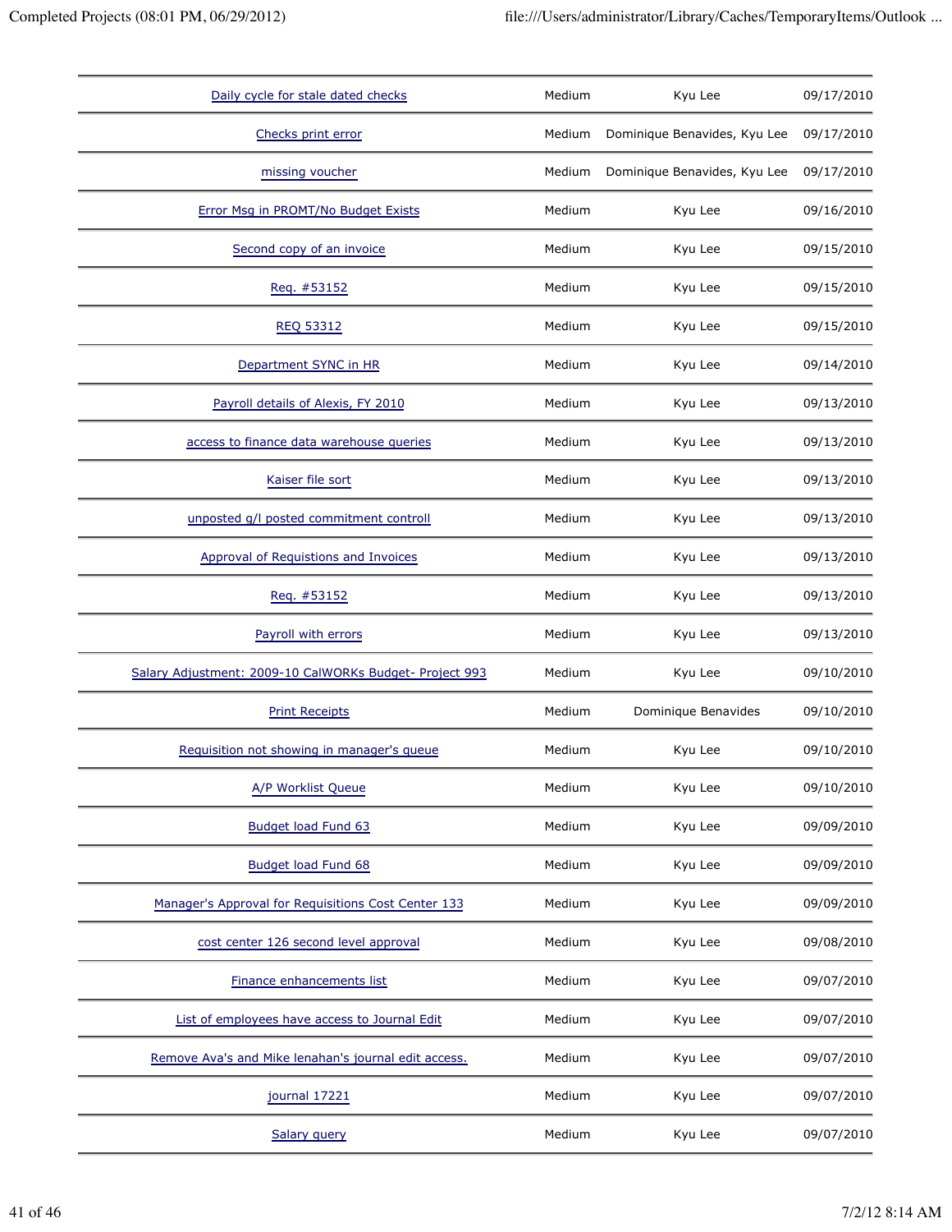| | | | |
|---|---|---|---|
| Daily cycle for stale dated checks | Medium | Kyu Lee | 09/17/2010 |
| Checks print error | Medium | Dominique Benavides, Kyu Lee | 09/17/2010 |
| missing voucher | Medium | Dominique Benavides, Kyu Lee | 09/17/2010 |
| Error Msg in PROMT/No Budget Exists | Medium | Kyu Lee | 09/16/2010 |
| Second copy of an invoice | Medium | Kyu Lee | 09/15/2010 |
| Req. #53152 | Medium | Kyu Lee | 09/15/2010 |
| REQ 53312 | Medium | Kyu Lee | 09/15/2010 |
| Department SYNC in HR | Medium | Kyu Lee | 09/14/2010 |
| Payroll details of Alexis, FY 2010 | Medium | Kyu Lee | 09/13/2010 |
| access to finance data warehouse queries | Medium | Kyu Lee | 09/13/2010 |
| Kaiser file sort | Medium | Kyu Lee | 09/13/2010 |
| unposted g/l posted commitment controll | Medium | Kyu Lee | 09/13/2010 |
| Approval of Requistions and Invoices | Medium | Kyu Lee | 09/13/2010 |
| Req. #53152 | Medium | Kyu Lee | 09/13/2010 |
| Payroll with errors | Medium | Kyu Lee | 09/13/2010 |
| Salary Adjustment: 2009-10 CalWORKs Budget- Project 993 | Medium | Kyu Lee | 09/10/2010 |
| Print Receipts | Medium | Dominique Benavides | 09/10/2010 |
| Requisition not showing in manager's queue | Medium | Kyu Lee | 09/10/2010 |
| A/P Worklist Queue | Medium | Kyu Lee | 09/10/2010 |
| Budget load Fund 63 | Medium | Kyu Lee | 09/09/2010 |
| Budget load Fund 68 | Medium | Kyu Lee | 09/09/2010 |
| Manager's Approval for Requisitions Cost Center 133 | Medium | Kyu Lee | 09/09/2010 |
| cost center 126 second level approval | Medium | Kyu Lee | 09/08/2010 |
| Finance enhancements list | Medium | Kyu Lee | 09/07/2010 |
| List of employees have access to Journal Edit | Medium | Kyu Lee | 09/07/2010 |
| Remove Ava's and Mike lenahan's journal edit access. | Medium | Kyu Lee | 09/07/2010 |
| journal 17221 | Medium | Kyu Lee | 09/07/2010 |
| Salary query | Medium | Kyu Lee | 09/07/2010 |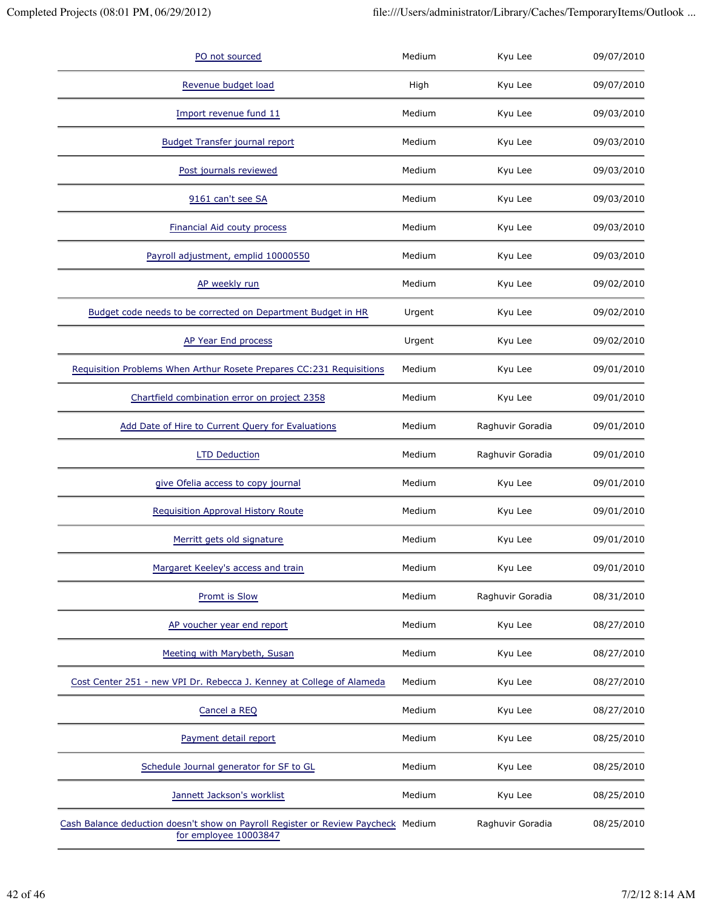| | | | |
|---|---|---|---|
| PO not sourced | Medium | Kyu Lee | 09/07/2010 |
| Revenue budget load | High | Kyu Lee | 09/07/2010 |
| Import revenue fund 11 | Medium | Kyu Lee | 09/03/2010 |
| Budget Transfer journal report | Medium | Kyu Lee | 09/03/2010 |
| Post journals reviewed | Medium | Kyu Lee | 09/03/2010 |
| 9161 can't see SA | Medium | Kyu Lee | 09/03/2010 |
| Financial Aid couty process | Medium | Kyu Lee | 09/03/2010 |
| Payroll adjustment, emplid 10000550 | Medium | Kyu Lee | 09/03/2010 |
| AP weekly run | Medium | Kyu Lee | 09/02/2010 |
| Budget code needs to be corrected on Department Budget in HR | Urgent | Kyu Lee | 09/02/2010 |
| AP Year End process | Urgent | Kyu Lee | 09/02/2010 |
| Requisition Problems When Arthur Rosete Prepares CC:231 Requisitions | Medium | Kyu Lee | 09/01/2010 |
| Chartfield combination error on project 2358 | Medium | Kyu Lee | 09/01/2010 |
| Add Date of Hire to Current Query for Evaluations | Medium | Raghuvir Goradia | 09/01/2010 |
| LTD Deduction | Medium | Raghuvir Goradia | 09/01/2010 |
| give Ofelia access to copy journal | Medium | Kyu Lee | 09/01/2010 |
| Requisition Approval History Route | Medium | Kyu Lee | 09/01/2010 |
| Merritt gets old signature | Medium | Kyu Lee | 09/01/2010 |
| Margaret Keeley's access and train | Medium | Kyu Lee | 09/01/2010 |
| Promt is Slow | Medium | Raghuvir Goradia | 08/31/2010 |
| AP voucher year end report | Medium | Kyu Lee | 08/27/2010 |
| Meeting with Marybeth, Susan | Medium | Kyu Lee | 08/27/2010 |
| Cost Center 251 - new VPI Dr. Rebecca J. Kenney at College of Alameda | Medium | Kyu Lee | 08/27/2010 |
| Cancel a REQ | Medium | Kyu Lee | 08/27/2010 |
| Payment detail report | Medium | Kyu Lee | 08/25/2010 |
| Schedule Journal generator for SF to GL | Medium | Kyu Lee | 08/25/2010 |
| Jannett Jackson's worklist | Medium | Kyu Lee | 08/25/2010 |
| Cash Balance deduction doesn't show on Payroll Register or Review Paycheck for employee 10003847 | Medium | Raghuvir Goradia | 08/25/2010 |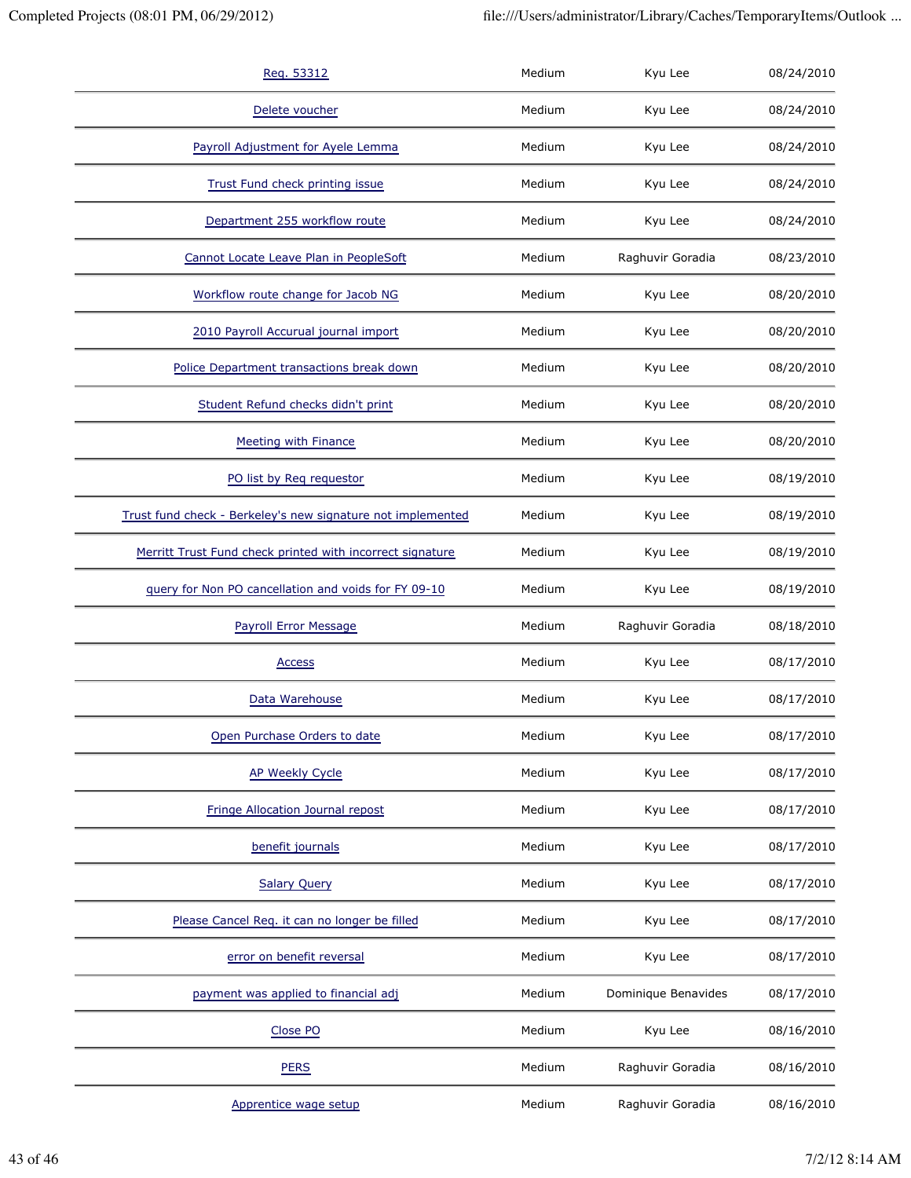| | | | |
|---|---|---|---|
| Req. 53312 | Medium | Kyu Lee | 08/24/2010 |
| Delete voucher | Medium | Kyu Lee | 08/24/2010 |
| Payroll Adjustment for Ayele Lemma | Medium | Kyu Lee | 08/24/2010 |
| Trust Fund check printing issue | Medium | Kyu Lee | 08/24/2010 |
| Department 255 workflow route | Medium | Kyu Lee | 08/24/2010 |
| Cannot Locate Leave Plan in PeopleSoft | Medium | Raghuvir Goradia | 08/23/2010 |
| Workflow route change for Jacob NG | Medium | Kyu Lee | 08/20/2010 |
| 2010 Payroll Accurual journal import | Medium | Kyu Lee | 08/20/2010 |
| Police Department transactions break down | Medium | Kyu Lee | 08/20/2010 |
| Student Refund checks didn't print | Medium | Kyu Lee | 08/20/2010 |
| Meeting with Finance | Medium | Kyu Lee | 08/20/2010 |
| PO list by Req requestor | Medium | Kyu Lee | 08/19/2010 |
| Trust fund check - Berkeley's new signature not implemented | Medium | Kyu Lee | 08/19/2010 |
| Merritt Trust Fund check printed with incorrect signature | Medium | Kyu Lee | 08/19/2010 |
| query for Non PO cancellation and voids for FY 09-10 | Medium | Kyu Lee | 08/19/2010 |
| Payroll Error Message | Medium | Raghuvir Goradia | 08/18/2010 |
| Access | Medium | Kyu Lee | 08/17/2010 |
| Data Warehouse | Medium | Kyu Lee | 08/17/2010 |
| Open Purchase Orders to date | Medium | Kyu Lee | 08/17/2010 |
| AP Weekly Cycle | Medium | Kyu Lee | 08/17/2010 |
| Fringe Allocation Journal repost | Medium | Kyu Lee | 08/17/2010 |
| benefit journals | Medium | Kyu Lee | 08/17/2010 |
| Salary Query | Medium | Kyu Lee | 08/17/2010 |
| Please Cancel Req. it can no longer be filled | Medium | Kyu Lee | 08/17/2010 |
| error on benefit reversal | Medium | Kyu Lee | 08/17/2010 |
| payment was applied to financial adj | Medium | Dominique Benavides | 08/17/2010 |
| Close PO | Medium | Kyu Lee | 08/16/2010 |
| PERS | Medium | Raghuvir Goradia | 08/16/2010 |
| Apprentice wage setup | Medium | Raghuvir Goradia | 08/16/2010 |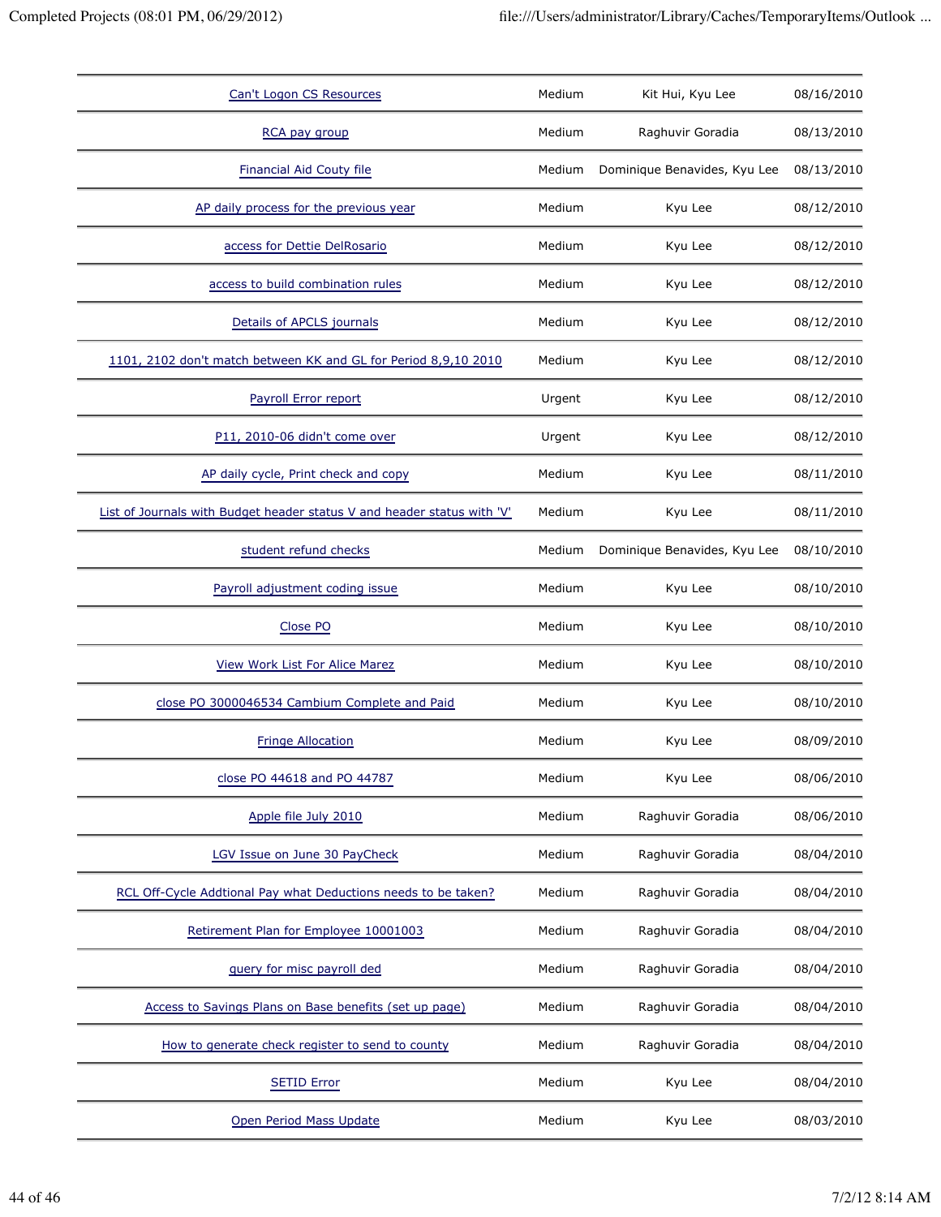| | | | |
|---|---|---|---|
| Can't Logon CS Resources | Medium | Kit Hui, Kyu Lee | 08/16/2010 |
| RCA pay group | Medium | Raghuvir Goradia | 08/13/2010 |
| Financial Aid Couty file | Medium | Dominique Benavides, Kyu Lee | 08/13/2010 |
| AP daily process for the previous year | Medium | Kyu Lee | 08/12/2010 |
| access for Dettie DelRosario | Medium | Kyu Lee | 08/12/2010 |
| access to build combination rules | Medium | Kyu Lee | 08/12/2010 |
| Details of APCLS journals | Medium | Kyu Lee | 08/12/2010 |
| 1101, 2102 don't match between KK and GL for Period 8,9,10 2010 | Medium | Kyu Lee | 08/12/2010 |
| Payroll Error report | Urgent | Kyu Lee | 08/12/2010 |
| P11, 2010-06 didn't come over | Urgent | Kyu Lee | 08/12/2010 |
| AP daily cycle, Print check and copy | Medium | Kyu Lee | 08/11/2010 |
| List of Journals with Budget header status V and header status with 'V' | Medium | Kyu Lee | 08/11/2010 |
| student refund checks | Medium | Dominique Benavides, Kyu Lee | 08/10/2010 |
| Payroll adjustment coding issue | Medium | Kyu Lee | 08/10/2010 |
| Close PO | Medium | Kyu Lee | 08/10/2010 |
| View Work List For Alice Marez | Medium | Kyu Lee | 08/10/2010 |
| close PO 3000046534 Cambium Complete and Paid | Medium | Kyu Lee | 08/10/2010 |
| Fringe Allocation | Medium | Kyu Lee | 08/09/2010 |
| close PO 44618 and PO 44787 | Medium | Kyu Lee | 08/06/2010 |
| Apple file July 2010 | Medium | Raghuvir Goradia | 08/06/2010 |
| LGV Issue on June 30 PayCheck | Medium | Raghuvir Goradia | 08/04/2010 |
| RCL Off-Cycle Addtional Pay what Deductions needs to be taken? | Medium | Raghuvir Goradia | 08/04/2010 |
| Retirement Plan for Employee 10001003 | Medium | Raghuvir Goradia | 08/04/2010 |
| query for misc payroll ded | Medium | Raghuvir Goradia | 08/04/2010 |
| Access to Savings Plans on Base benefits (set up page) | Medium | Raghuvir Goradia | 08/04/2010 |
| How to generate check register to send to county | Medium | Raghuvir Goradia | 08/04/2010 |
| SETID Error | Medium | Kyu Lee | 08/04/2010 |
| Open Period Mass Update | Medium | Kyu Lee | 08/03/2010 |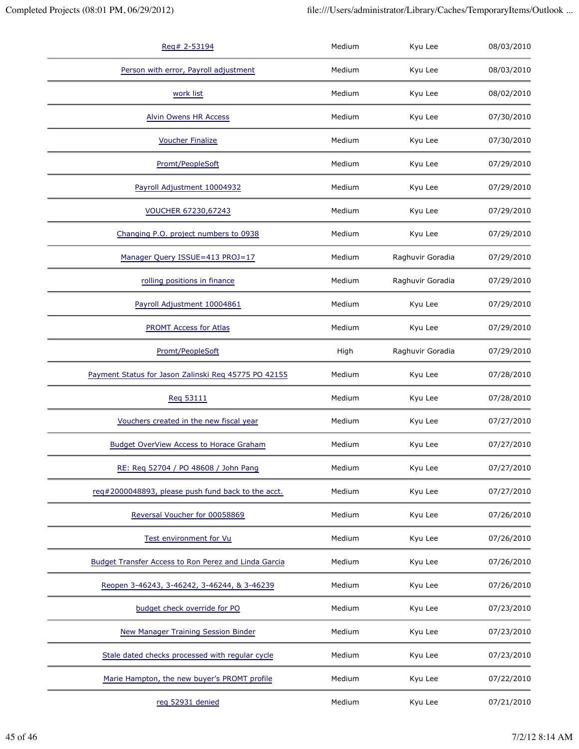| | | | |
|---|---|---|---|
| Req# 2-53194 | Medium | Kyu Lee | 08/03/2010 |
| Person with error, Payroll adjustment | Medium | Kyu Lee | 08/03/2010 |
| work list | Medium | Kyu Lee | 08/02/2010 |
| Alvin Owens HR Access | Medium | Kyu Lee | 07/30/2010 |
| Voucher Finalize | Medium | Kyu Lee | 07/30/2010 |
| Promt/PeopleSoft | Medium | Kyu Lee | 07/29/2010 |
| Payroll Adjustment 10004932 | Medium | Kyu Lee | 07/29/2010 |
| VOUCHER 67230,67243 | Medium | Kyu Lee | 07/29/2010 |
| Changing P.O. project numbers to 0938 | Medium | Kyu Lee | 07/29/2010 |
| Manager Query ISSUE=413 PROJ=17 | Medium | Raghuvir Goradia | 07/29/2010 |
| rolling positions in finance | Medium | Raghuvir Goradia | 07/29/2010 |
| Payroll Adjustment 10004861 | Medium | Kyu Lee | 07/29/2010 |
| PROMT Access for Atlas | Medium | Kyu Lee | 07/29/2010 |
| Promt/PeopleSoft | High | Raghuvir Goradia | 07/29/2010 |
| Payment Status for Jason Zalinski Req 45775 PO 42155 | Medium | Kyu Lee | 07/28/2010 |
| Req 53111 | Medium | Kyu Lee | 07/28/2010 |
| Vouchers created in the new fiscal year | Medium | Kyu Lee | 07/27/2010 |
| Budget OverView Access to Horace Graham | Medium | Kyu Lee | 07/27/2010 |
| RE: Req 52704 / PO 48608 / John Pang | Medium | Kyu Lee | 07/27/2010 |
| req#2000048893, please push fund back to the acct. | Medium | Kyu Lee | 07/27/2010 |
| Reversal Voucher for 00058869 | Medium | Kyu Lee | 07/26/2010 |
| Test environment for Vu | Medium | Kyu Lee | 07/26/2010 |
| Budget Transfer Access to Ron Perez and Linda Garcia | Medium | Kyu Lee | 07/26/2010 |
| Reopen 3-46243, 3-46242, 3-46244, & 3-46239 | Medium | Kyu Lee | 07/26/2010 |
| budget check override for PO | Medium | Kyu Lee | 07/23/2010 |
| New Manager Training Session Binder | Medium | Kyu Lee | 07/23/2010 |
| Stale dated checks processed with regular cycle | Medium | Kyu Lee | 07/23/2010 |
| Marie Hampton, the new buyer's PROMT profile | Medium | Kyu Lee | 07/22/2010 |
| req 52931 denied | Medium | Kyu Lee | 07/21/2010 |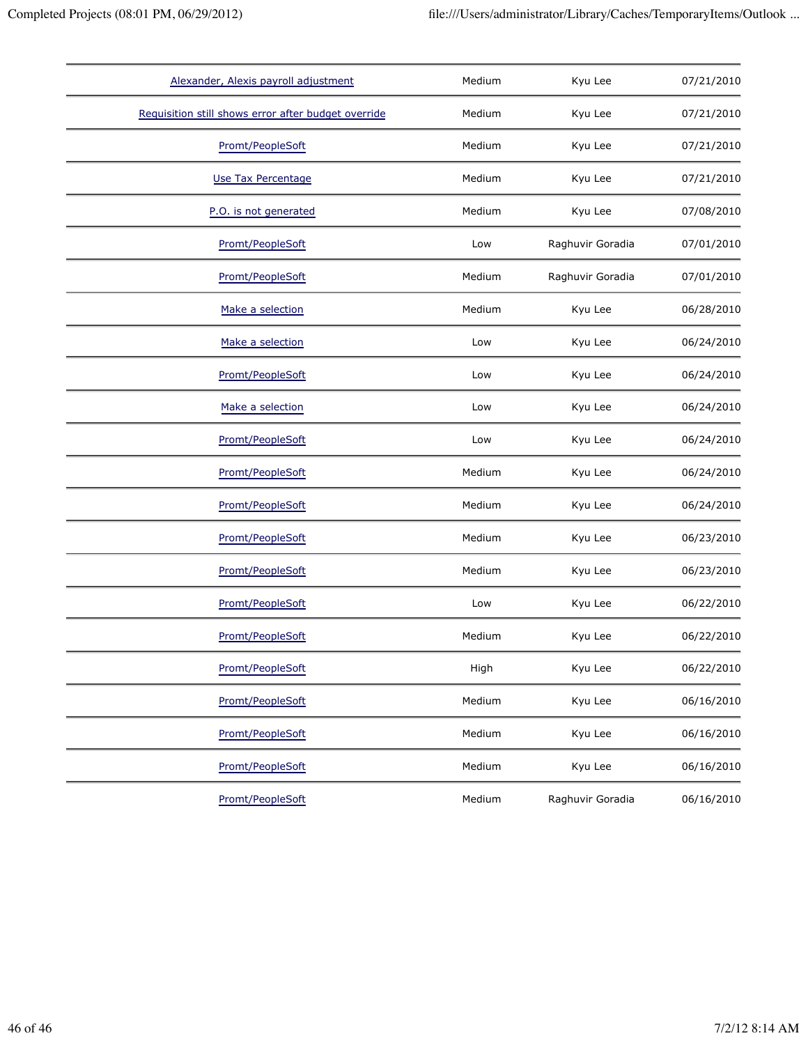| | | | |
|---|---|---|---|
| Alexander, Alexis payroll adjustment | Medium | Kyu Lee | 07/21/2010 |
| Requisition still shows error after budget override | Medium | Kyu Lee | 07/21/2010 |
| Promt/PeopleSoft | Medium | Kyu Lee | 07/21/2010 |
| Use Tax Percentage | Medium | Kyu Lee | 07/21/2010 |
| P.O. is not generated | Medium | Kyu Lee | 07/08/2010 |
| Promt/PeopleSoft | Low | Raghuvir Goradia | 07/01/2010 |
| Promt/PeopleSoft | Medium | Raghuvir Goradia | 07/01/2010 |
| Make a selection | Medium | Kyu Lee | 06/28/2010 |
| Make a selection | Low | Kyu Lee | 06/24/2010 |
| Promt/PeopleSoft | Low | Kyu Lee | 06/24/2010 |
| Make a selection | Low | Kyu Lee | 06/24/2010 |
| Promt/PeopleSoft | Low | Kyu Lee | 06/24/2010 |
| Promt/PeopleSoft | Medium | Kyu Lee | 06/24/2010 |
| Promt/PeopleSoft | Medium | Kyu Lee | 06/24/2010 |
| Promt/PeopleSoft | Medium | Kyu Lee | 06/23/2010 |
| Promt/PeopleSoft | Medium | Kyu Lee | 06/23/2010 |
| Promt/PeopleSoft | Low | Kyu Lee | 06/22/2010 |
| Promt/PeopleSoft | Medium | Kyu Lee | 06/22/2010 |
| Promt/PeopleSoft | High | Kyu Lee | 06/22/2010 |
| Promt/PeopleSoft | Medium | Kyu Lee | 06/16/2010 |
| Promt/PeopleSoft | Medium | Kyu Lee | 06/16/2010 |
| Promt/PeopleSoft | Medium | Kyu Lee | 06/16/2010 |
| Promt/PeopleSoft | Medium | Raghuvir Goradia | 06/16/2010 |